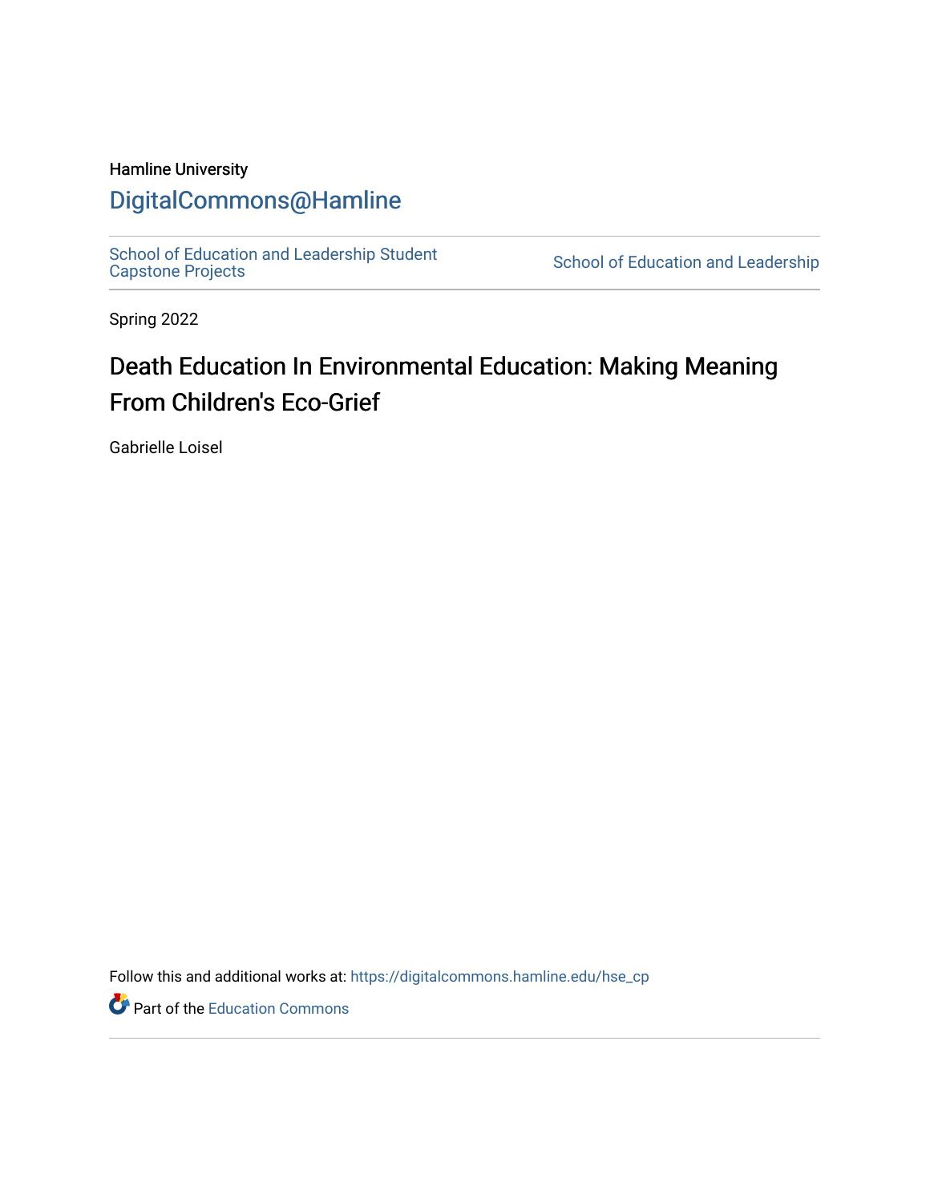Hamline University

DigitalCommons@Hamline

School of Education and Leadership Student Capstone Projects

School of Education and Leadership

Spring 2022

# Death Education In Environmental Education: Making Meaning From Children's Eco-Grief

Gabrielle Loisel

Follow this and additional works at: https://digitalcommons.hamline.edu/hse_cp

Part of the Education Commons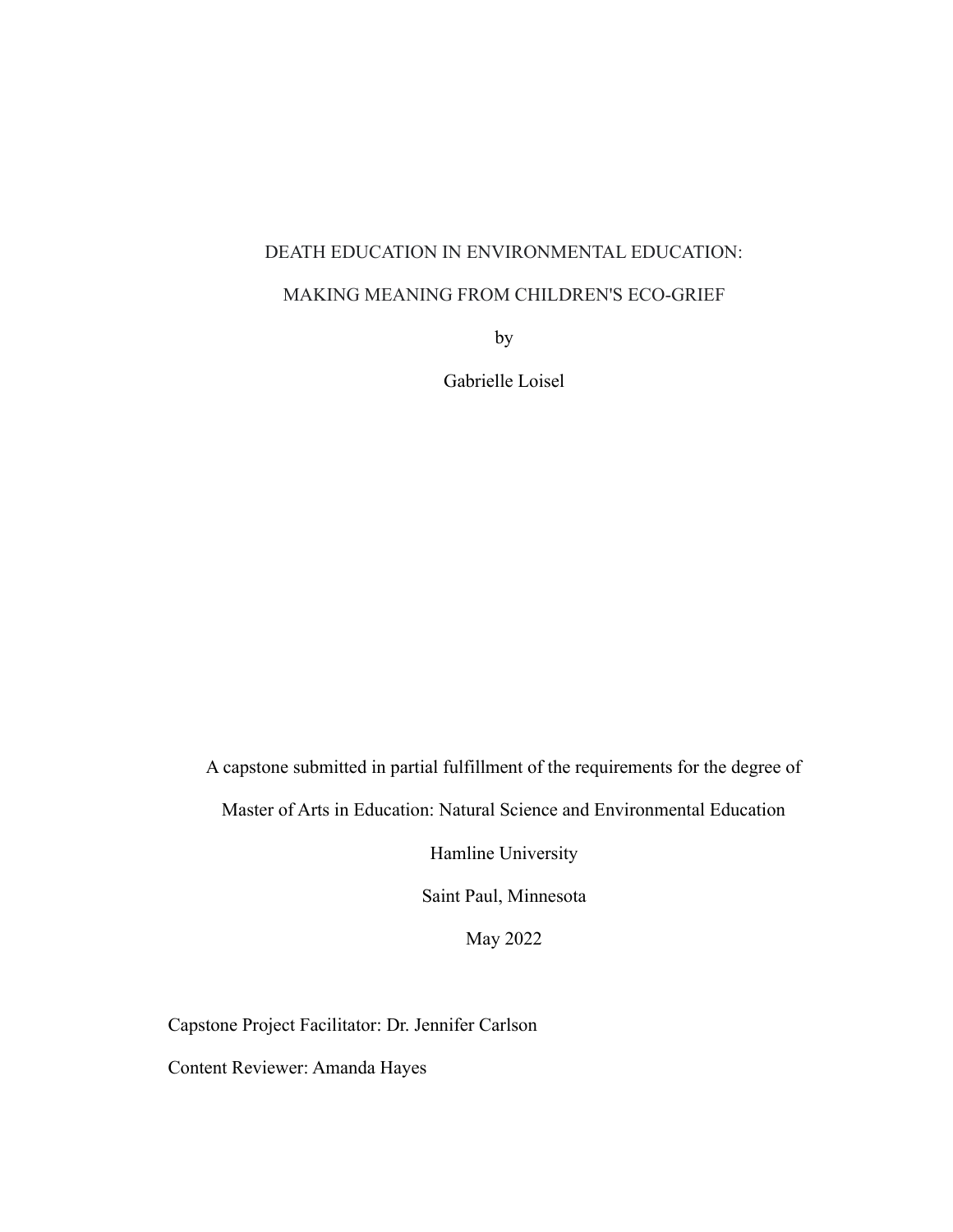# DEATH EDUCATION IN ENVIRONMENTAL EDUCATION:

# MAKING MEANING FROM CHILDREN'S ECO-GRIEF

by

Gabrielle Loisel

A capstone submitted in partial fulfillment of the requirements for the degree of

Master of Arts in Education: Natural Science and Environmental Education

Hamline University

Saint Paul, Minnesota

May 2022

Capstone Project Facilitator: Dr. Jennifer Carlson

Content Reviewer: Amanda Hayes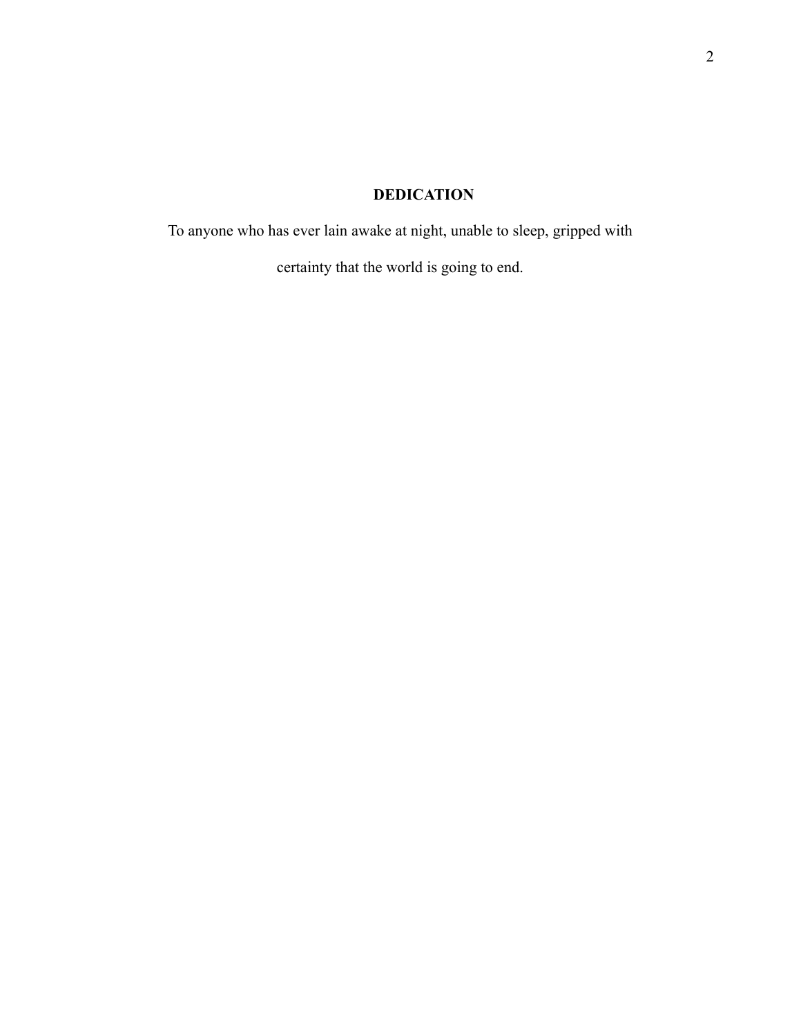# DEDICATION

To anyone who has ever lain awake at night, unable to sleep, gripped with certainty that the world is going to end.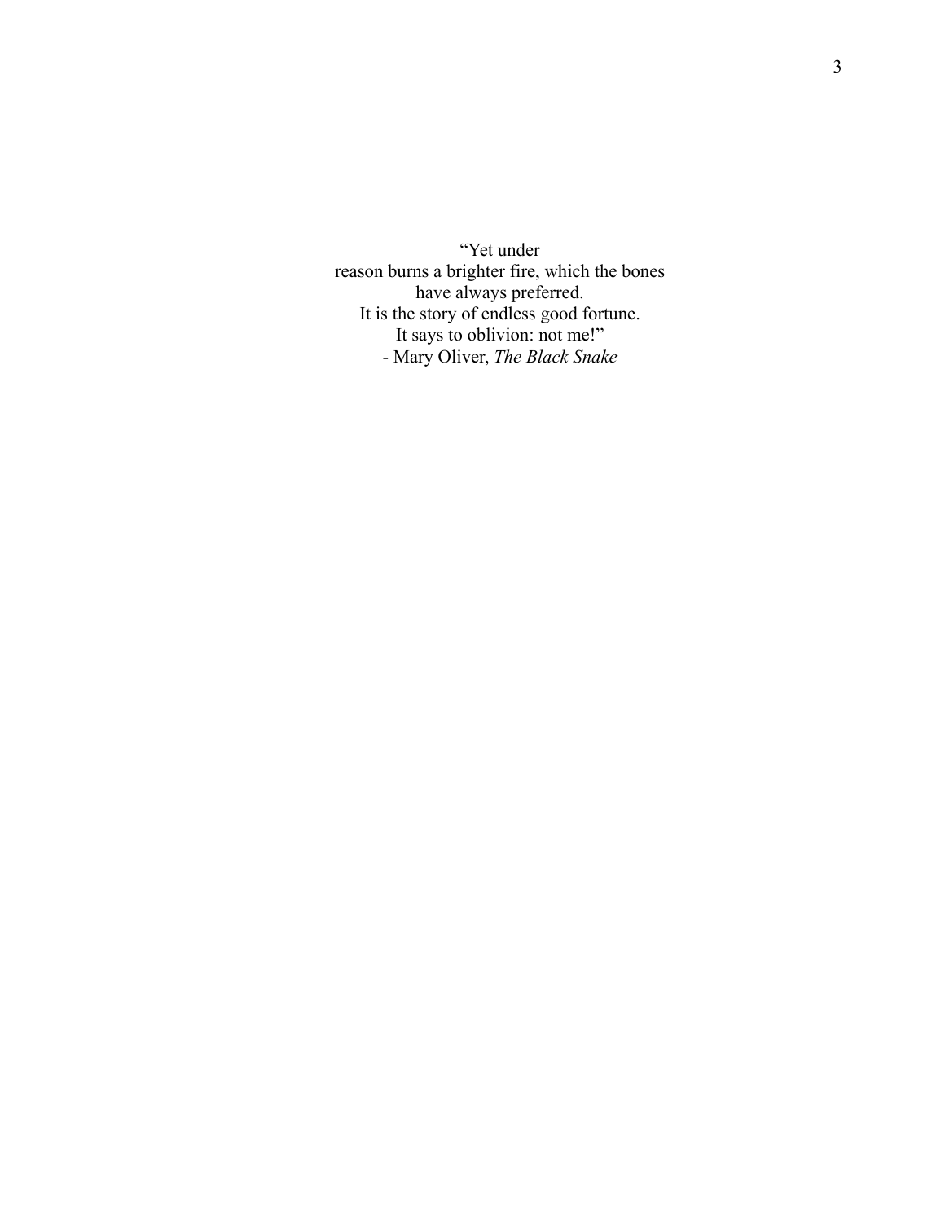"Yet under  
reason burns a brighter fire, which the bones  
have always preferred.  
It is the story of endless good fortune.  
It says to oblivion: not me!"  
- Mary Oliver, *The Black Snake*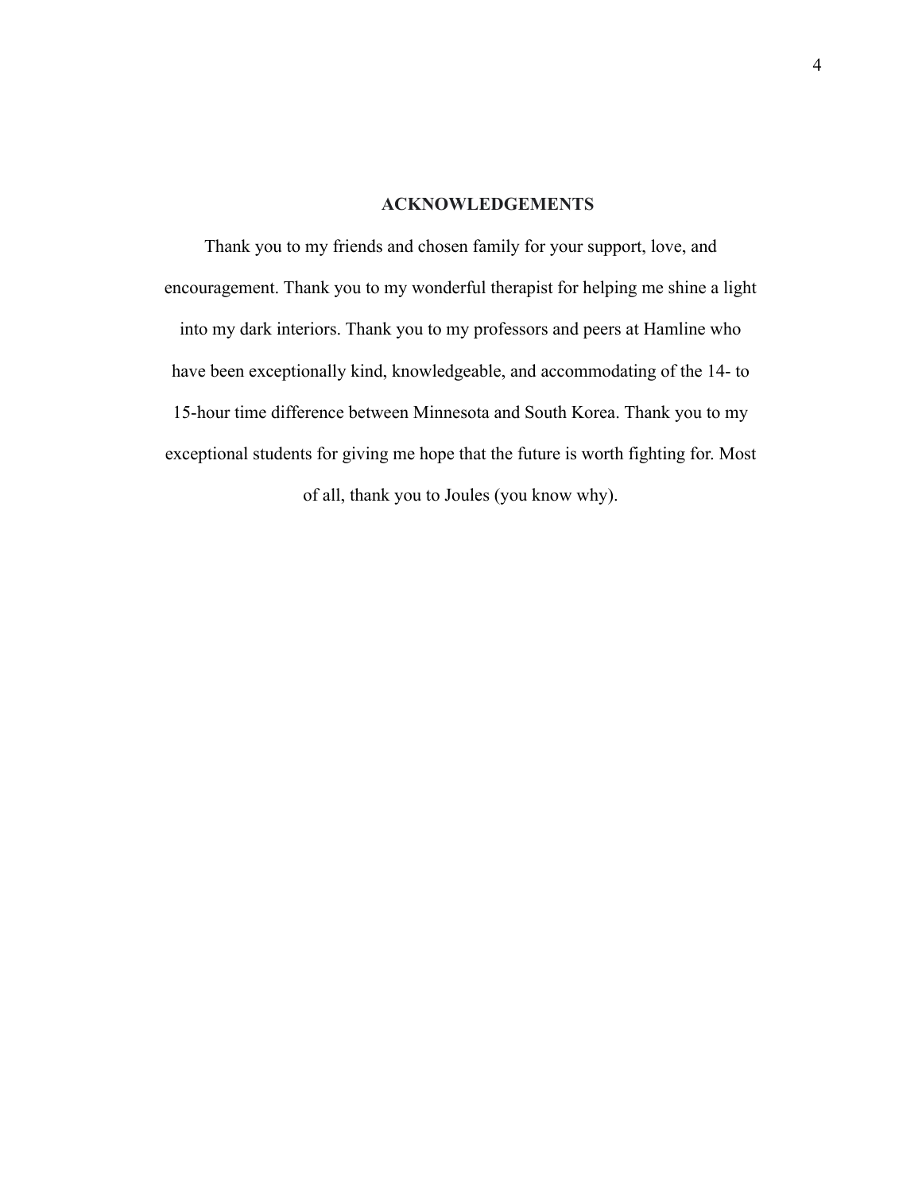## ACKNOWLEDGEMENTS

Thank you to my friends and chosen family for your support, love, and encouragement. Thank you to my wonderful therapist for helping me shine a light into my dark interiors. Thank you to my professors and peers at Hamline who have been exceptionally kind, knowledgeable, and accommodating of the 14- to 15-hour time difference between Minnesota and South Korea. Thank you to my exceptional students for giving me hope that the future is worth fighting for. Most of all, thank you to Joules (you know why).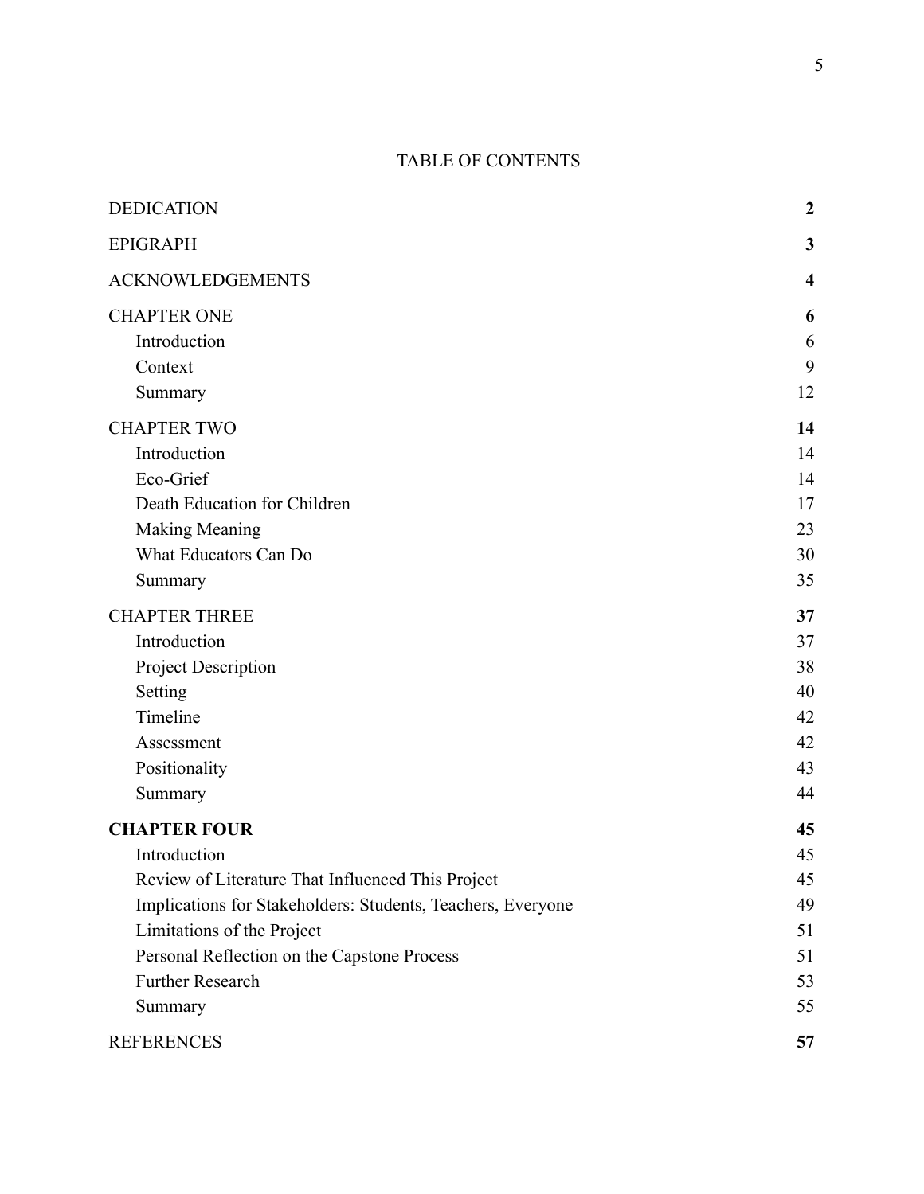# TABLE OF CONTENTS

| | |
|---|---|
| DEDICATION | **2** |
| EPIGRAPH | **3** |
| ACKNOWLEDGEMENTS | **4** |
| CHAPTER ONE | **6** |
| Introduction | 6 |
| Context | 9 |
| Summary | 12 |
| CHAPTER TWO | **14** |
| Introduction | 14 |
| Eco-Grief | 14 |
| Death Education for Children | 17 |
| Making Meaning | 23 |
| What Educators Can Do | 30 |
| Summary | 35 |
| CHAPTER THREE | **37** |
| Introduction | 37 |
| Project Description | 38 |
| Setting | 40 |
| Timeline | 42 |
| Assessment | 42 |
| Positionality | 43 |
| Summary | 44 |
| **CHAPTER FOUR** | **45** |
| Introduction | 45 |
| Review of Literature That Influenced This Project | 45 |
| Implications for Stakeholders: Students, Teachers, Everyone | 49 |
| Limitations of the Project | 51 |
| Personal Reflection on the Capstone Process | 51 |
| Further Research | 53 |
| Summary | 55 |
| REFERENCES | **57** |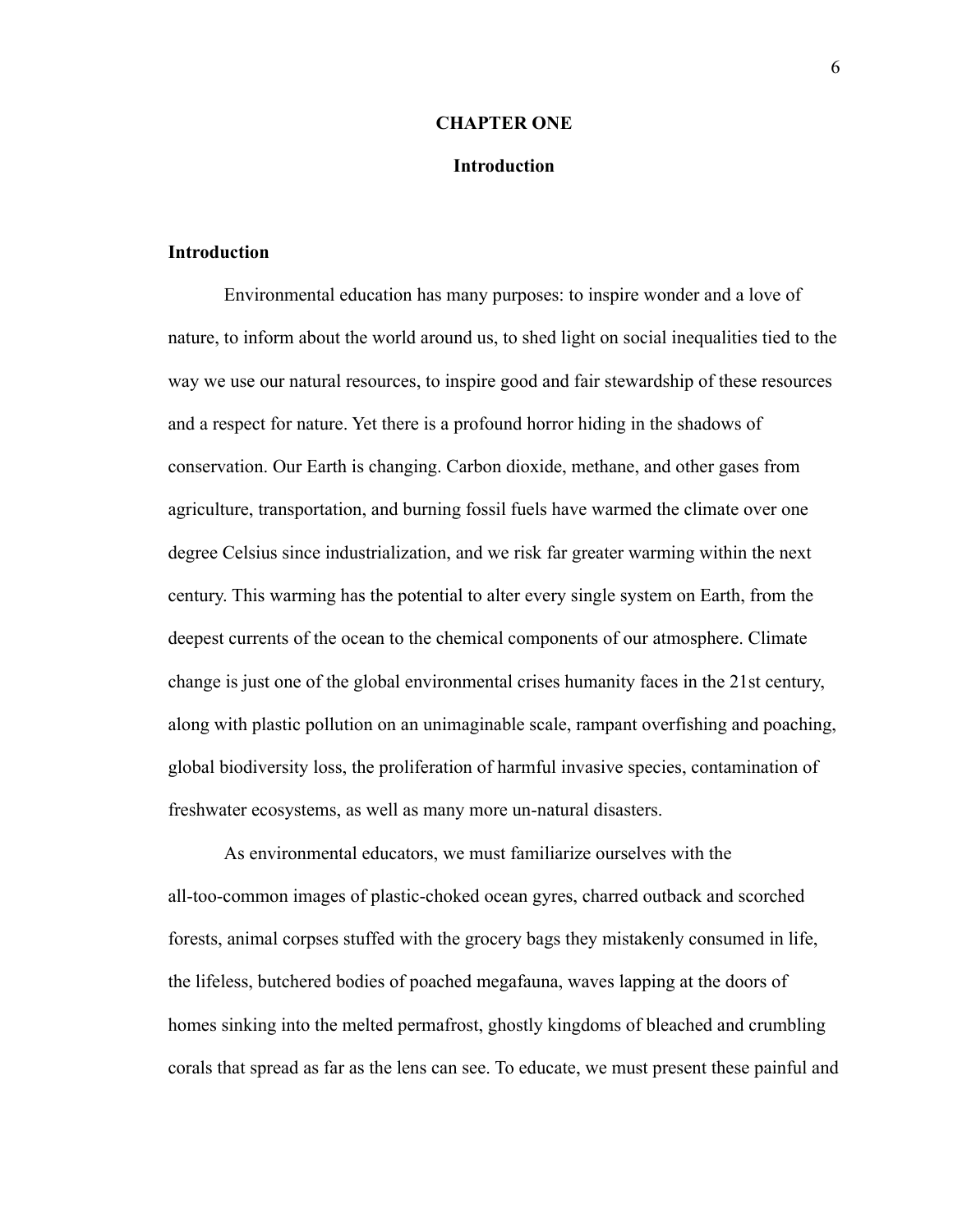# CHAPTER ONE

## Introduction

### Introduction

Environmental education has many purposes: to inspire wonder and a love of nature, to inform about the world around us, to shed light on social inequalities tied to the way we use our natural resources, to inspire good and fair stewardship of these resources and a respect for nature. Yet there is a profound horror hiding in the shadows of conservation. Our Earth is changing. Carbon dioxide, methane, and other gases from agriculture, transportation, and burning fossil fuels have warmed the climate over one degree Celsius since industrialization, and we risk far greater warming within the next century. This warming has the potential to alter every single system on Earth, from the deepest currents of the ocean to the chemical components of our atmosphere. Climate change is just one of the global environmental crises humanity faces in the 21st century, along with plastic pollution on an unimaginable scale, rampant overfishing and poaching, global biodiversity loss, the proliferation of harmful invasive species, contamination of freshwater ecosystems, as well as many more un-natural disasters.

As environmental educators, we must familiarize ourselves with the all-too-common images of plastic-choked ocean gyres, charred outback and scorched forests, animal corpses stuffed with the grocery bags they mistakenly consumed in life, the lifeless, butchered bodies of poached megafauna, waves lapping at the doors of homes sinking into the melted permafrost, ghostly kingdoms of bleached and crumbling corals that spread as far as the lens can see. To educate, we must present these painful and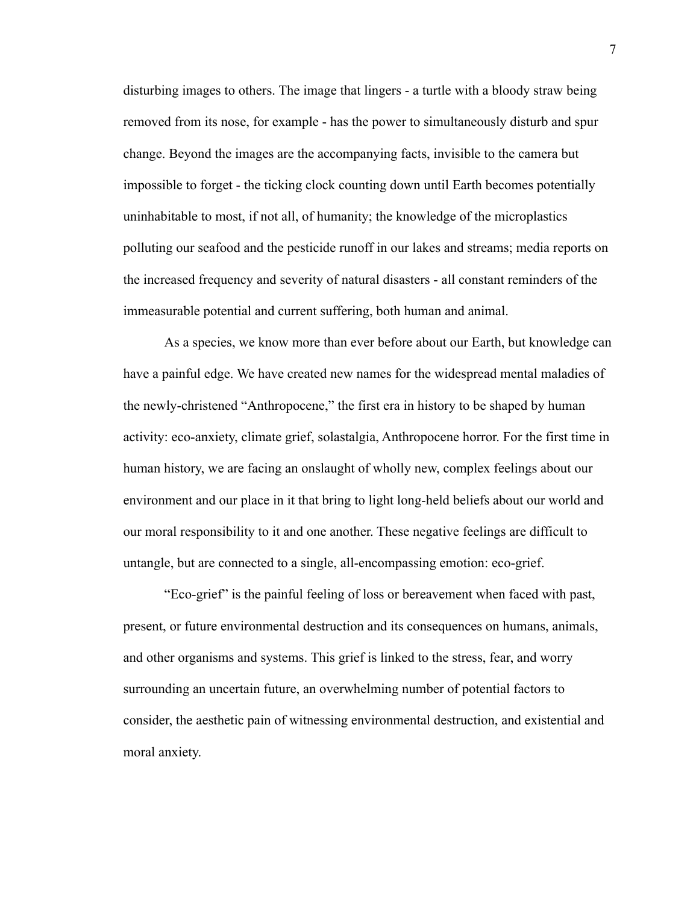disturbing images to others. The image that lingers - a turtle with a bloody straw being removed from its nose, for example - has the power to simultaneously disturb and spur change. Beyond the images are the accompanying facts, invisible to the camera but impossible to forget - the ticking clock counting down until Earth becomes potentially uninhabitable to most, if not all, of humanity; the knowledge of the microplastics polluting our seafood and the pesticide runoff in our lakes and streams; media reports on the increased frequency and severity of natural disasters - all constant reminders of the immeasurable potential and current suffering, both human and animal.

As a species, we know more than ever before about our Earth, but knowledge can have a painful edge. We have created new names for the widespread mental maladies of the newly-christened "Anthropocene," the first era in history to be shaped by human activity: eco-anxiety, climate grief, solastalgia, Anthropocene horror. For the first time in human history, we are facing an onslaught of wholly new, complex feelings about our environment and our place in it that bring to light long-held beliefs about our world and our moral responsibility to it and one another. These negative feelings are difficult to untangle, but are connected to a single, all-encompassing emotion: eco-grief.

"Eco-grief" is the painful feeling of loss or bereavement when faced with past, present, or future environmental destruction and its consequences on humans, animals, and other organisms and systems. This grief is linked to the stress, fear, and worry surrounding an uncertain future, an overwhelming number of potential factors to consider, the aesthetic pain of witnessing environmental destruction, and existential and moral anxiety.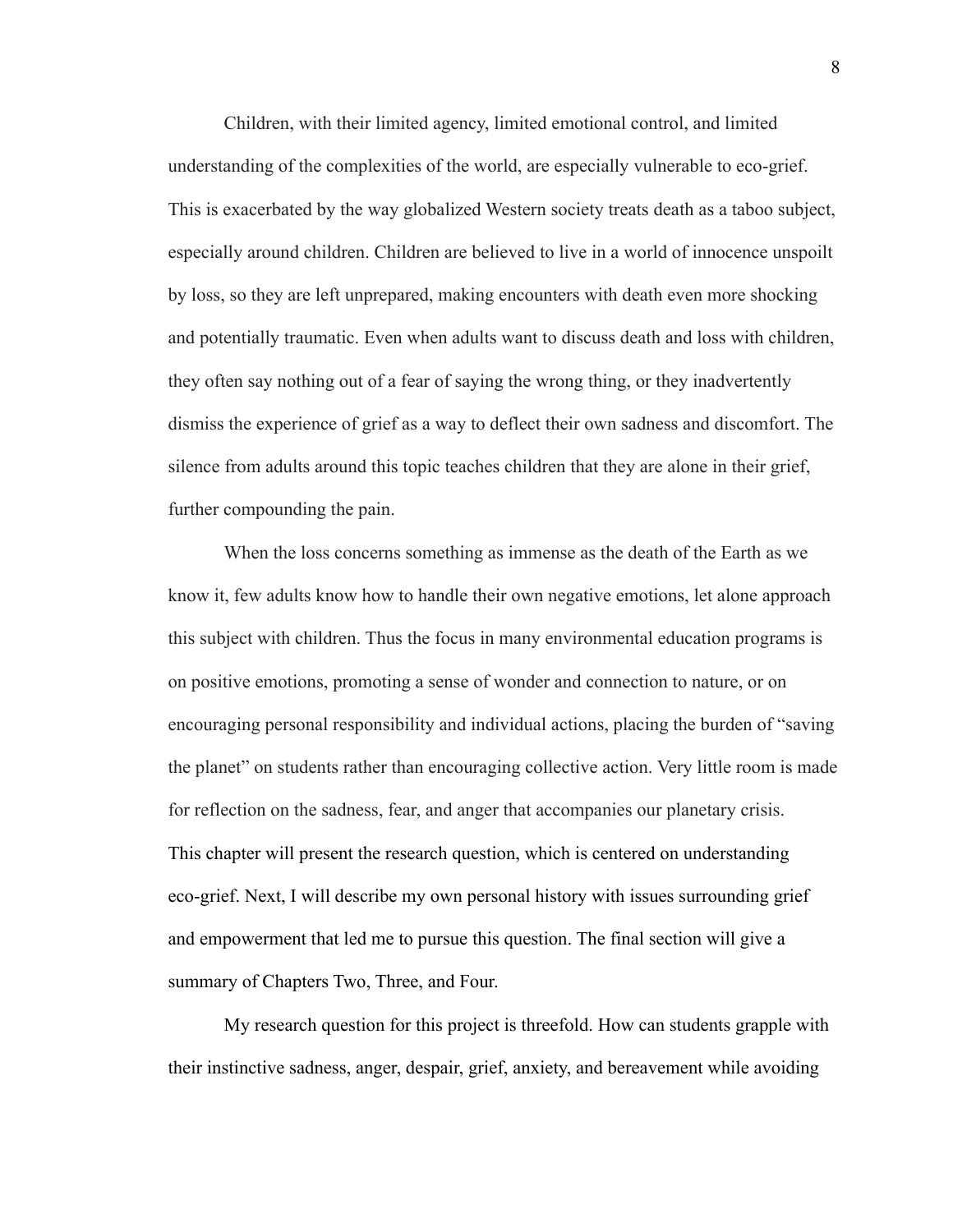Children, with their limited agency, limited emotional control, and limited understanding of the complexities of the world, are especially vulnerable to eco-grief. This is exacerbated by the way globalized Western society treats death as a taboo subject, especially around children. Children are believed to live in a world of innocence unspoilt by loss, so they are left unprepared, making encounters with death even more shocking and potentially traumatic. Even when adults want to discuss death and loss with children, they often say nothing out of a fear of saying the wrong thing, or they inadvertently dismiss the experience of grief as a way to deflect their own sadness and discomfort. The silence from adults around this topic teaches children that they are alone in their grief, further compounding the pain.

When the loss concerns something as immense as the death of the Earth as we know it, few adults know how to handle their own negative emotions, let alone approach this subject with children. Thus the focus in many environmental education programs is on positive emotions, promoting a sense of wonder and connection to nature, or on encouraging personal responsibility and individual actions, placing the burden of "saving the planet" on students rather than encouraging collective action. Very little room is made for reflection on the sadness, fear, and anger that accompanies our planetary crisis. This chapter will present the research question, which is centered on understanding eco-grief. Next, I will describe my own personal history with issues surrounding grief and empowerment that led me to pursue this question. The final section will give a summary of Chapters Two, Three, and Four.

My research question for this project is threefold. How can students grapple with their instinctive sadness, anger, despair, grief, anxiety, and bereavement while avoiding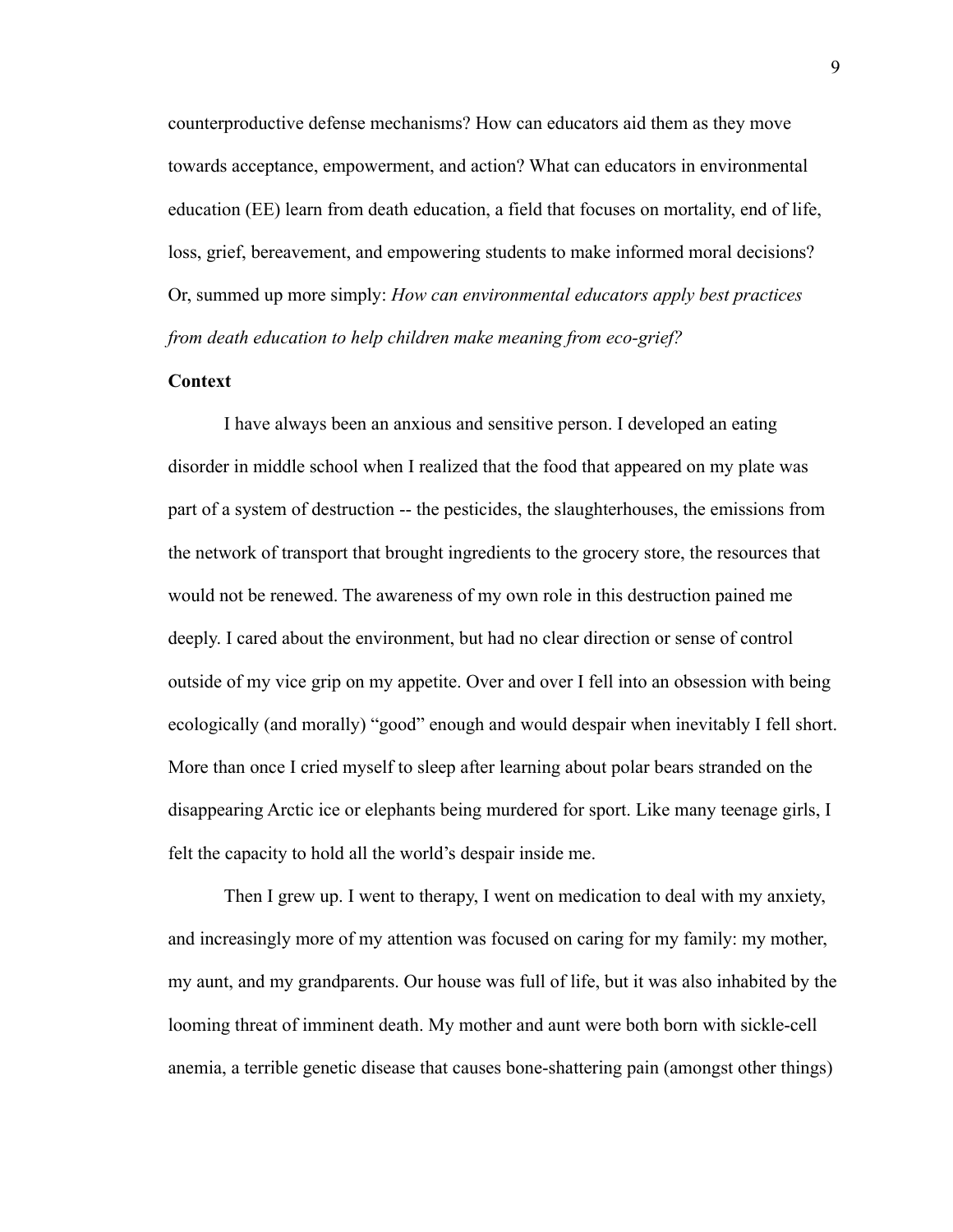counterproductive defense mechanisms? How can educators aid them as they move towards acceptance, empowerment, and action? What can educators in environmental education (EE) learn from death education, a field that focuses on mortality, end of life, loss, grief, bereavement, and empowering students to make informed moral decisions? Or, summed up more simply: *How can environmental educators apply best practices from death education to help children make meaning from eco-grief?*

**Context**

I have always been an anxious and sensitive person. I developed an eating disorder in middle school when I realized that the food that appeared on my plate was part of a system of destruction -- the pesticides, the slaughterhouses, the emissions from the network of transport that brought ingredients to the grocery store, the resources that would not be renewed. The awareness of my own role in this destruction pained me deeply. I cared about the environment, but had no clear direction or sense of control outside of my vice grip on my appetite. Over and over I fell into an obsession with being ecologically (and morally) "good" enough and would despair when inevitably I fell short. More than once I cried myself to sleep after learning about polar bears stranded on the disappearing Arctic ice or elephants being murdered for sport. Like many teenage girls, I felt the capacity to hold all the world's despair inside me.

Then I grew up. I went to therapy, I went on medication to deal with my anxiety, and increasingly more of my attention was focused on caring for my family: my mother, my aunt, and my grandparents. Our house was full of life, but it was also inhabited by the looming threat of imminent death. My mother and aunt were both born with sickle-cell anemia, a terrible genetic disease that causes bone-shattering pain (amongst other things)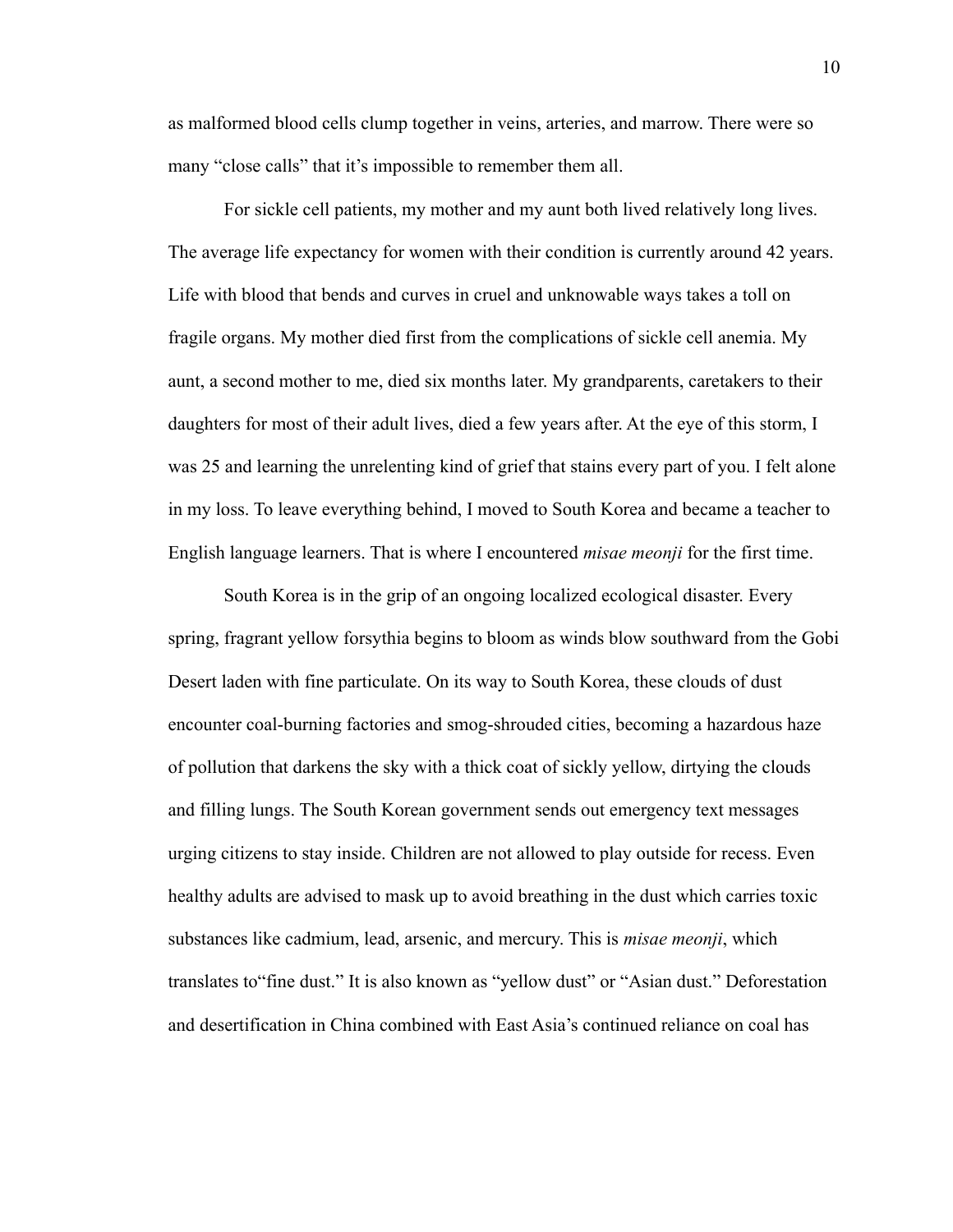as malformed blood cells clump together in veins, arteries, and marrow. There were so many "close calls" that it's impossible to remember them all.

For sickle cell patients, my mother and my aunt both lived relatively long lives. The average life expectancy for women with their condition is currently around 42 years. Life with blood that bends and curves in cruel and unknowable ways takes a toll on fragile organs. My mother died first from the complications of sickle cell anemia. My aunt, a second mother to me, died six months later. My grandparents, caretakers to their daughters for most of their adult lives, died a few years after. At the eye of this storm, I was 25 and learning the unrelenting kind of grief that stains every part of you. I felt alone in my loss. To leave everything behind, I moved to South Korea and became a teacher to English language learners. That is where I encountered *misae meonji* for the first time.

South Korea is in the grip of an ongoing localized ecological disaster. Every spring, fragrant yellow forsythia begins to bloom as winds blow southward from the Gobi Desert laden with fine particulate. On its way to South Korea, these clouds of dust encounter coal-burning factories and smog-shrouded cities, becoming a hazardous haze of pollution that darkens the sky with a thick coat of sickly yellow, dirtying the clouds and filling lungs. The South Korean government sends out emergency text messages urging citizens to stay inside. Children are not allowed to play outside for recess. Even healthy adults are advised to mask up to avoid breathing in the dust which carries toxic substances like cadmium, lead, arsenic, and mercury. This is *misae meonji*, which translates to"fine dust." It is also known as "yellow dust" or "Asian dust." Deforestation and desertification in China combined with East Asia's continued reliance on coal has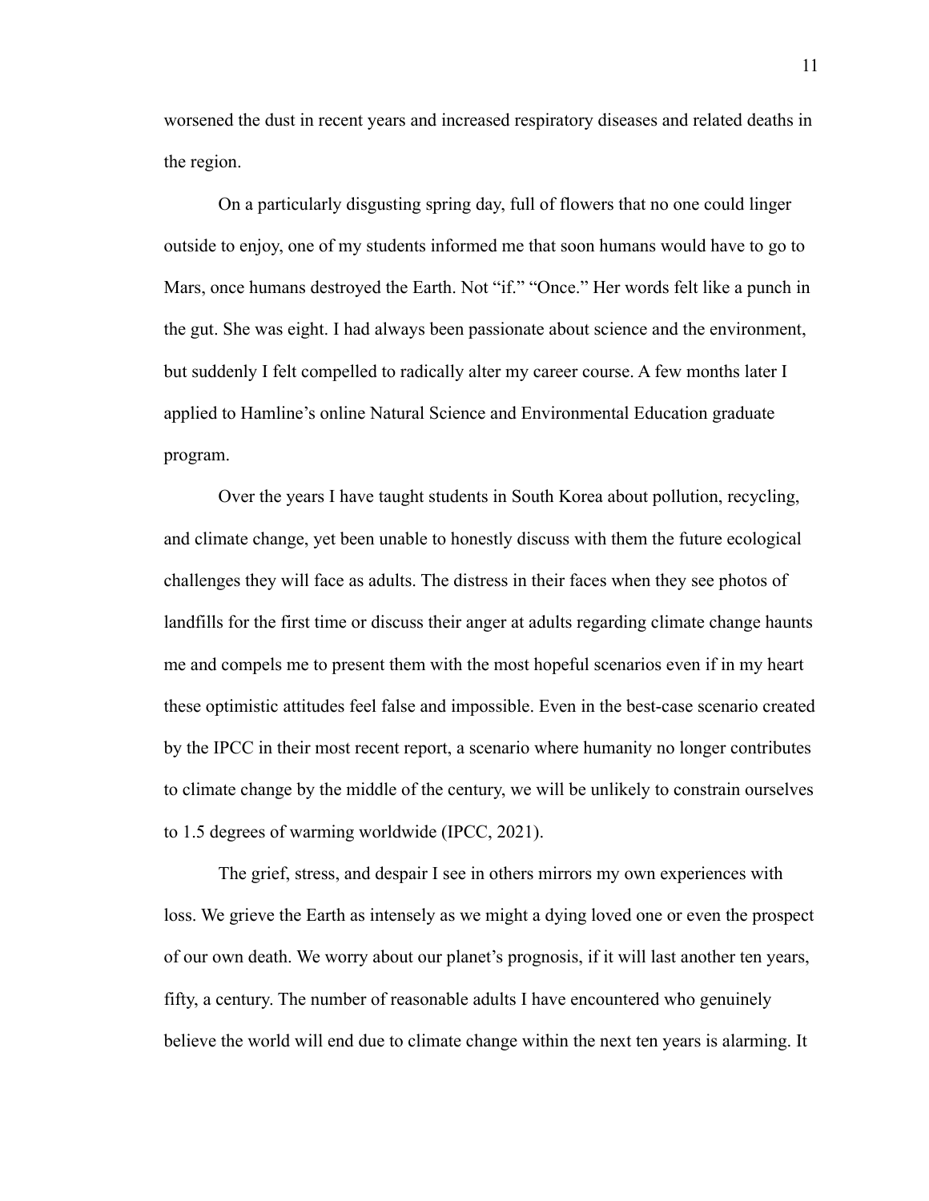worsened the dust in recent years and increased respiratory diseases and related deaths in the region.

On a particularly disgusting spring day, full of flowers that no one could linger outside to enjoy, one of my students informed me that soon humans would have to go to Mars, once humans destroyed the Earth. Not "if." "Once." Her words felt like a punch in the gut. She was eight. I had always been passionate about science and the environment, but suddenly I felt compelled to radically alter my career course. A few months later I applied to Hamline's online Natural Science and Environmental Education graduate program.

Over the years I have taught students in South Korea about pollution, recycling, and climate change, yet been unable to honestly discuss with them the future ecological challenges they will face as adults. The distress in their faces when they see photos of landfills for the first time or discuss their anger at adults regarding climate change haunts me and compels me to present them with the most hopeful scenarios even if in my heart these optimistic attitudes feel false and impossible. Even in the best-case scenario created by the IPCC in their most recent report, a scenario where humanity no longer contributes to climate change by the middle of the century, we will be unlikely to constrain ourselves to 1.5 degrees of warming worldwide (IPCC, 2021).

The grief, stress, and despair I see in others mirrors my own experiences with loss. We grieve the Earth as intensely as we might a dying loved one or even the prospect of our own death. We worry about our planet's prognosis, if it will last another ten years, fifty, a century. The number of reasonable adults I have encountered who genuinely believe the world will end due to climate change within the next ten years is alarming. It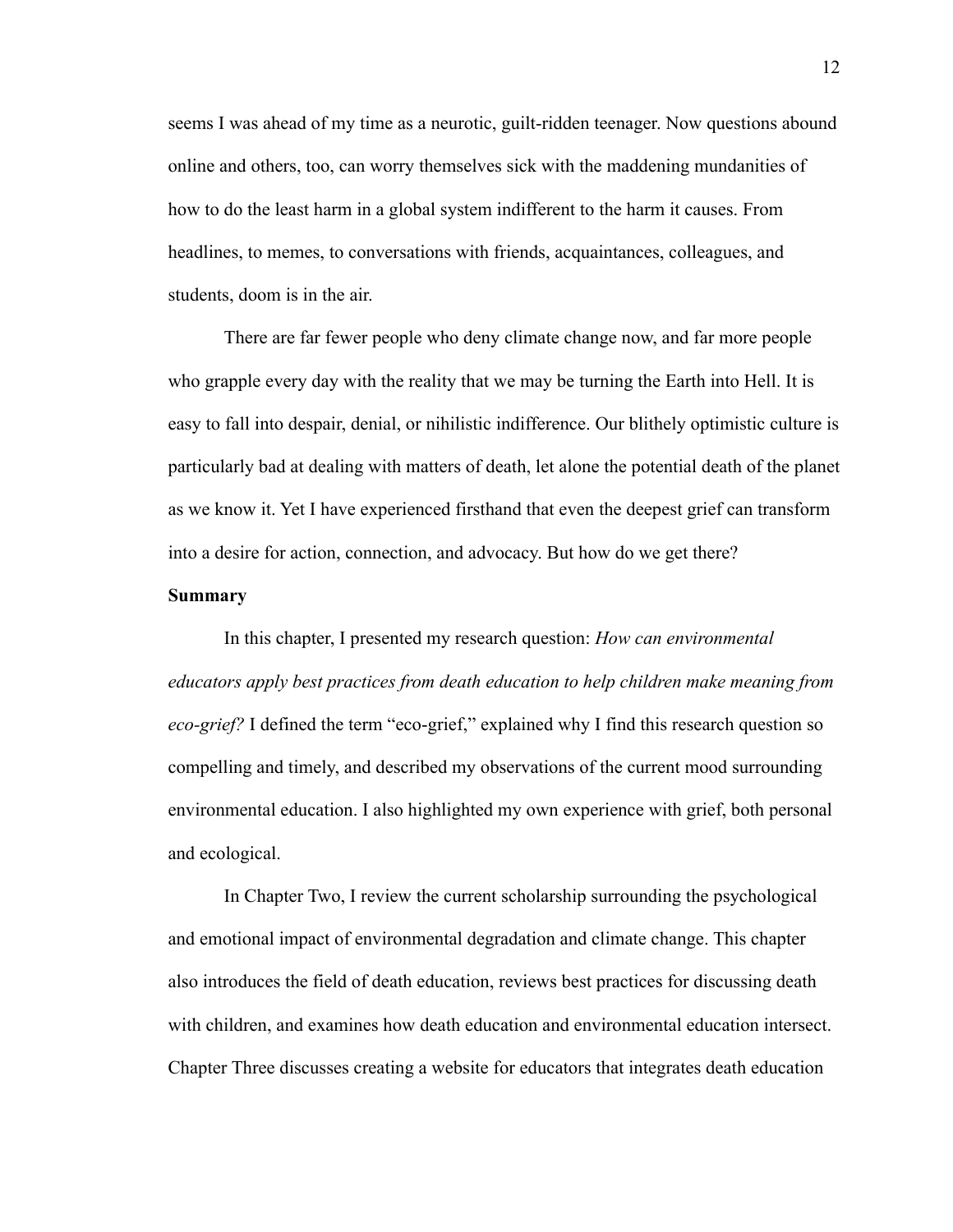seems I was ahead of my time as a neurotic, guilt-ridden teenager. Now questions abound online and others, too, can worry themselves sick with the maddening mundanities of how to do the least harm in a global system indifferent to the harm it causes. From headlines, to memes, to conversations with friends, acquaintances, colleagues, and students, doom is in the air.

There are far fewer people who deny climate change now, and far more people who grapple every day with the reality that we may be turning the Earth into Hell. It is easy to fall into despair, denial, or nihilistic indifference. Our blithely optimistic culture is particularly bad at dealing with matters of death, let alone the potential death of the planet as we know it. Yet I have experienced firsthand that even the deepest grief can transform into a desire for action, connection, and advocacy. But how do we get there?

**Summary**

In this chapter, I presented my research question: *How can environmental educators apply best practices from death education to help children make meaning from eco-grief?* I defined the term "eco-grief," explained why I find this research question so compelling and timely, and described my observations of the current mood surrounding environmental education. I also highlighted my own experience with grief, both personal and ecological.

In Chapter Two, I review the current scholarship surrounding the psychological and emotional impact of environmental degradation and climate change. This chapter also introduces the field of death education, reviews best practices for discussing death with children, and examines how death education and environmental education intersect. Chapter Three discusses creating a website for educators that integrates death education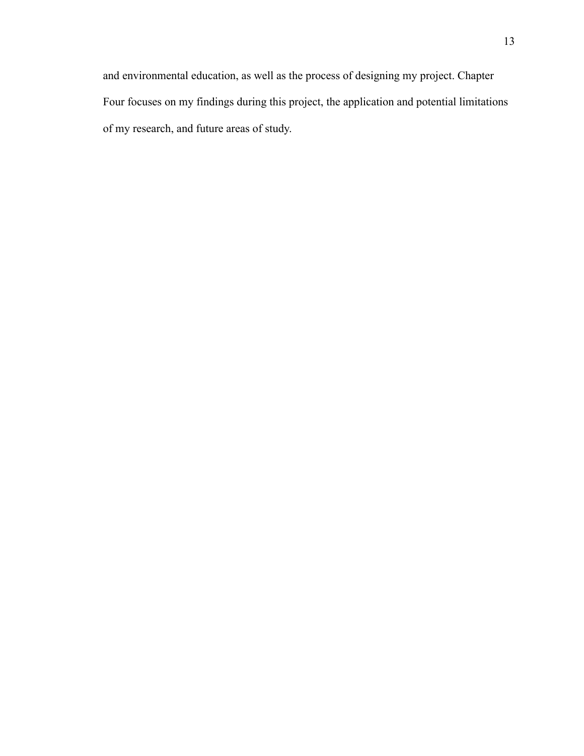and environmental education, as well as the process of designing my project. Chapter Four focuses on my findings during this project, the application and potential limitations of my research, and future areas of study.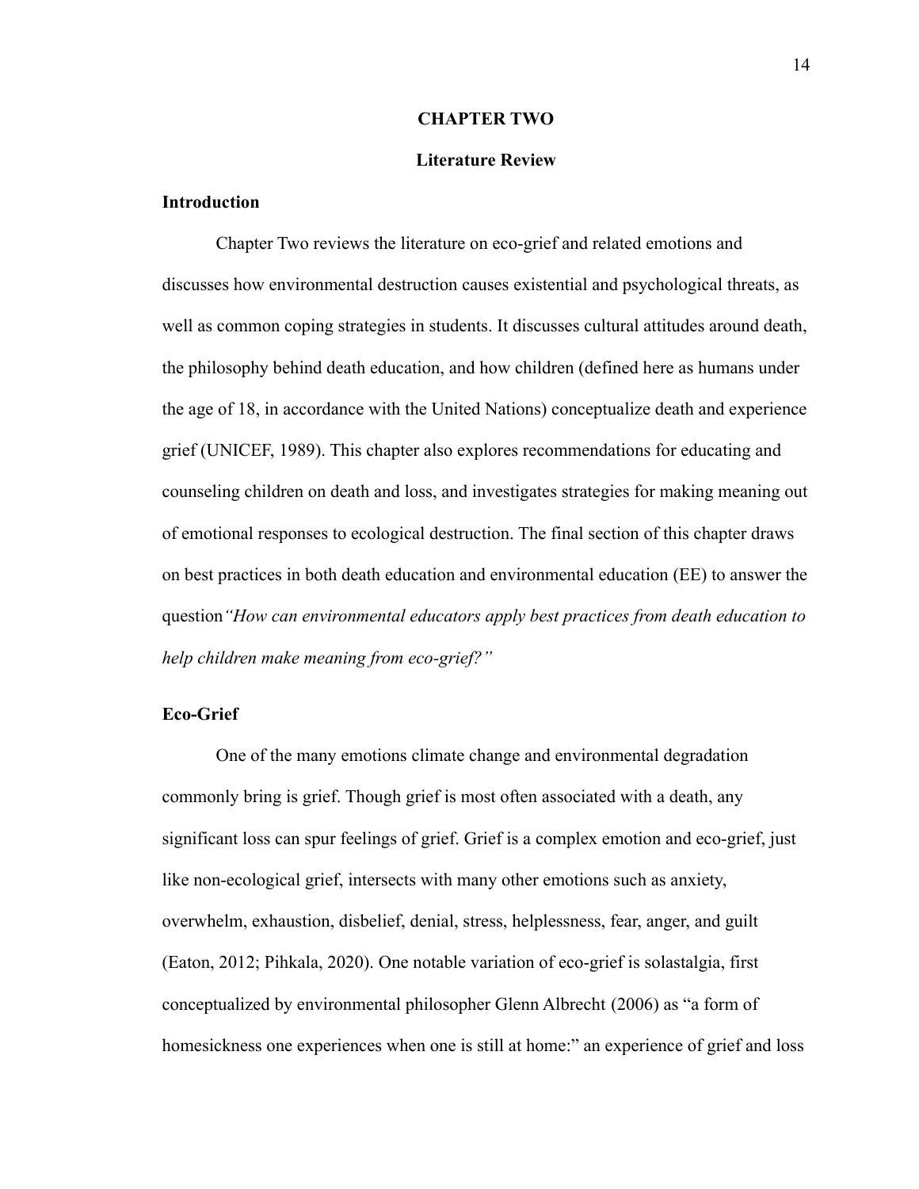# CHAPTER TWO

## Literature Review

### Introduction

Chapter Two reviews the literature on eco-grief and related emotions and discusses how environmental destruction causes existential and psychological threats, as well as common coping strategies in students. It discusses cultural attitudes around death, the philosophy behind death education, and how children (defined here as humans under the age of 18, in accordance with the United Nations) conceptualize death and experience grief (UNICEF, 1989). This chapter also explores recommendations for educating and counseling children on death and loss, and investigates strategies for making meaning out of emotional responses to ecological destruction. The final section of this chapter draws on best practices in both death education and environmental education (EE) to answer the question*"How can environmental educators apply best practices from death education to help children make meaning from eco-grief?"*

### Eco-Grief

One of the many emotions climate change and environmental degradation commonly bring is grief. Though grief is most often associated with a death, any significant loss can spur feelings of grief. Grief is a complex emotion and eco-grief, just like non-ecological grief, intersects with many other emotions such as anxiety, overwhelm, exhaustion, disbelief, denial, stress, helplessness, fear, anger, and guilt (Eaton, 2012; Pihkala, 2020). One notable variation of eco-grief is solastalgia, first conceptualized by environmental philosopher Glenn Albrecht (2006) as "a form of homesickness one experiences when one is still at home:" an experience of grief and loss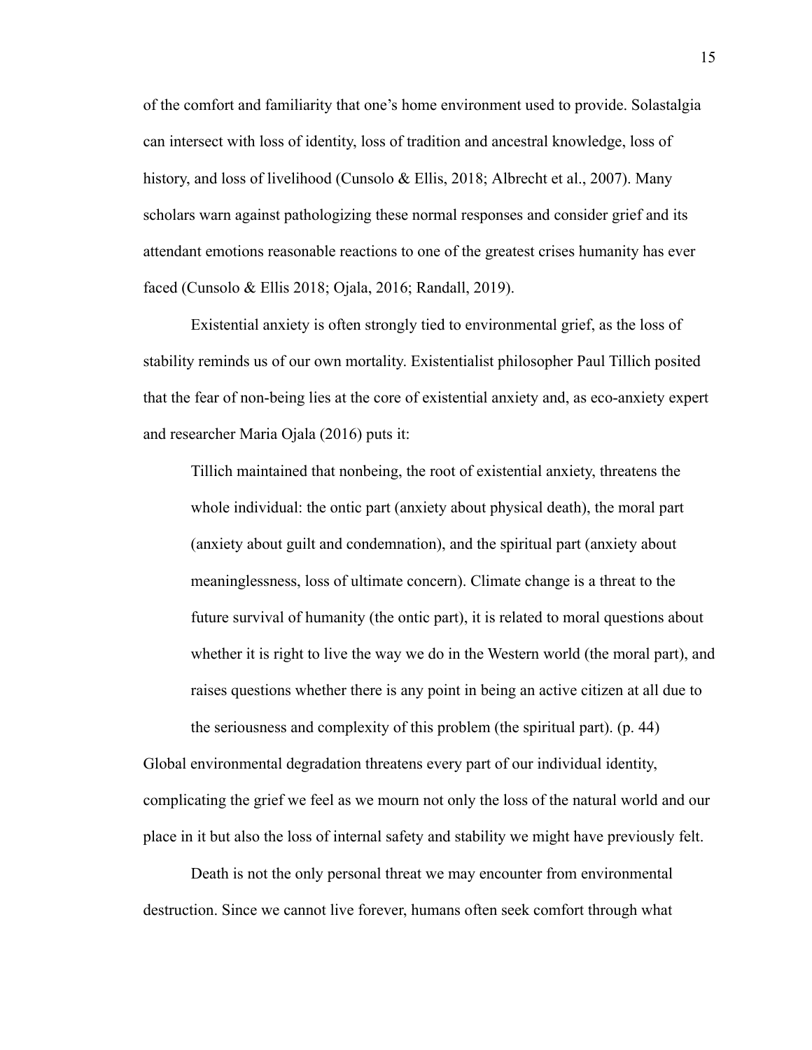of the comfort and familiarity that one's home environment used to provide. Solastalgia can intersect with loss of identity, loss of tradition and ancestral knowledge, loss of history, and loss of livelihood (Cunsolo & Ellis, 2018; Albrecht et al., 2007). Many scholars warn against pathologizing these normal responses and consider grief and its attendant emotions reasonable reactions to one of the greatest crises humanity has ever faced (Cunsolo & Ellis 2018; Ojala, 2016; Randall, 2019).

Existential anxiety is often strongly tied to environmental grief, as the loss of stability reminds us of our own mortality. Existentialist philosopher Paul Tillich posited that the fear of non-being lies at the core of existential anxiety and, as eco-anxiety expert and researcher Maria Ojala (2016) puts it:

> Tillich maintained that nonbeing, the root of existential anxiety, threatens the whole individual: the ontic part (anxiety about physical death), the moral part (anxiety about guilt and condemnation), and the spiritual part (anxiety about meaninglessness, loss of ultimate concern). Climate change is a threat to the future survival of humanity (the ontic part), it is related to moral questions about whether it is right to live the way we do in the Western world (the moral part), and raises questions whether there is any point in being an active citizen at all due to the seriousness and complexity of this problem (the spiritual part). (p. 44)

Global environmental degradation threatens every part of our individual identity, complicating the grief we feel as we mourn not only the loss of the natural world and our place in it but also the loss of internal safety and stability we might have previously felt.

Death is not the only personal threat we may encounter from environmental destruction. Since we cannot live forever, humans often seek comfort through what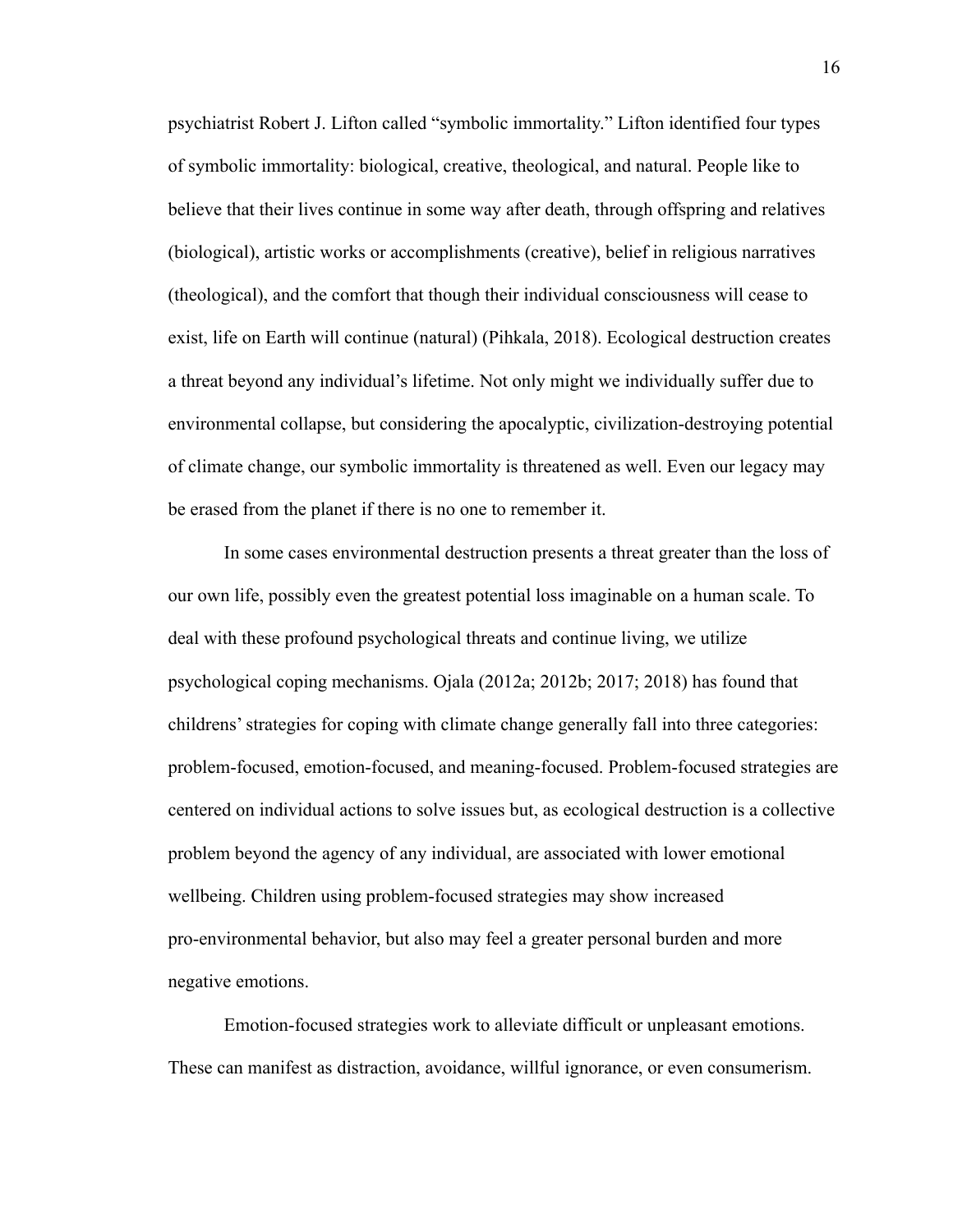psychiatrist Robert J. Lifton called "symbolic immortality." Lifton identified four types of symbolic immortality: biological, creative, theological, and natural. People like to believe that their lives continue in some way after death, through offspring and relatives (biological), artistic works or accomplishments (creative), belief in religious narratives (theological), and the comfort that though their individual consciousness will cease to exist, life on Earth will continue (natural) (Pihkala, 2018). Ecological destruction creates a threat beyond any individual's lifetime. Not only might we individually suffer due to environmental collapse, but considering the apocalyptic, civilization-destroying potential of climate change, our symbolic immortality is threatened as well. Even our legacy may be erased from the planet if there is no one to remember it.

In some cases environmental destruction presents a threat greater than the loss of our own life, possibly even the greatest potential loss imaginable on a human scale. To deal with these profound psychological threats and continue living, we utilize psychological coping mechanisms. Ojala (2012a; 2012b; 2017; 2018) has found that childrens' strategies for coping with climate change generally fall into three categories: problem-focused, emotion-focused, and meaning-focused. Problem-focused strategies are centered on individual actions to solve issues but, as ecological destruction is a collective problem beyond the agency of any individual, are associated with lower emotional wellbeing. Children using problem-focused strategies may show increased pro-environmental behavior, but also may feel a greater personal burden and more negative emotions.

Emotion-focused strategies work to alleviate difficult or unpleasant emotions. These can manifest as distraction, avoidance, willful ignorance, or even consumerism.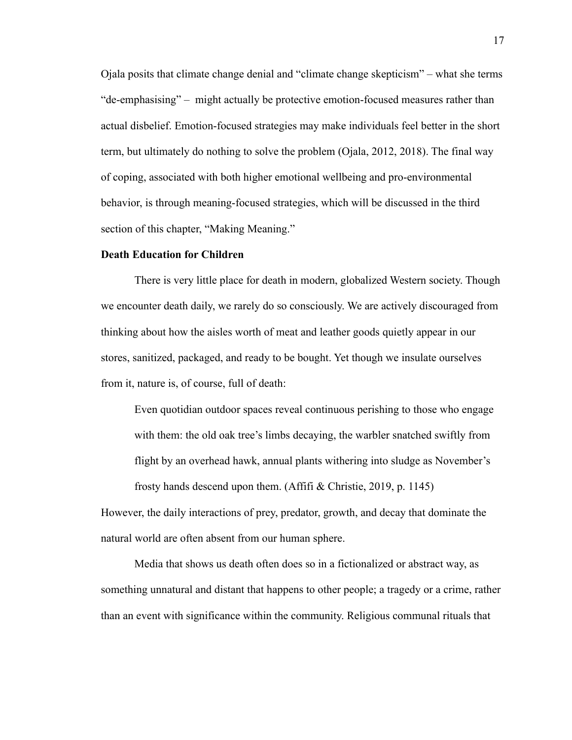Ojala posits that climate change denial and "climate change skepticism" – what she terms "de-emphasising" – might actually be protective emotion-focused measures rather than actual disbelief. Emotion-focused strategies may make individuals feel better in the short term, but ultimately do nothing to solve the problem (Ojala, 2012, 2018). The final way of coping, associated with both higher emotional wellbeing and pro-environmental behavior, is through meaning-focused strategies, which will be discussed in the third section of this chapter, "Making Meaning."

**Death Education for Children**

There is very little place for death in modern, globalized Western society. Though we encounter death daily, we rarely do so consciously. We are actively discouraged from thinking about how the aisles worth of meat and leather goods quietly appear in our stores, sanitized, packaged, and ready to be bought. Yet though we insulate ourselves from it, nature is, of course, full of death:

> Even quotidian outdoor spaces reveal continuous perishing to those who engage with them: the old oak tree's limbs decaying, the warbler snatched swiftly from flight by an overhead hawk, annual plants withering into sludge as November's frosty hands descend upon them. (Affifi & Christie, 2019, p. 1145)

However, the daily interactions of prey, predator, growth, and decay that dominate the natural world are often absent from our human sphere.

Media that shows us death often does so in a fictionalized or abstract way, as something unnatural and distant that happens to other people; a tragedy or a crime, rather than an event with significance within the community. Religious communal rituals that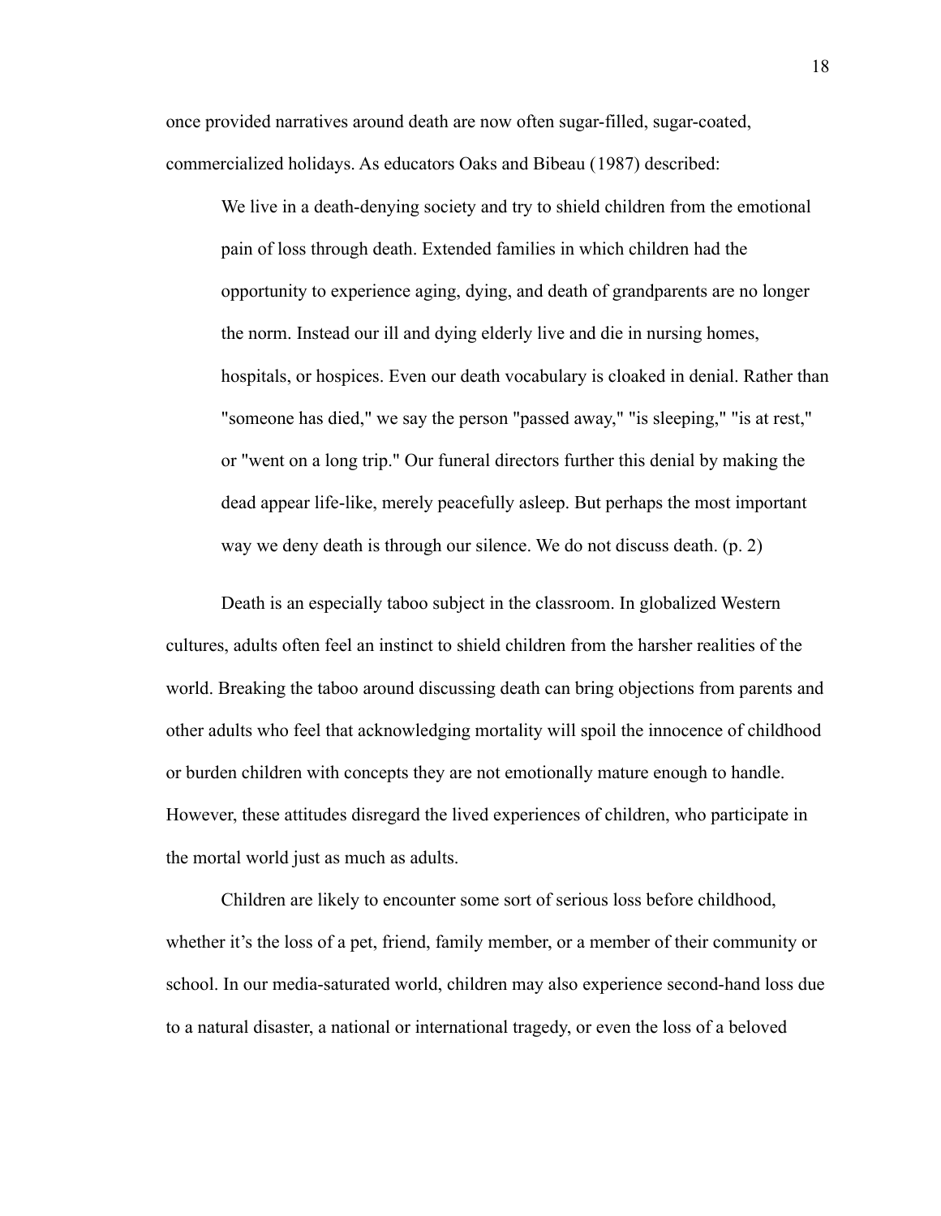once provided narratives around death are now often sugar-filled, sugar-coated, commercialized holidays. As educators Oaks and Bibeau (1987) described:

> We live in a death-denying society and try to shield children from the emotional pain of loss through death. Extended families in which children had the opportunity to experience aging, dying, and death of grandparents are no longer the norm. Instead our ill and dying elderly live and die in nursing homes, hospitals, or hospices. Even our death vocabulary is cloaked in denial. Rather than "someone has died," we say the person "passed away," "is sleeping," "is at rest," or "went on a long trip." Our funeral directors further this denial by making the dead appear life-like, merely peacefully asleep. But perhaps the most important way we deny death is through our silence. We do not discuss death. (p. 2)

Death is an especially taboo subject in the classroom. In globalized Western cultures, adults often feel an instinct to shield children from the harsher realities of the world. Breaking the taboo around discussing death can bring objections from parents and other adults who feel that acknowledging mortality will spoil the innocence of childhood or burden children with concepts they are not emotionally mature enough to handle. However, these attitudes disregard the lived experiences of children, who participate in the mortal world just as much as adults.

Children are likely to encounter some sort of serious loss before childhood, whether it's the loss of a pet, friend, family member, or a member of their community or school. In our media-saturated world, children may also experience second-hand loss due to a natural disaster, a national or international tragedy, or even the loss of a beloved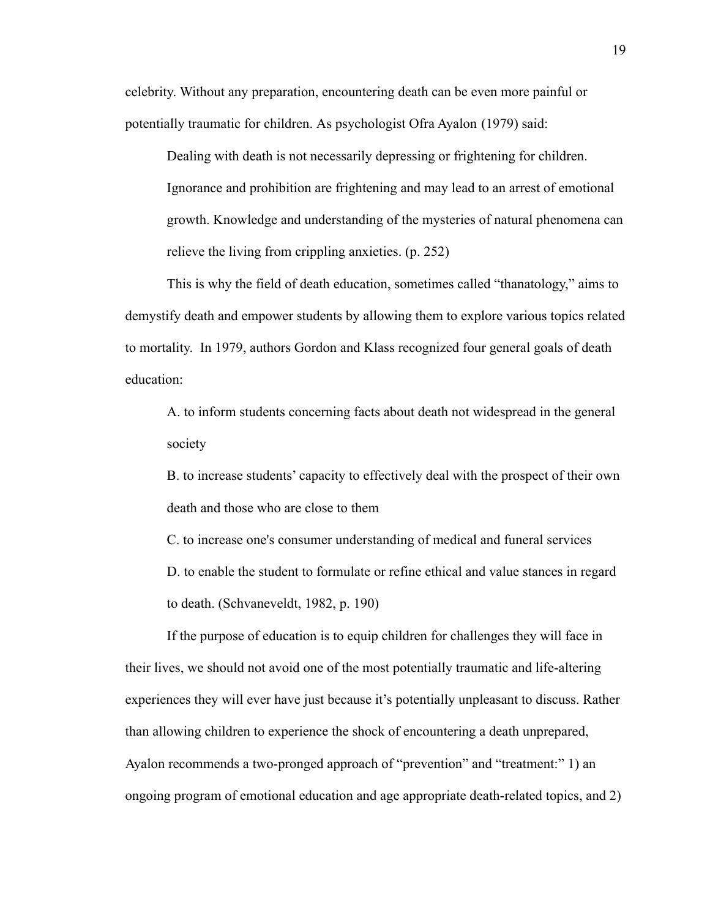celebrity. Without any preparation, encountering death can be even more painful or potentially traumatic for children. As psychologist Ofra Ayalon (1979) said:

> Dealing with death is not necessarily depressing or frightening for children. Ignorance and prohibition are frightening and may lead to an arrest of emotional growth. Knowledge and understanding of the mysteries of natural phenomena can relieve the living from crippling anxieties. (p. 252)

This is why the field of death education, sometimes called "thanatology," aims to demystify death and empower students by allowing them to explore various topics related to mortality. In 1979, authors Gordon and Klass recognized four general goals of death education:

> A. to inform students concerning facts about death not widespread in the general society
>
> B. to increase students' capacity to effectively deal with the prospect of their own death and those who are close to them
>
> C. to increase one's consumer understanding of medical and funeral services
>
> D. to enable the student to formulate or refine ethical and value stances in regard to death. (Schvaneveldt, 1982, p. 190)

If the purpose of education is to equip children for challenges they will face in their lives, we should not avoid one of the most potentially traumatic and life-altering experiences they will ever have just because it's potentially unpleasant to discuss. Rather than allowing children to experience the shock of encountering a death unprepared, Ayalon recommends a two-pronged approach of "prevention" and "treatment:" 1) an ongoing program of emotional education and age appropriate death-related topics, and 2)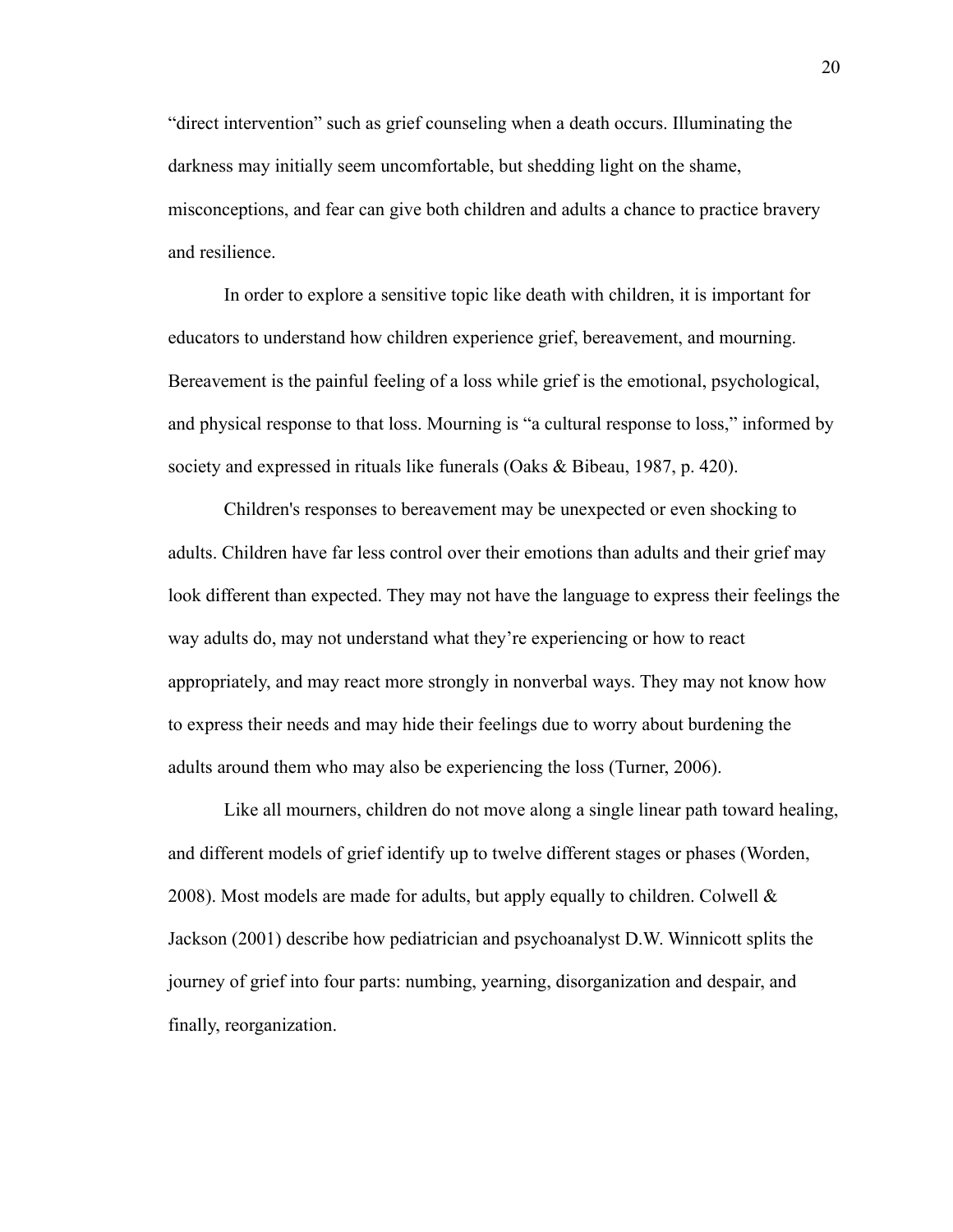"direct intervention" such as grief counseling when a death occurs. Illuminating the darkness may initially seem uncomfortable, but shedding light on the shame, misconceptions, and fear can give both children and adults a chance to practice bravery and resilience.

In order to explore a sensitive topic like death with children, it is important for educators to understand how children experience grief, bereavement, and mourning. Bereavement is the painful feeling of a loss while grief is the emotional, psychological, and physical response to that loss. Mourning is "a cultural response to loss," informed by society and expressed in rituals like funerals (Oaks & Bibeau, 1987, p. 420).

Children's responses to bereavement may be unexpected or even shocking to adults. Children have far less control over their emotions than adults and their grief may look different than expected. They may not have the language to express their feelings the way adults do, may not understand what they're experiencing or how to react appropriately, and may react more strongly in nonverbal ways. They may not know how to express their needs and may hide their feelings due to worry about burdening the adults around them who may also be experiencing the loss (Turner, 2006).

Like all mourners, children do not move along a single linear path toward healing, and different models of grief identify up to twelve different stages or phases (Worden, 2008). Most models are made for adults, but apply equally to children. Colwell & Jackson (2001) describe how pediatrician and psychoanalyst D.W. Winnicott splits the journey of grief into four parts: numbing, yearning, disorganization and despair, and finally, reorganization.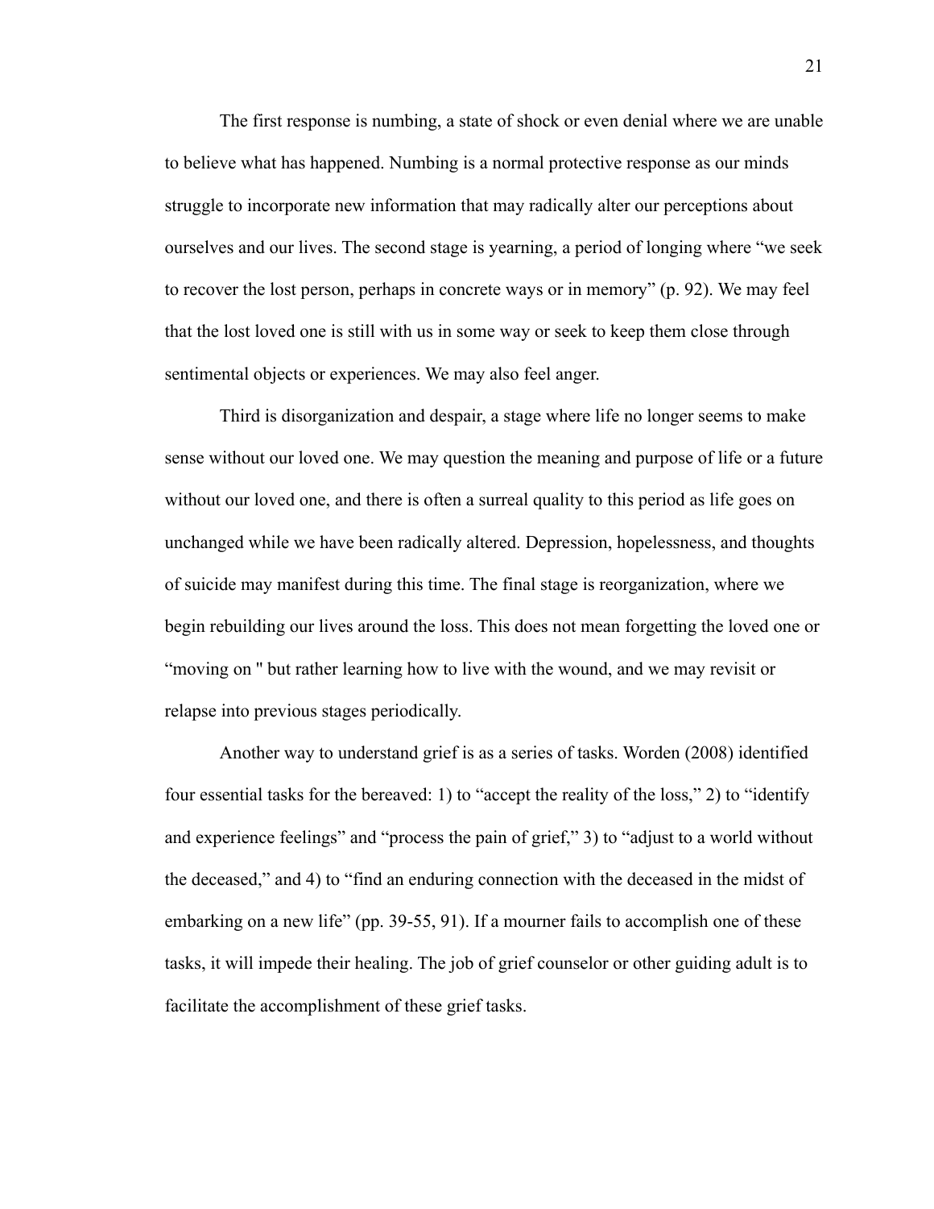The first response is numbing, a state of shock or even denial where we are unable to believe what has happened. Numbing is a normal protective response as our minds struggle to incorporate new information that may radically alter our perceptions about ourselves and our lives. The second stage is yearning, a period of longing where "we seek to recover the lost person, perhaps in concrete ways or in memory" (p. 92). We may feel that the lost loved one is still with us in some way or seek to keep them close through sentimental objects or experiences. We may also feel anger.

Third is disorganization and despair, a stage where life no longer seems to make sense without our loved one. We may question the meaning and purpose of life or a future without our loved one, and there is often a surreal quality to this period as life goes on unchanged while we have been radically altered. Depression, hopelessness, and thoughts of suicide may manifest during this time. The final stage is reorganization, where we begin rebuilding our lives around the loss. This does not mean forgetting the loved one or "moving on " but rather learning how to live with the wound, and we may revisit or relapse into previous stages periodically.

Another way to understand grief is as a series of tasks. Worden (2008) identified four essential tasks for the bereaved: 1) to "accept the reality of the loss," 2) to "identify and experience feelings" and "process the pain of grief," 3) to "adjust to a world without the deceased," and 4) to "find an enduring connection with the deceased in the midst of embarking on a new life" (pp. 39-55, 91). If a mourner fails to accomplish one of these tasks, it will impede their healing. The job of grief counselor or other guiding adult is to facilitate the accomplishment of these grief tasks.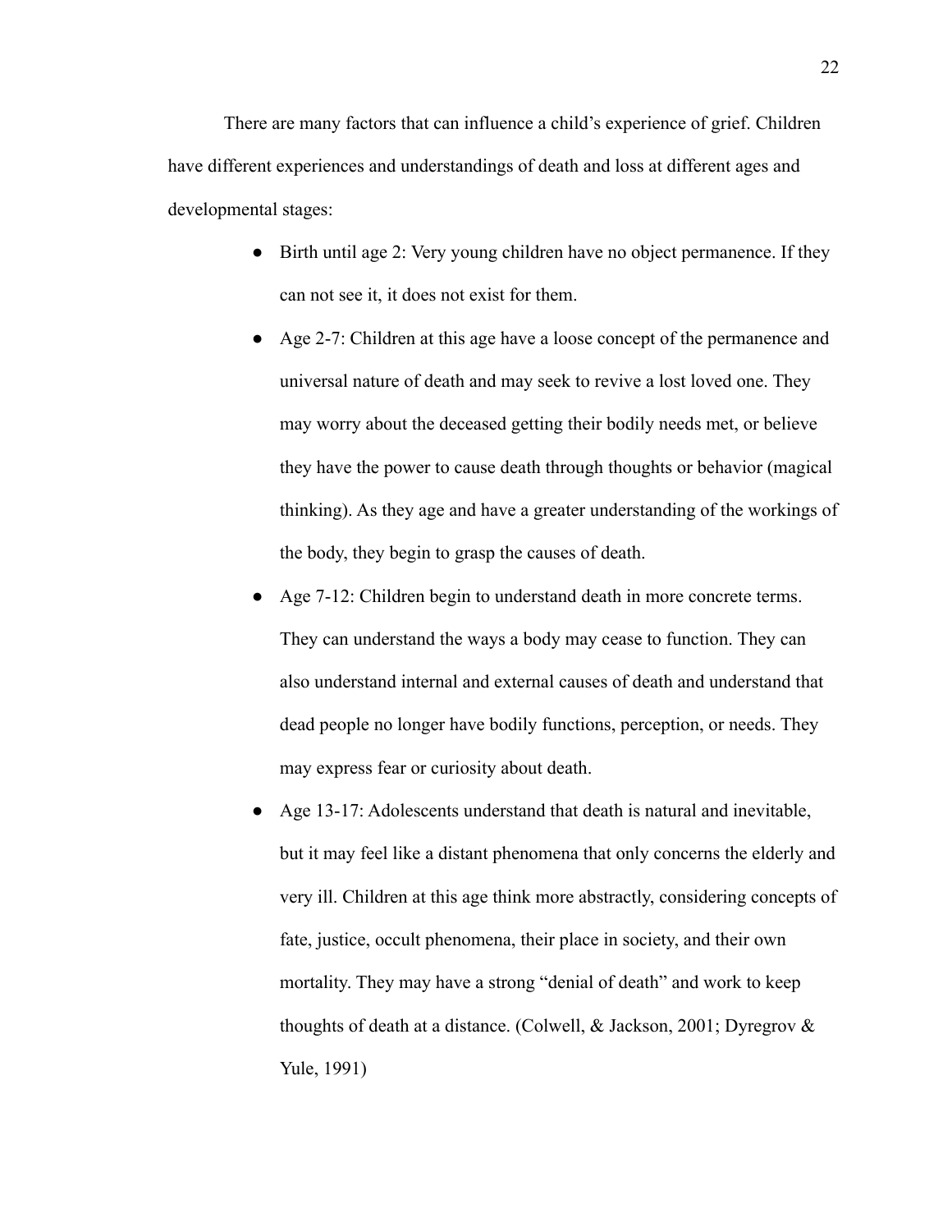There are many factors that can influence a child's experience of grief. Children have different experiences and understandings of death and loss at different ages and developmental stages:

- Birth until age 2: Very young children have no object permanence. If they can not see it, it does not exist for them.
- Age 2-7: Children at this age have a loose concept of the permanence and universal nature of death and may seek to revive a lost loved one. They may worry about the deceased getting their bodily needs met, or believe they have the power to cause death through thoughts or behavior (magical thinking). As they age and have a greater understanding of the workings of the body, they begin to grasp the causes of death.
- Age 7-12: Children begin to understand death in more concrete terms. They can understand the ways a body may cease to function. They can also understand internal and external causes of death and understand that dead people no longer have bodily functions, perception, or needs. They may express fear or curiosity about death.
- Age 13-17: Adolescents understand that death is natural and inevitable, but it may feel like a distant phenomena that only concerns the elderly and very ill. Children at this age think more abstractly, considering concepts of fate, justice, occult phenomena, their place in society, and their own mortality. They may have a strong "denial of death" and work to keep thoughts of death at a distance. (Colwell, & Jackson, 2001; Dyregrov & Yule, 1991)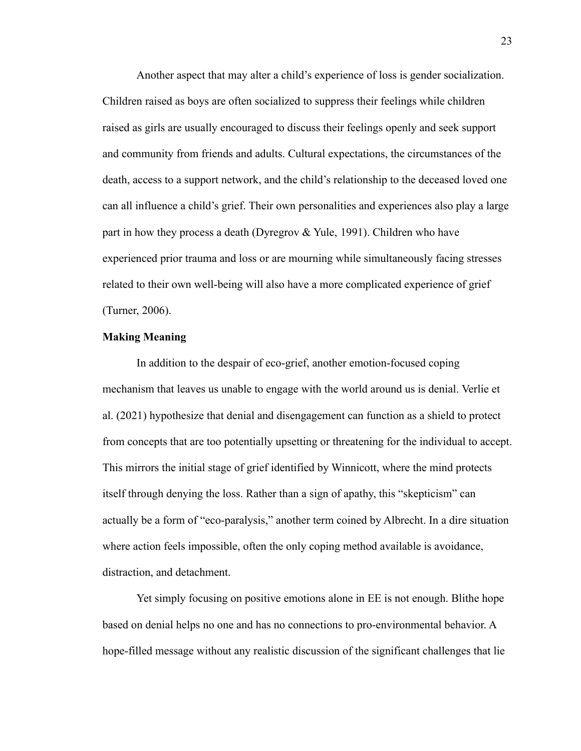Another aspect that may alter a child's experience of loss is gender socialization. Children raised as boys are often socialized to suppress their feelings while children raised as girls are usually encouraged to discuss their feelings openly and seek support and community from friends and adults. Cultural expectations, the circumstances of the death, access to a support network, and the child's relationship to the deceased loved one can all influence a child's grief. Their own personalities and experiences also play a large part in how they process a death (Dyregrov & Yule, 1991). Children who have experienced prior trauma and loss or are mourning while simultaneously facing stresses related to their own well-being will also have a more complicated experience of grief (Turner, 2006).

**Making Meaning**

In addition to the despair of eco-grief, another emotion-focused coping mechanism that leaves us unable to engage with the world around us is denial. Verlie et al. (2021) hypothesize that denial and disengagement can function as a shield to protect from concepts that are too potentially upsetting or threatening for the individual to accept. This mirrors the initial stage of grief identified by Winnicott, where the mind protects itself through denying the loss. Rather than a sign of apathy, this "skepticism" can actually be a form of "eco-paralysis," another term coined by Albrecht. In a dire situation where action feels impossible, often the only coping method available is avoidance, distraction, and detachment.

Yet simply focusing on positive emotions alone in EE is not enough. Blithe hope based on denial helps no one and has no connections to pro-environmental behavior. A hope-filled message without any realistic discussion of the significant challenges that lie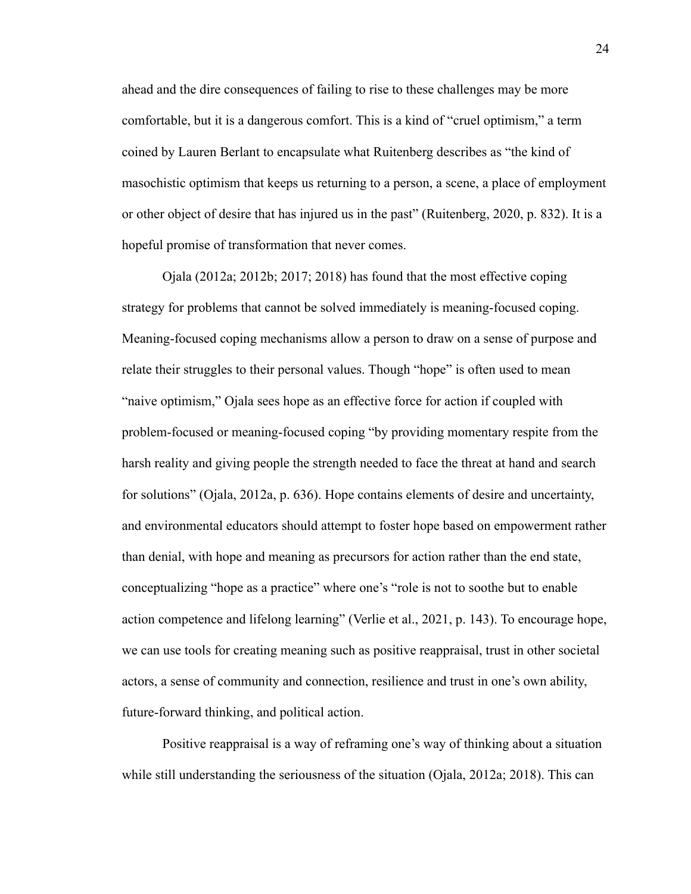ahead and the dire consequences of failing to rise to these challenges may be more comfortable, but it is a dangerous comfort. This is a kind of "cruel optimism," a term coined by Lauren Berlant to encapsulate what Ruitenberg describes as "the kind of masochistic optimism that keeps us returning to a person, a scene, a place of employment or other object of desire that has injured us in the past" (Ruitenberg, 2020, p. 832). It is a hopeful promise of transformation that never comes.

Ojala (2012a; 2012b; 2017; 2018) has found that the most effective coping strategy for problems that cannot be solved immediately is meaning-focused coping. Meaning-focused coping mechanisms allow a person to draw on a sense of purpose and relate their struggles to their personal values. Though "hope" is often used to mean "naive optimism," Ojala sees hope as an effective force for action if coupled with problem-focused or meaning-focused coping "by providing momentary respite from the harsh reality and giving people the strength needed to face the threat at hand and search for solutions" (Ojala, 2012a, p. 636). Hope contains elements of desire and uncertainty, and environmental educators should attempt to foster hope based on empowerment rather than denial, with hope and meaning as precursors for action rather than the end state, conceptualizing "hope as a practice" where one's "role is not to soothe but to enable action competence and lifelong learning" (Verlie et al., 2021, p. 143). To encourage hope, we can use tools for creating meaning such as positive reappraisal, trust in other societal actors, a sense of community and connection, resilience and trust in one's own ability, future-forward thinking, and political action.

Positive reappraisal is a way of reframing one's way of thinking about a situation while still understanding the seriousness of the situation (Ojala, 2012a; 2018). This can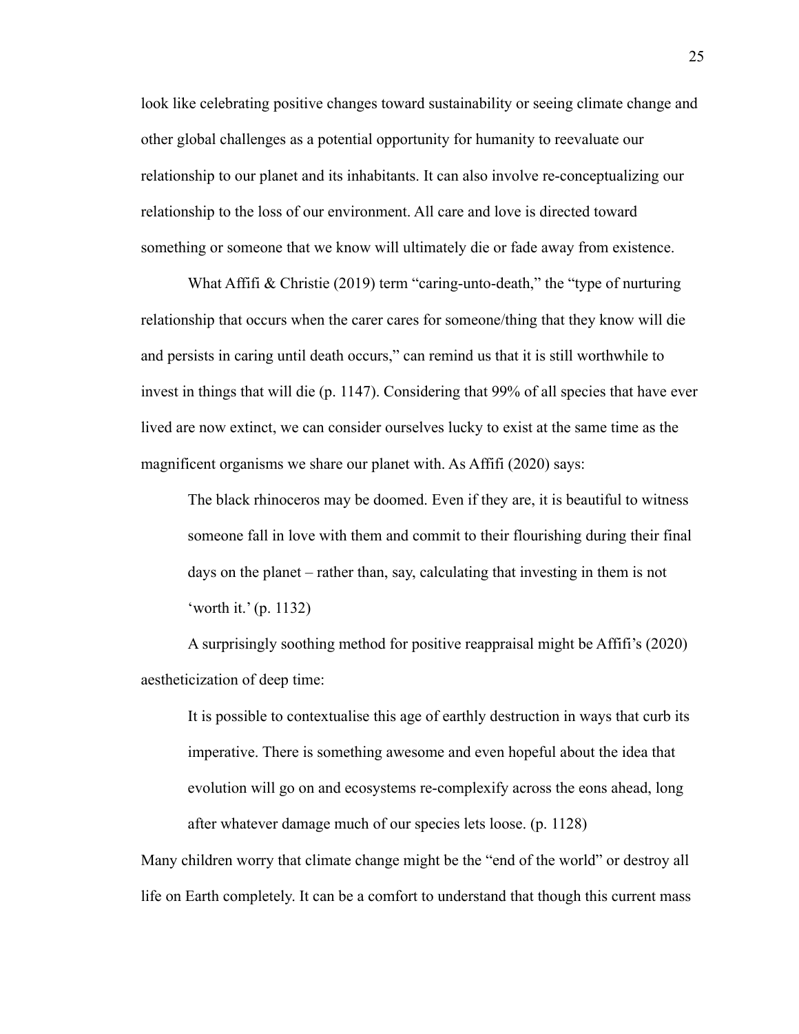look like celebrating positive changes toward sustainability or seeing climate change and other global challenges as a potential opportunity for humanity to reevaluate our relationship to our planet and its inhabitants. It can also involve re-conceptualizing our relationship to the loss of our environment. All care and love is directed toward something or someone that we know will ultimately die or fade away from existence.

What Affifi & Christie (2019) term "caring-unto-death," the "type of nurturing relationship that occurs when the carer cares for someone/thing that they know will die and persists in caring until death occurs," can remind us that it is still worthwhile to invest in things that will die (p. 1147). Considering that 99% of all species that have ever lived are now extinct, we can consider ourselves lucky to exist at the same time as the magnificent organisms we share our planet with. As Affifi (2020) says:

> The black rhinoceros may be doomed. Even if they are, it is beautiful to witness someone fall in love with them and commit to their flourishing during their final days on the planet – rather than, say, calculating that investing in them is not 'worth it.' (p. 1132)

A surprisingly soothing method for positive reappraisal might be Affifi's (2020) aestheticization of deep time:

> It is possible to contextualise this age of earthly destruction in ways that curb its imperative. There is something awesome and even hopeful about the idea that evolution will go on and ecosystems re-complexify across the eons ahead, long after whatever damage much of our species lets loose. (p. 1128)

Many children worry that climate change might be the "end of the world" or destroy all life on Earth completely. It can be a comfort to understand that though this current mass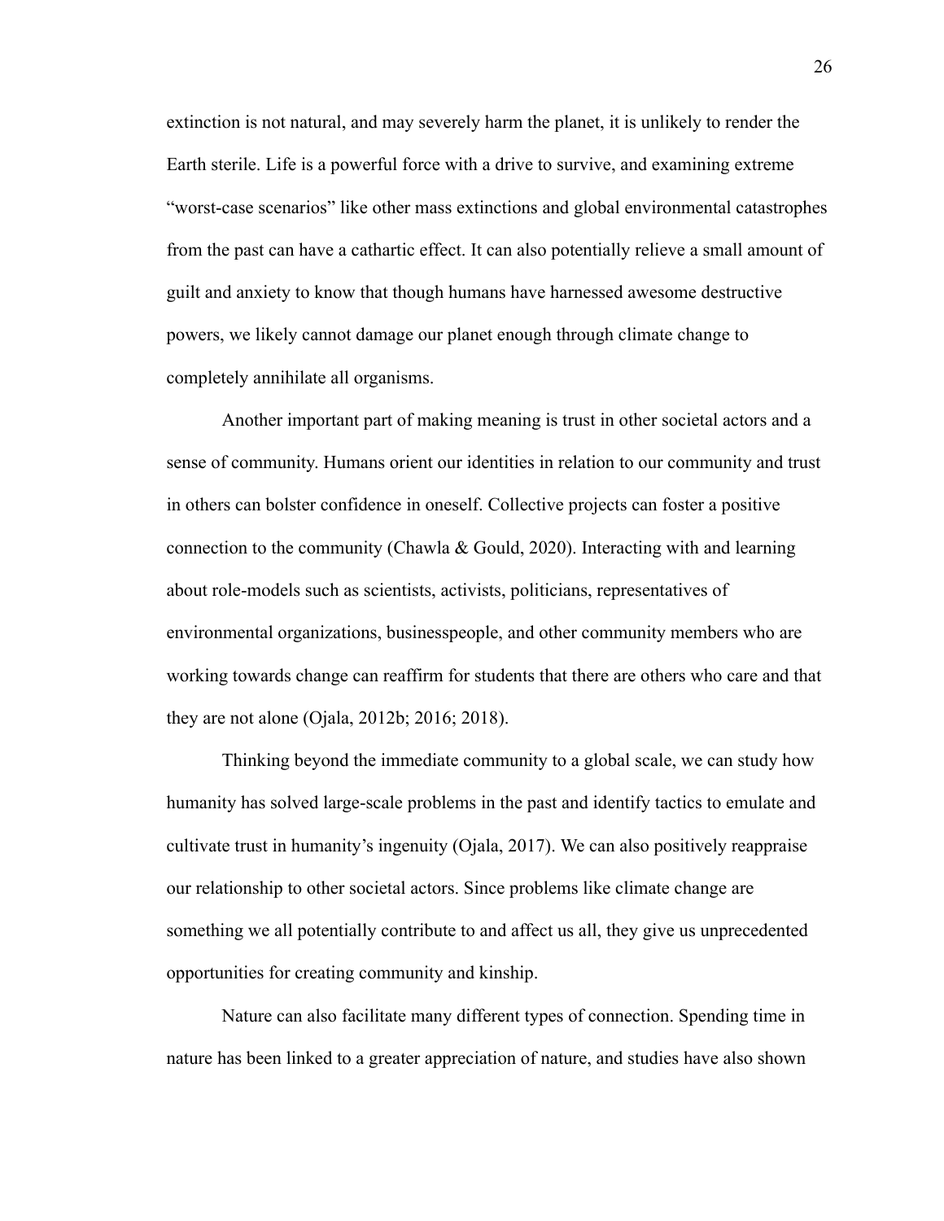extinction is not natural, and may severely harm the planet, it is unlikely to render the Earth sterile. Life is a powerful force with a drive to survive, and examining extreme "worst-case scenarios" like other mass extinctions and global environmental catastrophes from the past can have a cathartic effect. It can also potentially relieve a small amount of guilt and anxiety to know that though humans have harnessed awesome destructive powers, we likely cannot damage our planet enough through climate change to completely annihilate all organisms.

Another important part of making meaning is trust in other societal actors and a sense of community. Humans orient our identities in relation to our community and trust in others can bolster confidence in oneself. Collective projects can foster a positive connection to the community (Chawla & Gould, 2020). Interacting with and learning about role-models such as scientists, activists, politicians, representatives of environmental organizations, businesspeople, and other community members who are working towards change can reaffirm for students that there are others who care and that they are not alone (Ojala, 2012b; 2016; 2018).

Thinking beyond the immediate community to a global scale, we can study how humanity has solved large-scale problems in the past and identify tactics to emulate and cultivate trust in humanity's ingenuity (Ojala, 2017). We can also positively reappraise our relationship to other societal actors. Since problems like climate change are something we all potentially contribute to and affect us all, they give us unprecedented opportunities for creating community and kinship.

Nature can also facilitate many different types of connection. Spending time in nature has been linked to a greater appreciation of nature, and studies have also shown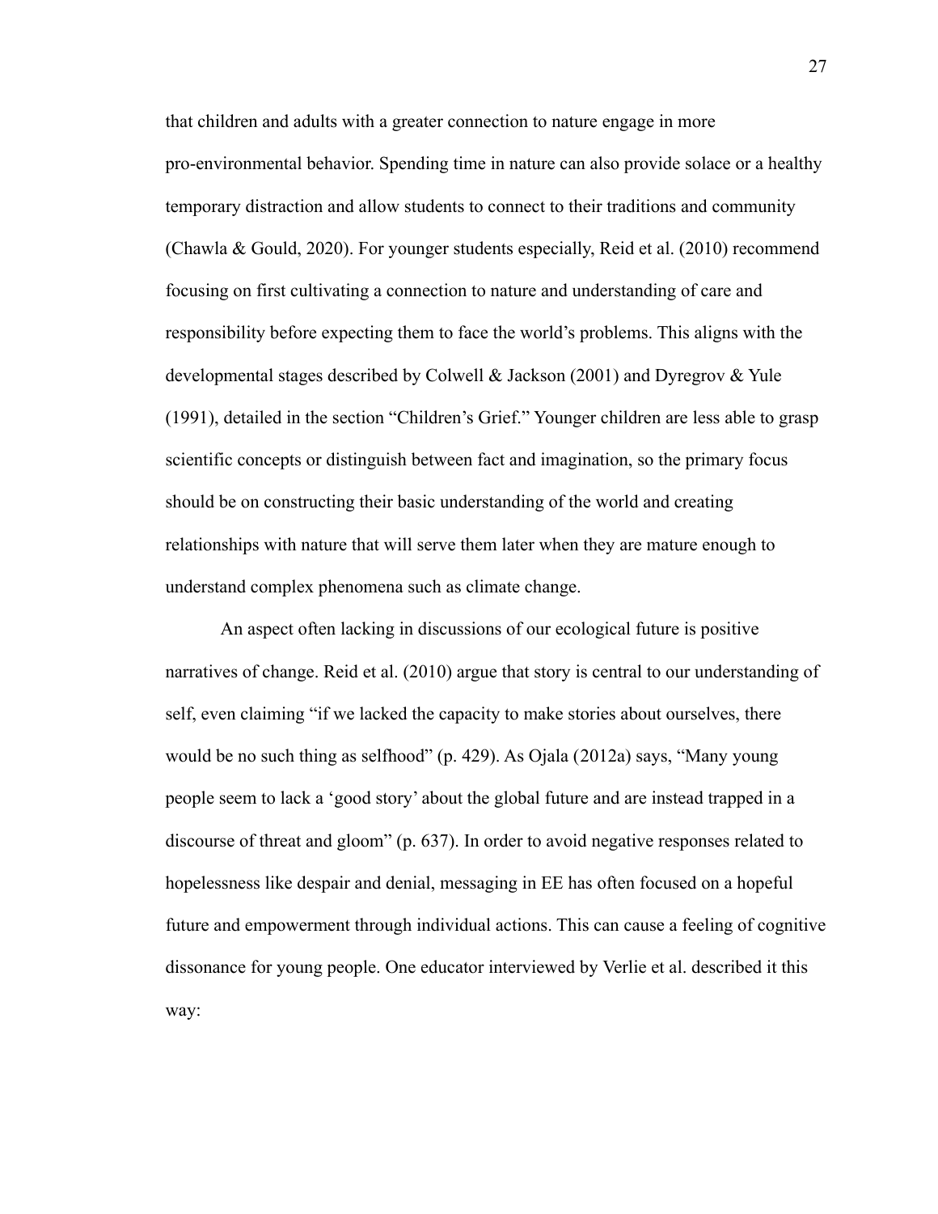that children and adults with a greater connection to nature engage in more pro-environmental behavior. Spending time in nature can also provide solace or a healthy temporary distraction and allow students to connect to their traditions and community (Chawla & Gould, 2020). For younger students especially, Reid et al. (2010) recommend focusing on first cultivating a connection to nature and understanding of care and responsibility before expecting them to face the world's problems. This aligns with the developmental stages described by Colwell & Jackson (2001) and Dyregrov & Yule (1991), detailed in the section "Children's Grief." Younger children are less able to grasp scientific concepts or distinguish between fact and imagination, so the primary focus should be on constructing their basic understanding of the world and creating relationships with nature that will serve them later when they are mature enough to understand complex phenomena such as climate change.

An aspect often lacking in discussions of our ecological future is positive narratives of change. Reid et al. (2010) argue that story is central to our understanding of self, even claiming "if we lacked the capacity to make stories about ourselves, there would be no such thing as selfhood" (p. 429). As Ojala (2012a) says, "Many young people seem to lack a 'good story' about the global future and are instead trapped in a discourse of threat and gloom" (p. 637). In order to avoid negative responses related to hopelessness like despair and denial, messaging in EE has often focused on a hopeful future and empowerment through individual actions. This can cause a feeling of cognitive dissonance for young people. One educator interviewed by Verlie et al. described it this way: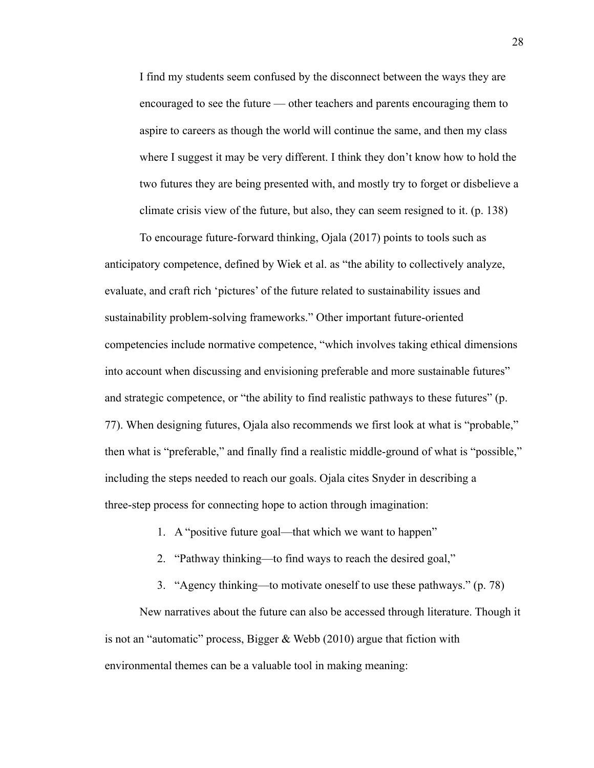> I find my students seem confused by the disconnect between the ways they are encouraged to see the future — other teachers and parents encouraging them to aspire to careers as though the world will continue the same, and then my class where I suggest it may be very different. I think they don't know how to hold the two futures they are being presented with, and mostly try to forget or disbelieve a climate crisis view of the future, but also, they can seem resigned to it. (p. 138)

To encourage future-forward thinking, Ojala (2017) points to tools such as anticipatory competence, defined by Wiek et al. as "the ability to collectively analyze, evaluate, and craft rich 'pictures' of the future related to sustainability issues and sustainability problem-solving frameworks." Other important future-oriented competencies include normative competence, "which involves taking ethical dimensions into account when discussing and envisioning preferable and more sustainable futures" and strategic competence, or "the ability to find realistic pathways to these futures" (p. 77). When designing futures, Ojala also recommends we first look at what is "probable," then what is "preferable," and finally find a realistic middle-ground of what is "possible," including the steps needed to reach our goals. Ojala cites Snyder in describing a three-step process for connecting hope to action through imagination:

1. A "positive future goal—that which we want to happen"
2. "Pathway thinking—to find ways to reach the desired goal,"
3. "Agency thinking—to motivate oneself to use these pathways." (p. 78)

New narratives about the future can also be accessed through literature. Though it is not an "automatic" process, Bigger & Webb (2010) argue that fiction with environmental themes can be a valuable tool in making meaning: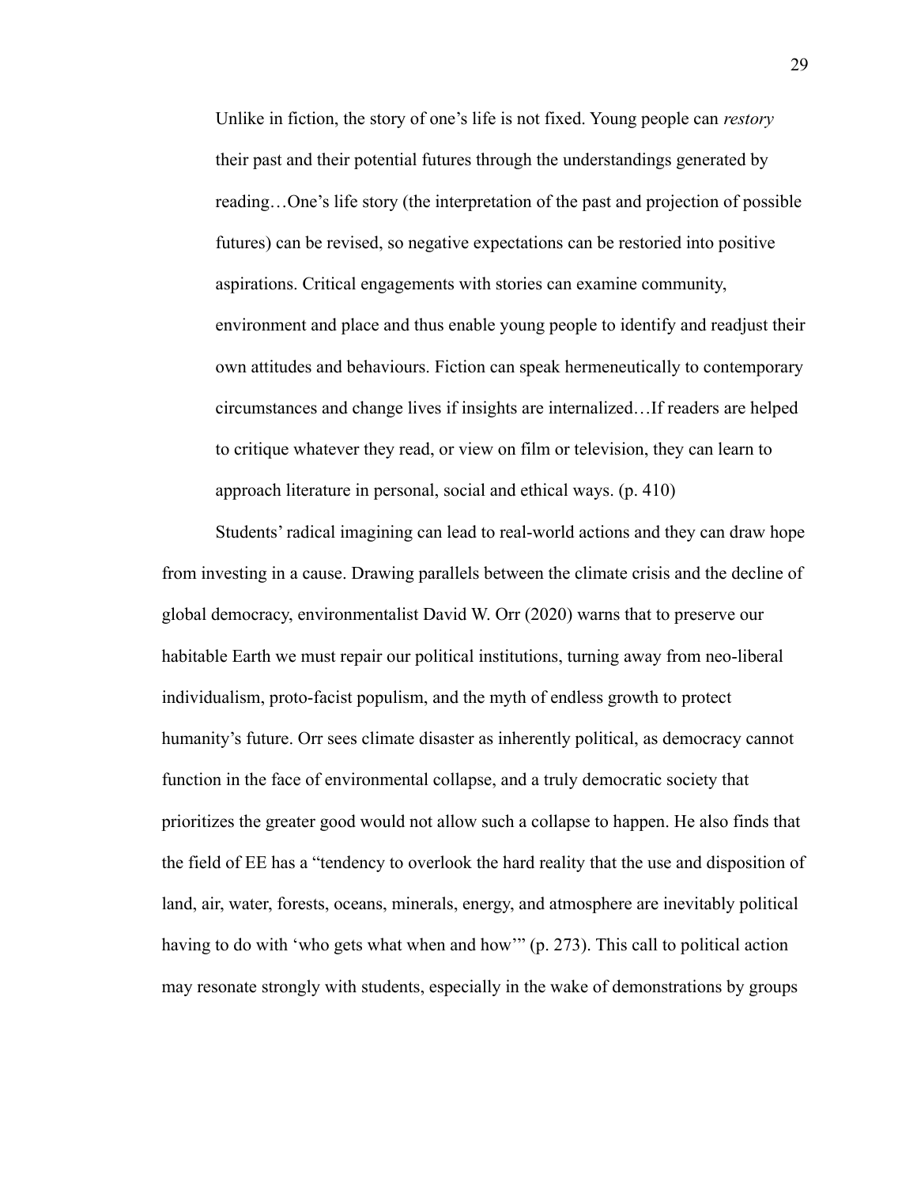> Unlike in fiction, the story of one's life is not fixed. Young people can *restory* their past and their potential futures through the understandings generated by reading…One's life story (the interpretation of the past and projection of possible futures) can be revised, so negative expectations can be restoried into positive aspirations. Critical engagements with stories can examine community, environment and place and thus enable young people to identify and readjust their own attitudes and behaviours. Fiction can speak hermeneutically to contemporary circumstances and change lives if insights are internalized…If readers are helped to critique whatever they read, or view on film or television, they can learn to approach literature in personal, social and ethical ways. (p. 410)

Students' radical imagining can lead to real-world actions and they can draw hope from investing in a cause. Drawing parallels between the climate crisis and the decline of global democracy, environmentalist David W. Orr (2020) warns that to preserve our habitable Earth we must repair our political institutions, turning away from neo-liberal individualism, proto-facist populism, and the myth of endless growth to protect humanity's future. Orr sees climate disaster as inherently political, as democracy cannot function in the face of environmental collapse, and a truly democratic society that prioritizes the greater good would not allow such a collapse to happen. He also finds that the field of EE has a "tendency to overlook the hard reality that the use and disposition of land, air, water, forests, oceans, minerals, energy, and atmosphere are inevitably political having to do with 'who gets what when and how'" (p. 273). This call to political action may resonate strongly with students, especially in the wake of demonstrations by groups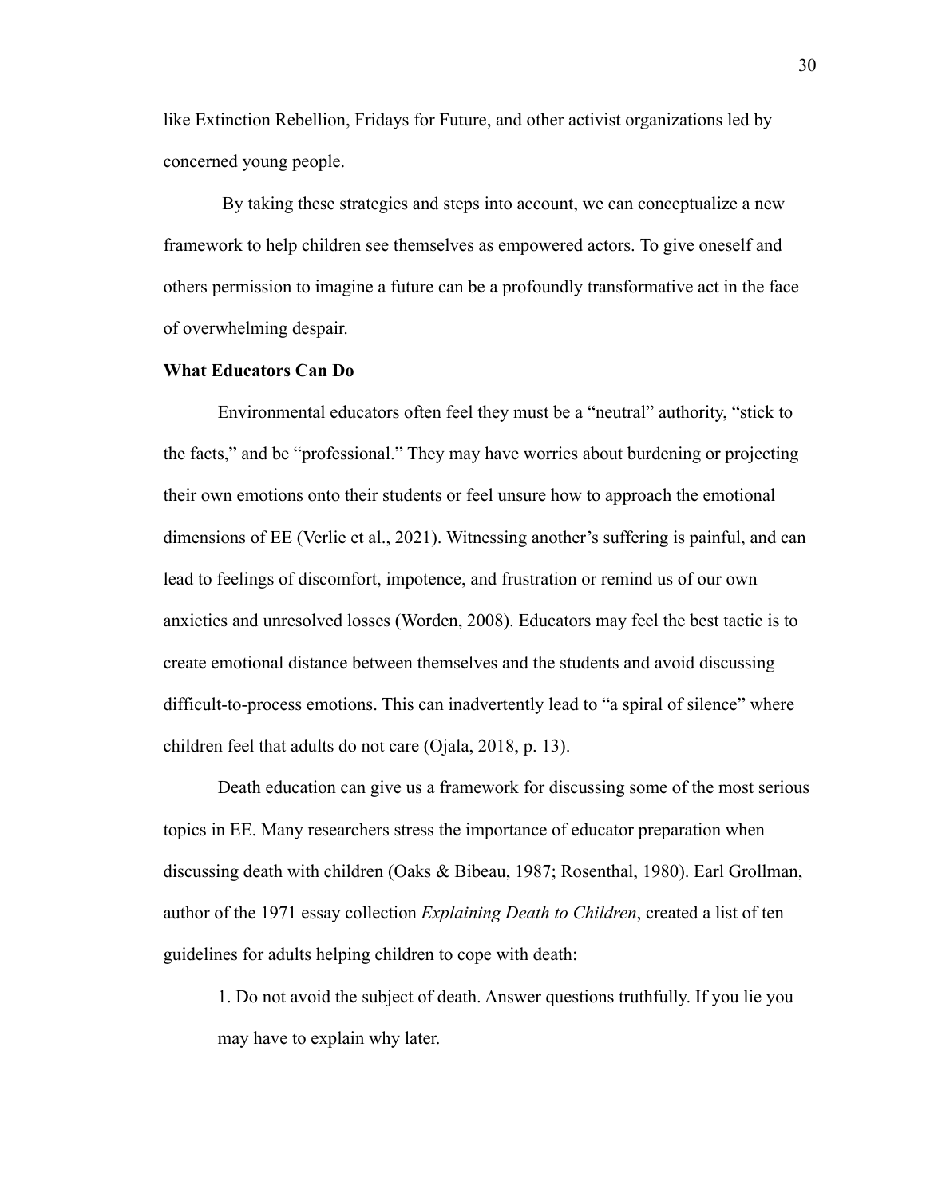like Extinction Rebellion, Fridays for Future, and other activist organizations led by concerned young people.

By taking these strategies and steps into account, we can conceptualize a new framework to help children see themselves as empowered actors. To give oneself and others permission to imagine a future can be a profoundly transformative act in the face of overwhelming despair.

**What Educators Can Do**

Environmental educators often feel they must be a "neutral" authority, "stick to the facts," and be "professional." They may have worries about burdening or projecting their own emotions onto their students or feel unsure how to approach the emotional dimensions of EE (Verlie et al., 2021). Witnessing another's suffering is painful, and can lead to feelings of discomfort, impotence, and frustration or remind us of our own anxieties and unresolved losses (Worden, 2008). Educators may feel the best tactic is to create emotional distance between themselves and the students and avoid discussing difficult-to-process emotions. This can inadvertently lead to "a spiral of silence" where children feel that adults do not care (Ojala, 2018, p. 13).

Death education can give us a framework for discussing some of the most serious topics in EE. Many researchers stress the importance of educator preparation when discussing death with children (Oaks & Bibeau, 1987; Rosenthal, 1980). Earl Grollman, author of the 1971 essay collection *Explaining Death to Children*, created a list of ten guidelines for adults helping children to cope with death:

1. Do not avoid the subject of death. Answer questions truthfully. If you lie you may have to explain why later.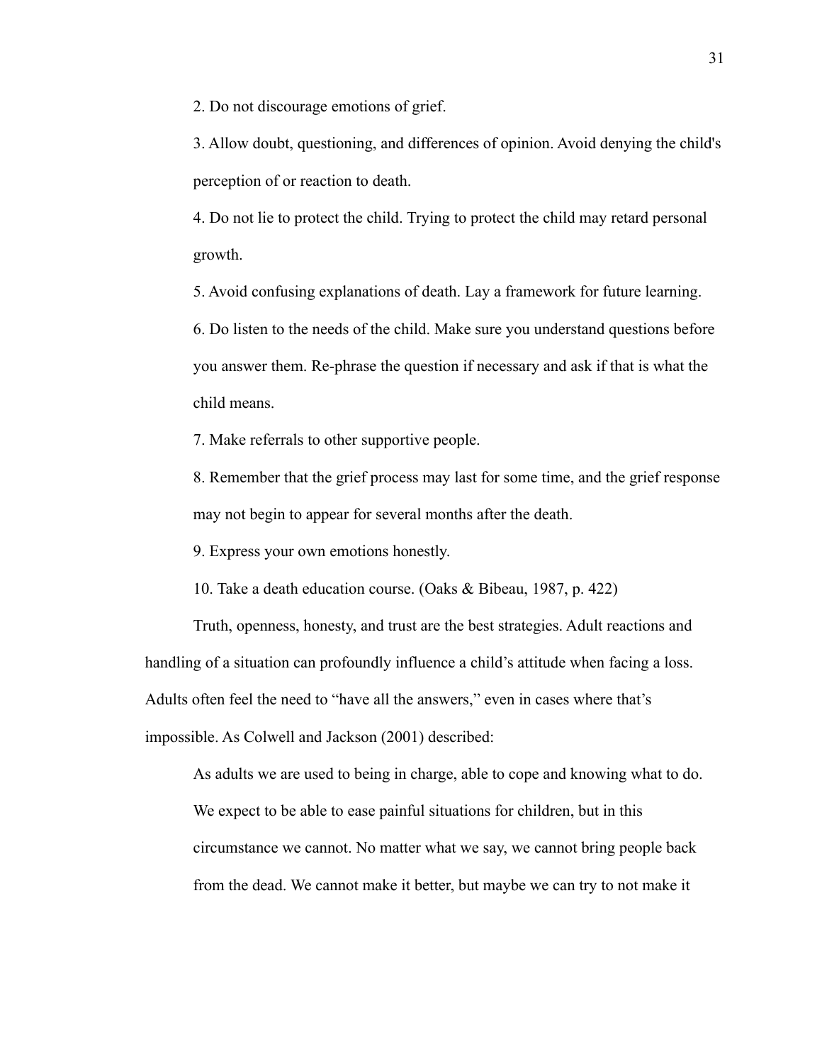2. Do not discourage emotions of grief.

3. Allow doubt, questioning, and differences of opinion. Avoid denying the child's perception of or reaction to death.

4. Do not lie to protect the child. Trying to protect the child may retard personal growth.

5. Avoid confusing explanations of death. Lay a framework for future learning.

6. Do listen to the needs of the child. Make sure you understand questions before you answer them. Re-phrase the question if necessary and ask if that is what the child means.

7. Make referrals to other supportive people.

8. Remember that the grief process may last for some time, and the grief response may not begin to appear for several months after the death.

9. Express your own emotions honestly.

10. Take a death education course. (Oaks & Bibeau, 1987, p. 422)

Truth, openness, honesty, and trust are the best strategies. Adult reactions and handling of a situation can profoundly influence a child's attitude when facing a loss. Adults often feel the need to "have all the answers," even in cases where that's impossible. As Colwell and Jackson (2001) described:

> As adults we are used to being in charge, able to cope and knowing what to do. We expect to be able to ease painful situations for children, but in this circumstance we cannot. No matter what we say, we cannot bring people back from the dead. We cannot make it better, but maybe we can try to not make it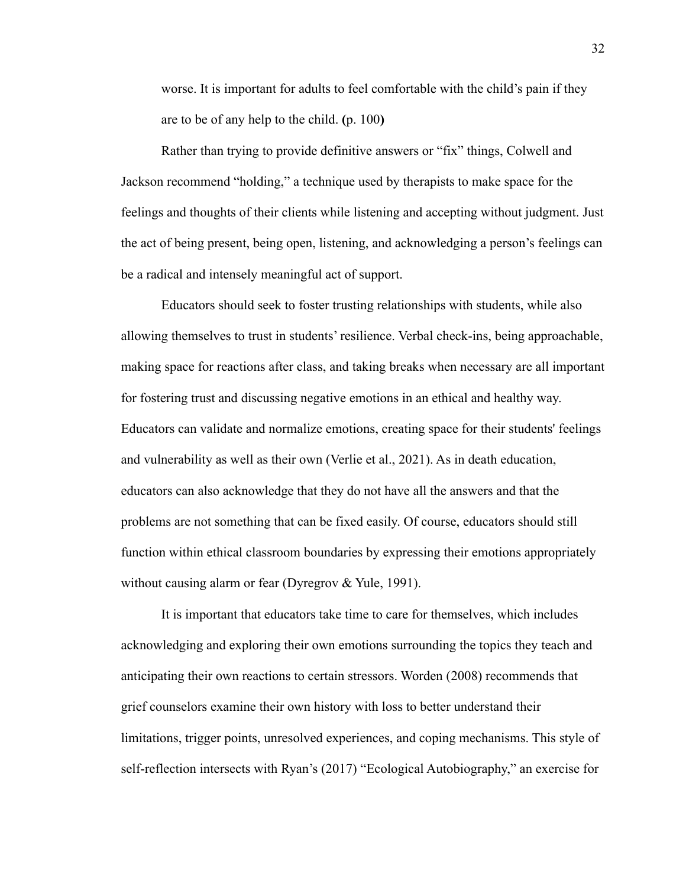> worse. It is important for adults to feel comfortable with the child's pain if they are to be of any help to the child. **(**p. 100**)**

Rather than trying to provide definitive answers or "fix" things, Colwell and Jackson recommend "holding," a technique used by therapists to make space for the feelings and thoughts of their clients while listening and accepting without judgment. Just the act of being present, being open, listening, and acknowledging a person's feelings can be a radical and intensely meaningful act of support.

Educators should seek to foster trusting relationships with students, while also allowing themselves to trust in students' resilience. Verbal check-ins, being approachable, making space for reactions after class, and taking breaks when necessary are all important for fostering trust and discussing negative emotions in an ethical and healthy way. Educators can validate and normalize emotions, creating space for their students' feelings and vulnerability as well as their own (Verlie et al., 2021). As in death education, educators can also acknowledge that they do not have all the answers and that the problems are not something that can be fixed easily. Of course, educators should still function within ethical classroom boundaries by expressing their emotions appropriately without causing alarm or fear (Dyregrov & Yule, 1991).

It is important that educators take time to care for themselves, which includes acknowledging and exploring their own emotions surrounding the topics they teach and anticipating their own reactions to certain stressors. Worden (2008) recommends that grief counselors examine their own history with loss to better understand their limitations, trigger points, unresolved experiences, and coping mechanisms. This style of self-reflection intersects with Ryan's (2017) "Ecological Autobiography," an exercise for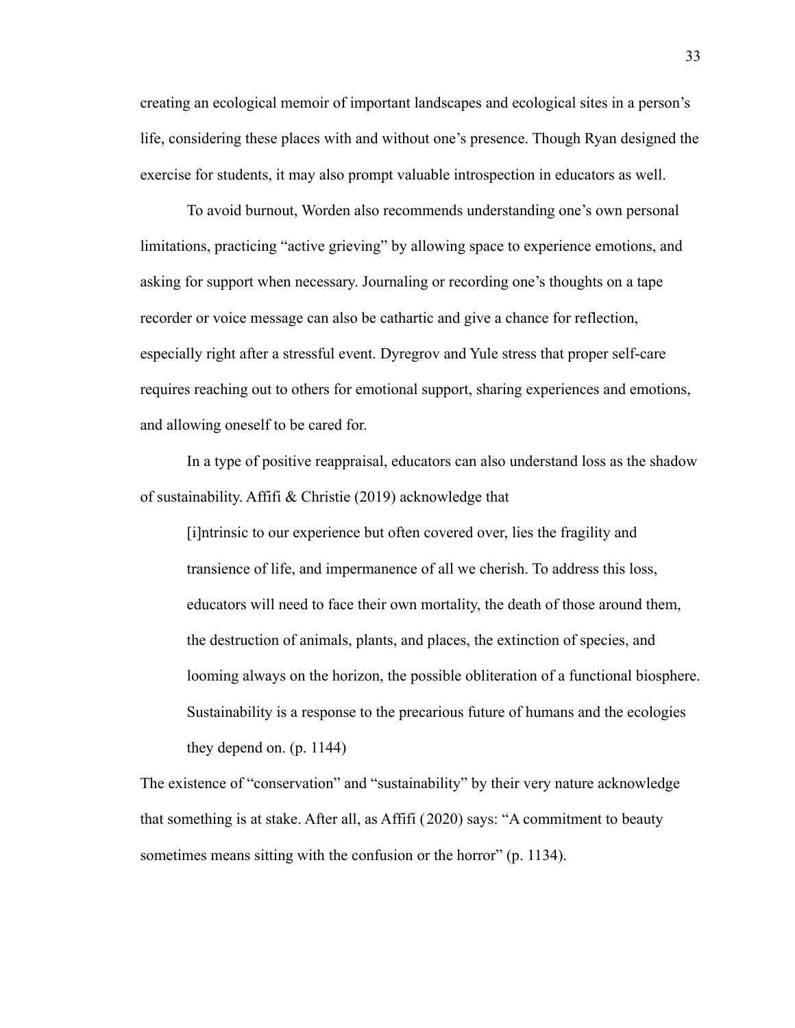creating an ecological memoir of important landscapes and ecological sites in a person's life, considering these places with and without one's presence. Though Ryan designed the exercise for students, it may also prompt valuable introspection in educators as well.

To avoid burnout, Worden also recommends understanding one's own personal limitations, practicing "active grieving" by allowing space to experience emotions, and asking for support when necessary. Journaling or recording one's thoughts on a tape recorder or voice message can also be cathartic and give a chance for reflection, especially right after a stressful event. Dyregrov and Yule stress that proper self-care requires reaching out to others for emotional support, sharing experiences and emotions, and allowing oneself to be cared for.

In a type of positive reappraisal, educators can also understand loss as the shadow of sustainability. Affifi & Christie (2019) acknowledge that

> [i]ntrinsic to our experience but often covered over, lies the fragility and transience of life, and impermanence of all we cherish. To address this loss, educators will need to face their own mortality, the death of those around them, the destruction of animals, plants, and places, the extinction of species, and looming always on the horizon, the possible obliteration of a functional biosphere. Sustainability is a response to the precarious future of humans and the ecologies they depend on. (p. 1144)

The existence of "conservation" and "sustainability" by their very nature acknowledge that something is at stake. After all, as Affifi (2020) says: "A commitment to beauty sometimes means sitting with the confusion or the horror" (p. 1134).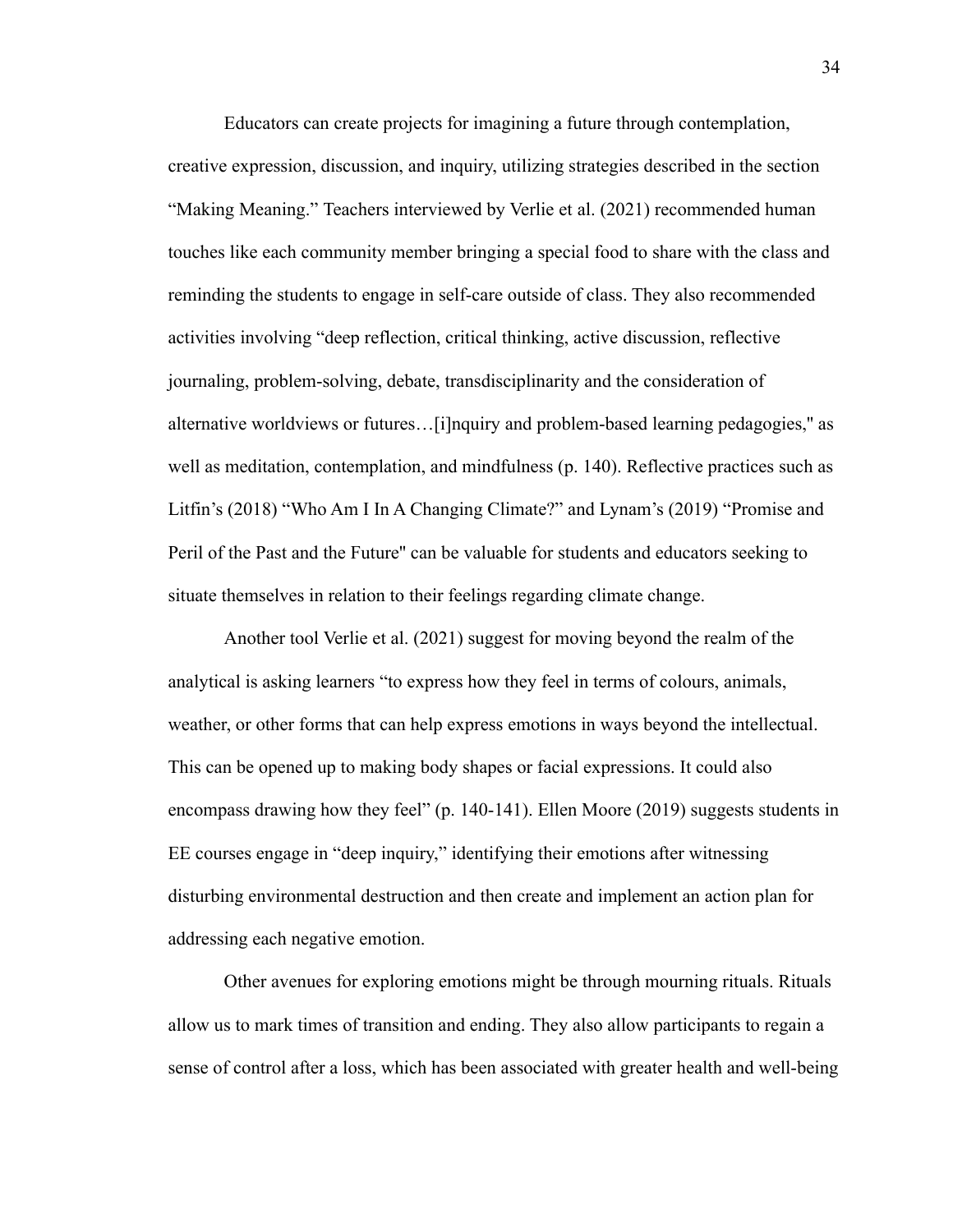Educators can create projects for imagining a future through contemplation, creative expression, discussion, and inquiry, utilizing strategies described in the section "Making Meaning." Teachers interviewed by Verlie et al. (2021) recommended human touches like each community member bringing a special food to share with the class and reminding the students to engage in self-care outside of class. They also recommended activities involving "deep reflection, critical thinking, active discussion, reflective journaling, problem-solving, debate, transdisciplinarity and the consideration of alternative worldviews or futures…[i]nquiry and problem-based learning pedagogies," as well as meditation, contemplation, and mindfulness (p. 140). Reflective practices such as Litfin's (2018) "Who Am I In A Changing Climate?" and Lynam's (2019) "Promise and Peril of the Past and the Future" can be valuable for students and educators seeking to situate themselves in relation to their feelings regarding climate change.

Another tool Verlie et al. (2021) suggest for moving beyond the realm of the analytical is asking learners "to express how they feel in terms of colours, animals, weather, or other forms that can help express emotions in ways beyond the intellectual. This can be opened up to making body shapes or facial expressions. It could also encompass drawing how they feel" (p. 140-141). Ellen Moore (2019) suggests students in EE courses engage in "deep inquiry," identifying their emotions after witnessing disturbing environmental destruction and then create and implement an action plan for addressing each negative emotion.

Other avenues for exploring emotions might be through mourning rituals. Rituals allow us to mark times of transition and ending. They also allow participants to regain a sense of control after a loss, which has been associated with greater health and well-being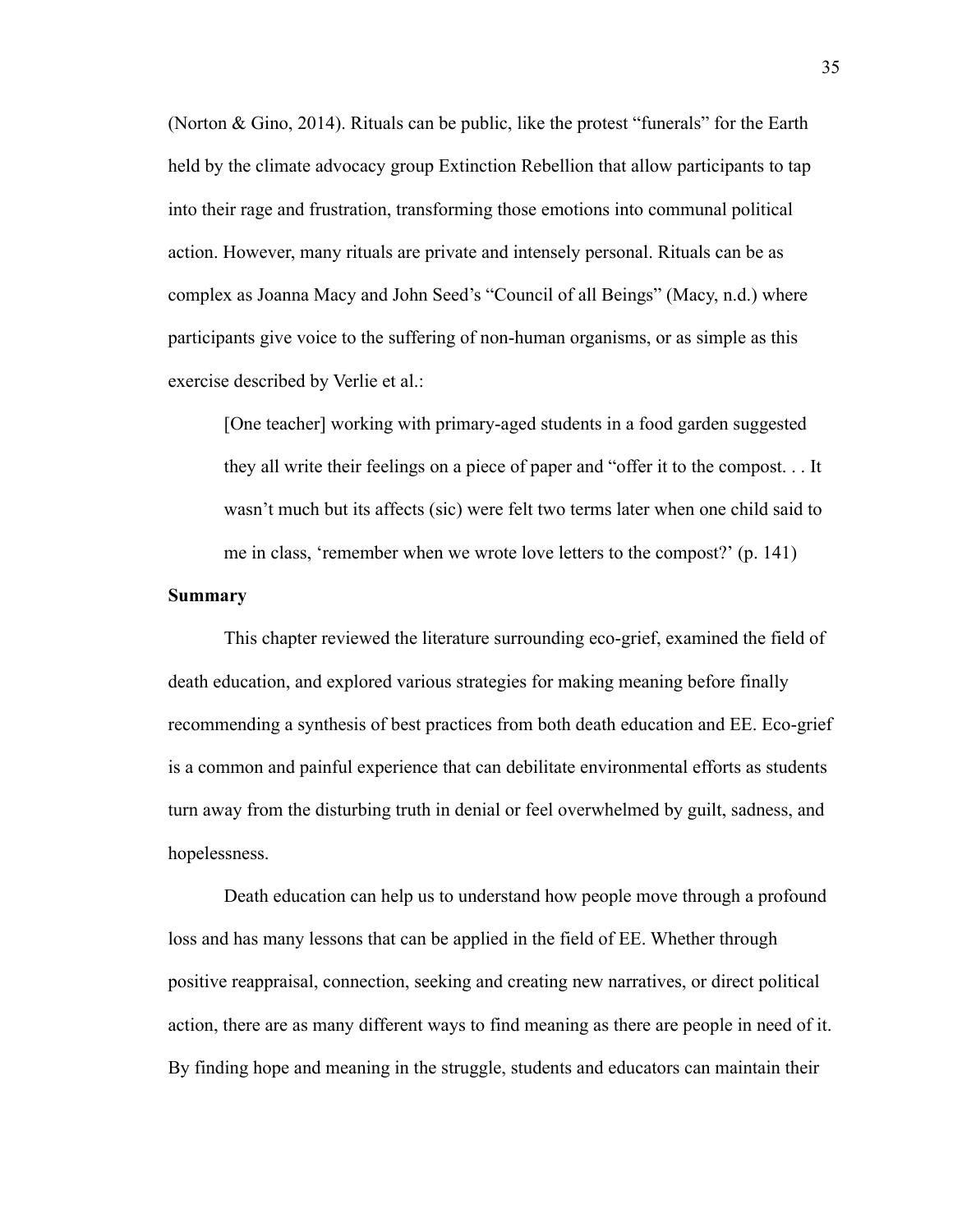(Norton & Gino, 2014). Rituals can be public, like the protest "funerals" for the Earth held by the climate advocacy group Extinction Rebellion that allow participants to tap into their rage and frustration, transforming those emotions into communal political action. However, many rituals are private and intensely personal. Rituals can be as complex as Joanna Macy and John Seed's "Council of all Beings" (Macy, n.d.) where participants give voice to the suffering of non-human organisms, or as simple as this exercise described by Verlie et al.:

> [One teacher] working with primary-aged students in a food garden suggested they all write their feelings on a piece of paper and "offer it to the compost. . . It wasn't much but its affects (sic) were felt two terms later when one child said to me in class, 'remember when we wrote love letters to the compost?' (p. 141)

### Summary

This chapter reviewed the literature surrounding eco-grief, examined the field of death education, and explored various strategies for making meaning before finally recommending a synthesis of best practices from both death education and EE. Eco-grief is a common and painful experience that can debilitate environmental efforts as students turn away from the disturbing truth in denial or feel overwhelmed by guilt, sadness, and hopelessness.

Death education can help us to understand how people move through a profound loss and has many lessons that can be applied in the field of EE. Whether through positive reappraisal, connection, seeking and creating new narratives, or direct political action, there are as many different ways to find meaning as there are people in need of it. By finding hope and meaning in the struggle, students and educators can maintain their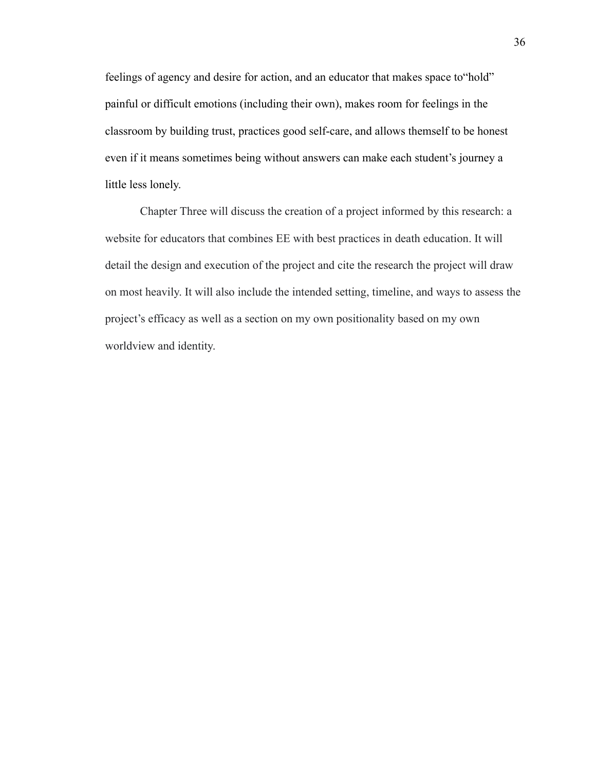feelings of agency and desire for action, and an educator that makes space to“hold” painful or difficult emotions (including their own), makes room for feelings in the classroom by building trust, practices good self-care, and allows themself to be honest even if it means sometimes being without answers can make each student’s journey a little less lonely.

Chapter Three will discuss the creation of a project informed by this research: a website for educators that combines EE with best practices in death education. It will detail the design and execution of the project and cite the research the project will draw on most heavily. It will also include the intended setting, timeline, and ways to assess the project’s efficacy as well as a section on my own positionality based on my own worldview and identity.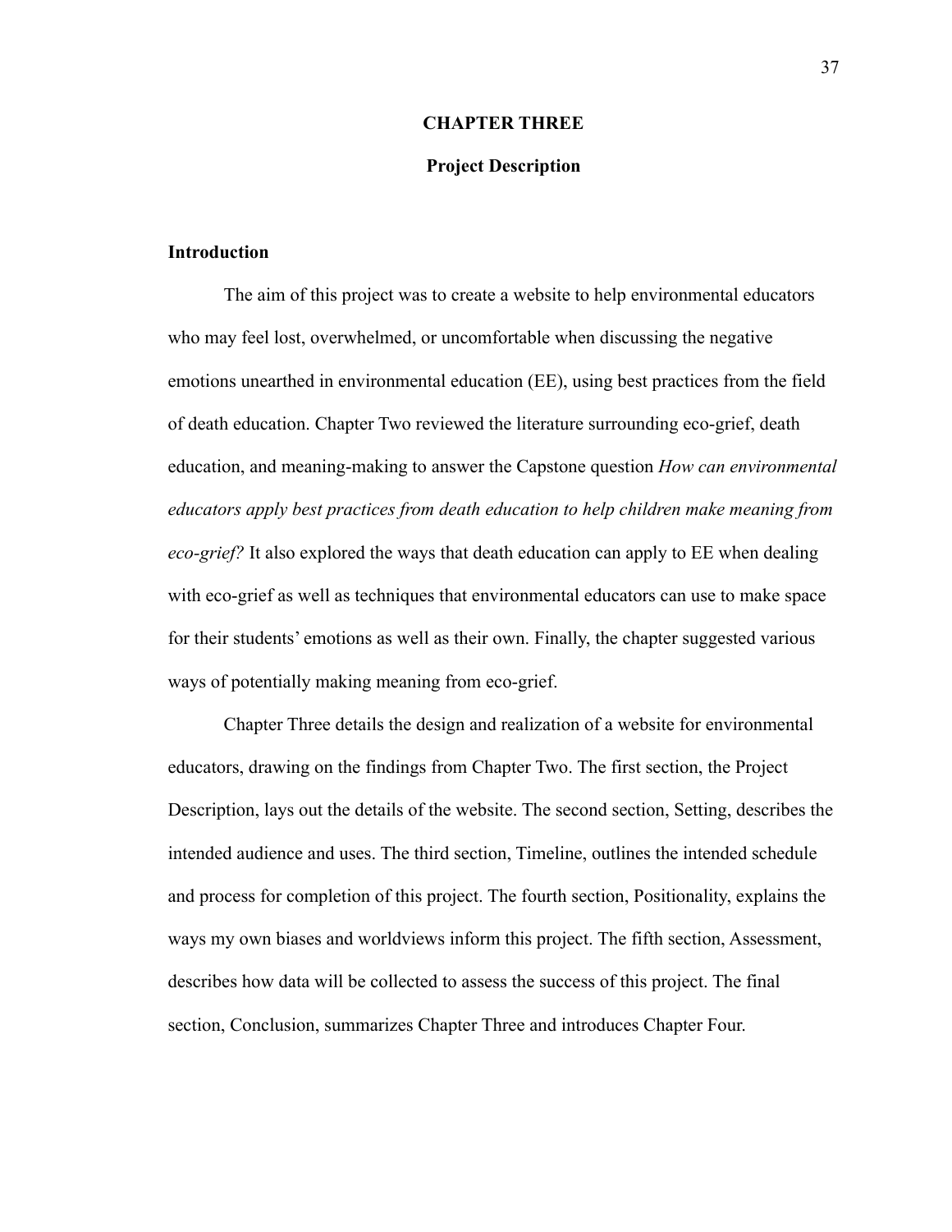# CHAPTER THREE

## Project Description

### Introduction

The aim of this project was to create a website to help environmental educators who may feel lost, overwhelmed, or uncomfortable when discussing the negative emotions unearthed in environmental education (EE), using best practices from the field of death education. Chapter Two reviewed the literature surrounding eco-grief, death education, and meaning-making to answer the Capstone question *How can environmental educators apply best practices from death education to help children make meaning from eco-grief?* It also explored the ways that death education can apply to EE when dealing with eco-grief as well as techniques that environmental educators can use to make space for their students' emotions as well as their own. Finally, the chapter suggested various ways of potentially making meaning from eco-grief.

Chapter Three details the design and realization of a website for environmental educators, drawing on the findings from Chapter Two. The first section, the Project Description, lays out the details of the website. The second section, Setting, describes the intended audience and uses. The third section, Timeline, outlines the intended schedule and process for completion of this project. The fourth section, Positionality, explains the ways my own biases and worldviews inform this project. The fifth section, Assessment, describes how data will be collected to assess the success of this project. The final section, Conclusion, summarizes Chapter Three and introduces Chapter Four.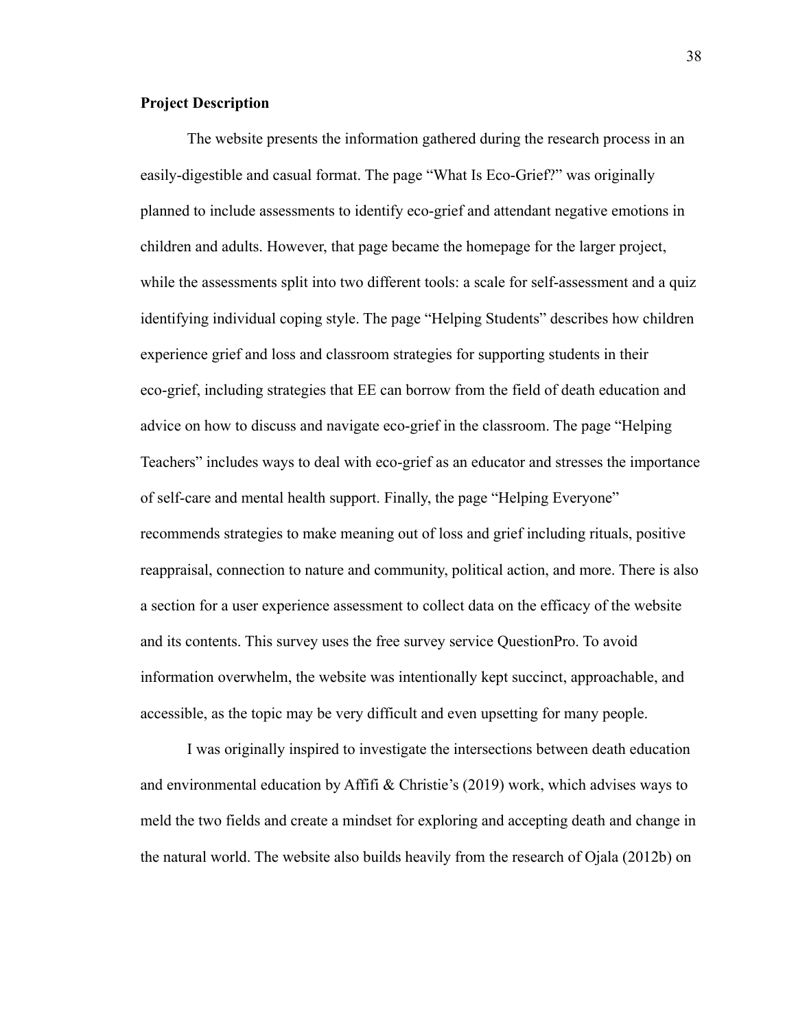**Project Description**

The website presents the information gathered during the research process in an easily-digestible and casual format. The page "What Is Eco-Grief?" was originally planned to include assessments to identify eco-grief and attendant negative emotions in children and adults. However, that page became the homepage for the larger project, while the assessments split into two different tools: a scale for self-assessment and a quiz identifying individual coping style. The page "Helping Students" describes how children experience grief and loss and classroom strategies for supporting students in their eco-grief, including strategies that EE can borrow from the field of death education and advice on how to discuss and navigate eco-grief in the classroom. The page "Helping Teachers" includes ways to deal with eco-grief as an educator and stresses the importance of self-care and mental health support. Finally, the page "Helping Everyone" recommends strategies to make meaning out of loss and grief including rituals, positive reappraisal, connection to nature and community, political action, and more. There is also a section for a user experience assessment to collect data on the efficacy of the website and its contents. This survey uses the free survey service QuestionPro. To avoid information overwhelm, the website was intentionally kept succinct, approachable, and accessible, as the topic may be very difficult and even upsetting for many people.

I was originally inspired to investigate the intersections between death education and environmental education by Affifi & Christie's (2019) work, which advises ways to meld the two fields and create a mindset for exploring and accepting death and change in the natural world. The website also builds heavily from the research of Ojala (2012b) on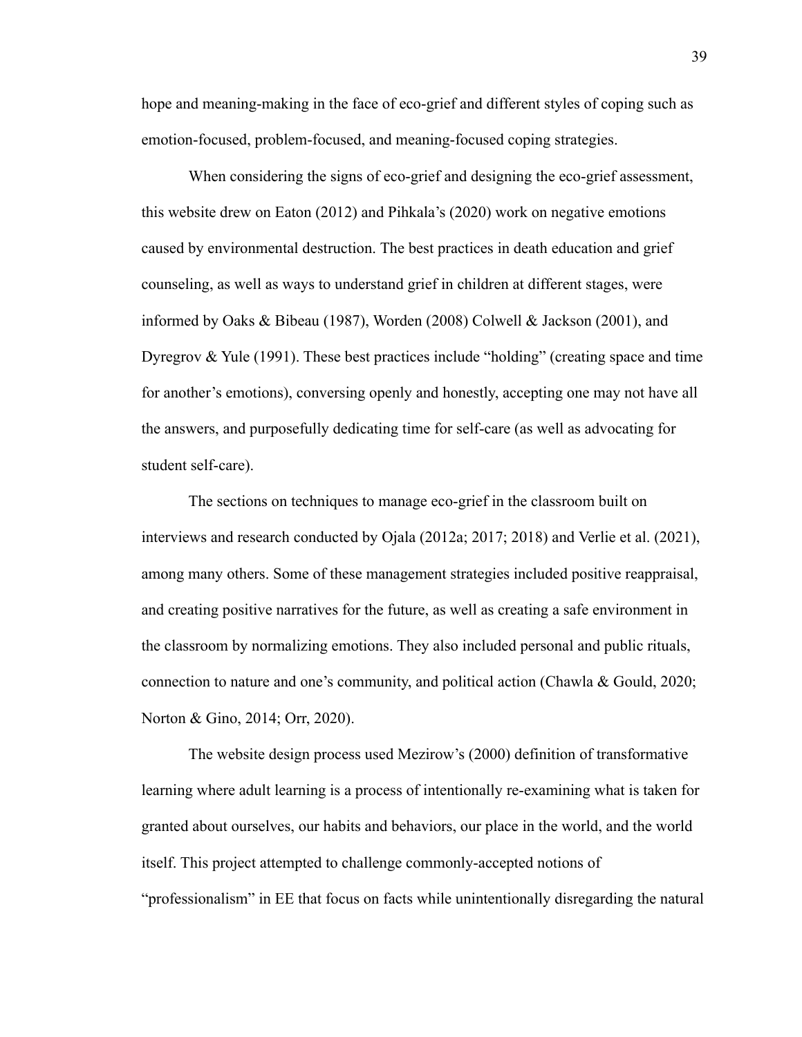hope and meaning-making in the face of eco-grief and different styles of coping such as emotion-focused, problem-focused, and meaning-focused coping strategies.

When considering the signs of eco-grief and designing the eco-grief assessment, this website drew on Eaton (2012) and Pihkala's (2020) work on negative emotions caused by environmental destruction. The best practices in death education and grief counseling, as well as ways to understand grief in children at different stages, were informed by Oaks & Bibeau (1987), Worden (2008) Colwell & Jackson (2001), and Dyregrov & Yule (1991). These best practices include "holding" (creating space and time for another's emotions), conversing openly and honestly, accepting one may not have all the answers, and purposefully dedicating time for self-care (as well as advocating for student self-care).

The sections on techniques to manage eco-grief in the classroom built on interviews and research conducted by Ojala (2012a; 2017; 2018) and Verlie et al. (2021), among many others. Some of these management strategies included positive reappraisal, and creating positive narratives for the future, as well as creating a safe environment in the classroom by normalizing emotions. They also included personal and public rituals, connection to nature and one's community, and political action (Chawla & Gould, 2020; Norton & Gino, 2014; Orr, 2020).

The website design process used Mezirow's (2000) definition of transformative learning where adult learning is a process of intentionally re-examining what is taken for granted about ourselves, our habits and behaviors, our place in the world, and the world itself. This project attempted to challenge commonly-accepted notions of "professionalism" in EE that focus on facts while unintentionally disregarding the natural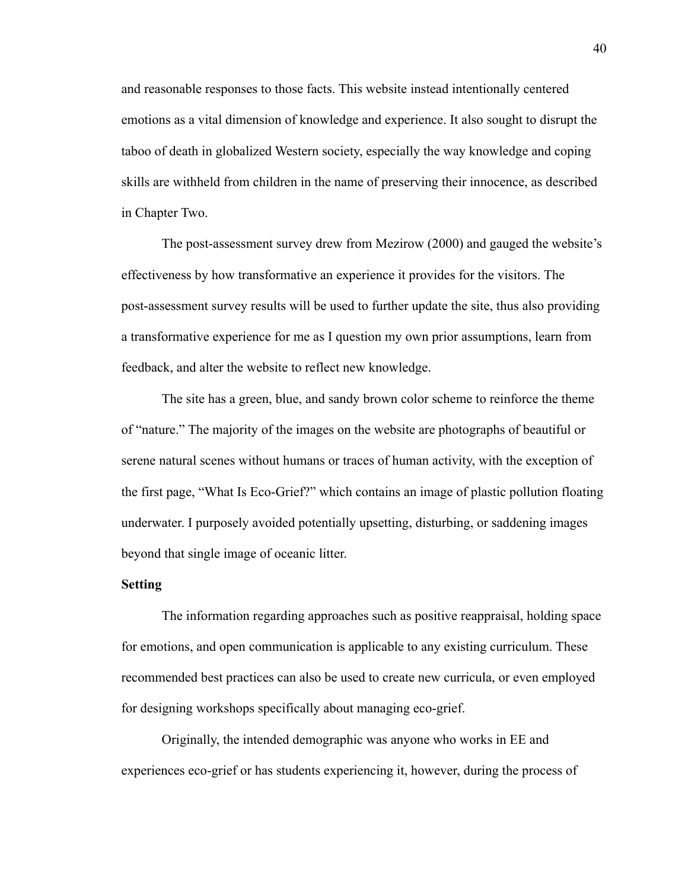and reasonable responses to those facts. This website instead intentionally centered emotions as a vital dimension of knowledge and experience. It also sought to disrupt the taboo of death in globalized Western society, especially the way knowledge and coping skills are withheld from children in the name of preserving their innocence, as described in Chapter Two.

The post-assessment survey drew from Mezirow (2000) and gauged the website's effectiveness by how transformative an experience it provides for the visitors. The post-assessment survey results will be used to further update the site, thus also providing a transformative experience for me as I question my own prior assumptions, learn from feedback, and alter the website to reflect new knowledge.

The site has a green, blue, and sandy brown color scheme to reinforce the theme of "nature." The majority of the images on the website are photographs of beautiful or serene natural scenes without humans or traces of human activity, with the exception of the first page, "What Is Eco-Grief?" which contains an image of plastic pollution floating underwater. I purposely avoided potentially upsetting, disturbing, or saddening images beyond that single image of oceanic litter.

**Setting**

The information regarding approaches such as positive reappraisal, holding space for emotions, and open communication is applicable to any existing curriculum. These recommended best practices can also be used to create new curricula, or even employed for designing workshops specifically about managing eco-grief.

Originally, the intended demographic was anyone who works in EE and experiences eco-grief or has students experiencing it, however, during the process of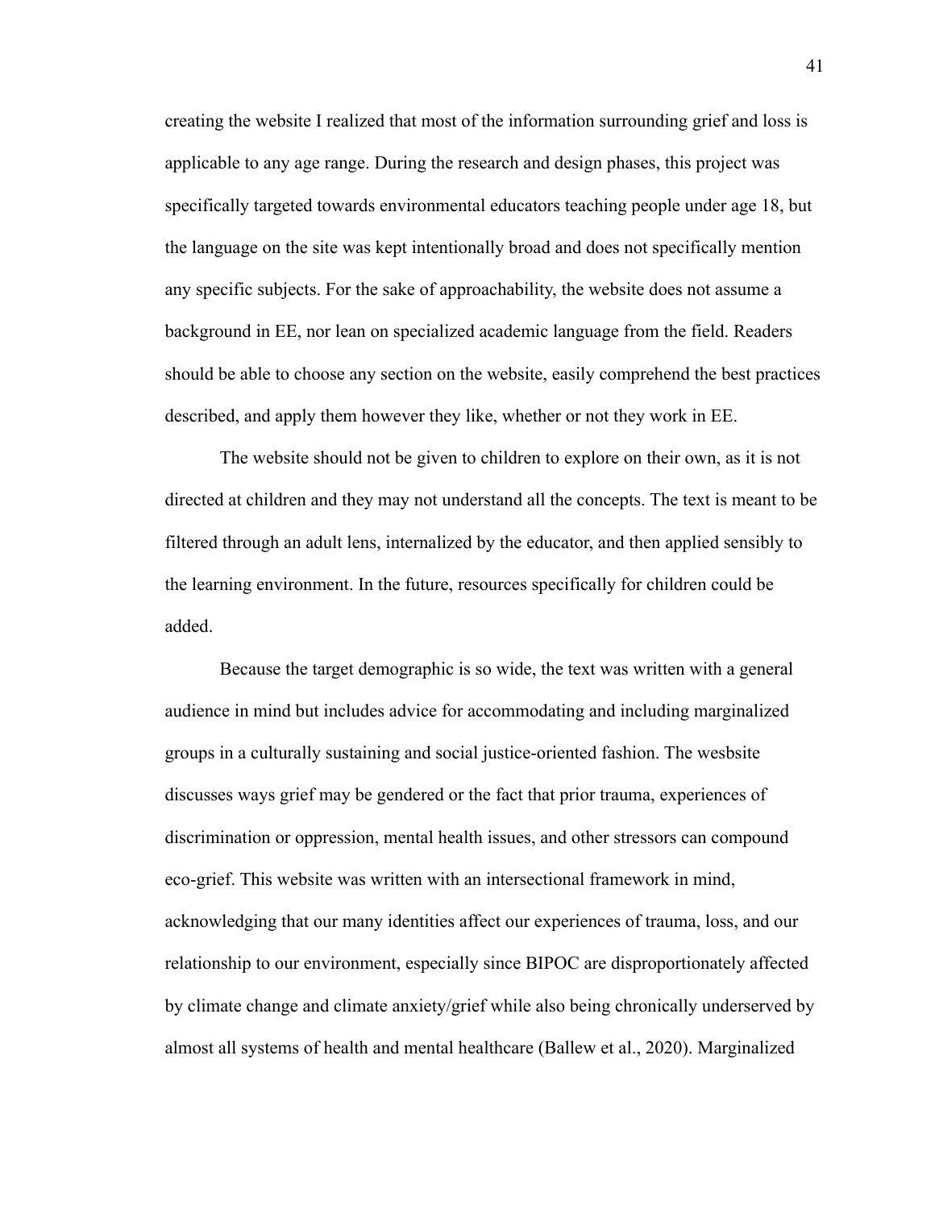creating the website I realized that most of the information surrounding grief and loss is applicable to any age range. During the research and design phases, this project was specifically targeted towards environmental educators teaching people under age 18, but the language on the site was kept intentionally broad and does not specifically mention any specific subjects. For the sake of approachability, the website does not assume a background in EE, nor lean on specialized academic language from the field. Readers should be able to choose any section on the website, easily comprehend the best practices described, and apply them however they like, whether or not they work in EE.

The website should not be given to children to explore on their own, as it is not directed at children and they may not understand all the concepts. The text is meant to be filtered through an adult lens, internalized by the educator, and then applied sensibly to the learning environment. In the future, resources specifically for children could be added.

Because the target demographic is so wide, the text was written with a general audience in mind but includes advice for accommodating and including marginalized groups in a culturally sustaining and social justice-oriented fashion. The wesbsite discusses ways grief may be gendered or the fact that prior trauma, experiences of discrimination or oppression, mental health issues, and other stressors can compound eco-grief. This website was written with an intersectional framework in mind, acknowledging that our many identities affect our experiences of trauma, loss, and our relationship to our environment, especially since BIPOC are disproportionately affected by climate change and climate anxiety/grief while also being chronically underserved by almost all systems of health and mental healthcare (Ballew et al., 2020). Marginalized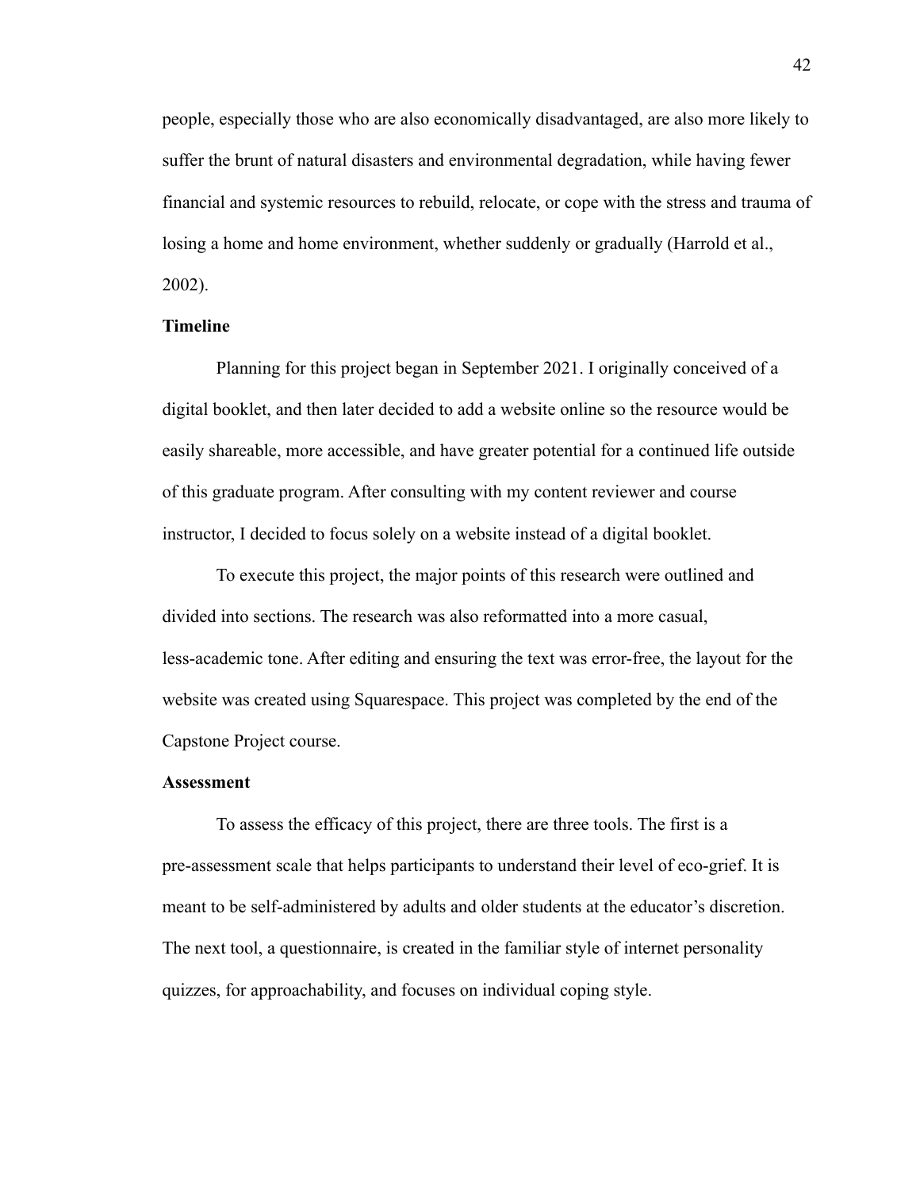people, especially those who are also economically disadvantaged, are also more likely to suffer the brunt of natural disasters and environmental degradation, while having fewer financial and systemic resources to rebuild, relocate, or cope with the stress and trauma of losing a home and home environment, whether suddenly or gradually (Harrold et al., 2002).

### Timeline

Planning for this project began in September 2021. I originally conceived of a digital booklet, and then later decided to add a website online so the resource would be easily shareable, more accessible, and have greater potential for a continued life outside of this graduate program. After consulting with my content reviewer and course instructor, I decided to focus solely on a website instead of a digital booklet.

To execute this project, the major points of this research were outlined and divided into sections. The research was also reformatted into a more casual, less-academic tone. After editing and ensuring the text was error-free, the layout for the website was created using Squarespace. This project was completed by the end of the Capstone Project course.

### Assessment

To assess the efficacy of this project, there are three tools. The first is a pre-assessment scale that helps participants to understand their level of eco-grief. It is meant to be self-administered by adults and older students at the educator's discretion. The next tool, a questionnaire, is created in the familiar style of internet personality quizzes, for approachability, and focuses on individual coping style.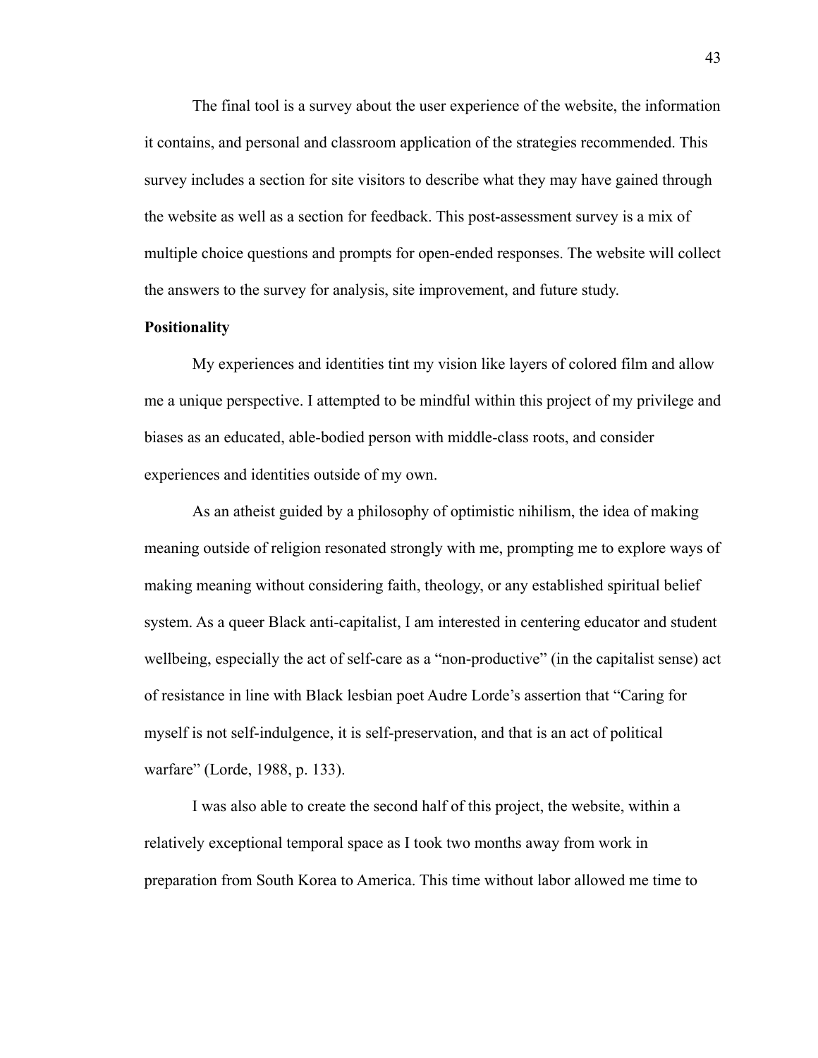The final tool is a survey about the user experience of the website, the information it contains, and personal and classroom application of the strategies recommended. This survey includes a section for site visitors to describe what they may have gained through the website as well as a section for feedback. This post-assessment survey is a mix of multiple choice questions and prompts for open-ended responses. The website will collect the answers to the survey for analysis, site improvement, and future study.

**Positionality**

My experiences and identities tint my vision like layers of colored film and allow me a unique perspective. I attempted to be mindful within this project of my privilege and biases as an educated, able-bodied person with middle-class roots, and consider experiences and identities outside of my own.

As an atheist guided by a philosophy of optimistic nihilism, the idea of making meaning outside of religion resonated strongly with me, prompting me to explore ways of making meaning without considering faith, theology, or any established spiritual belief system. As a queer Black anti-capitalist, I am interested in centering educator and student wellbeing, especially the act of self-care as a "non-productive" (in the capitalist sense) act of resistance in line with Black lesbian poet Audre Lorde's assertion that "Caring for myself is not self-indulgence, it is self-preservation, and that is an act of political warfare" (Lorde, 1988, p. 133).

I was also able to create the second half of this project, the website, within a relatively exceptional temporal space as I took two months away from work in preparation from South Korea to America. This time without labor allowed me time to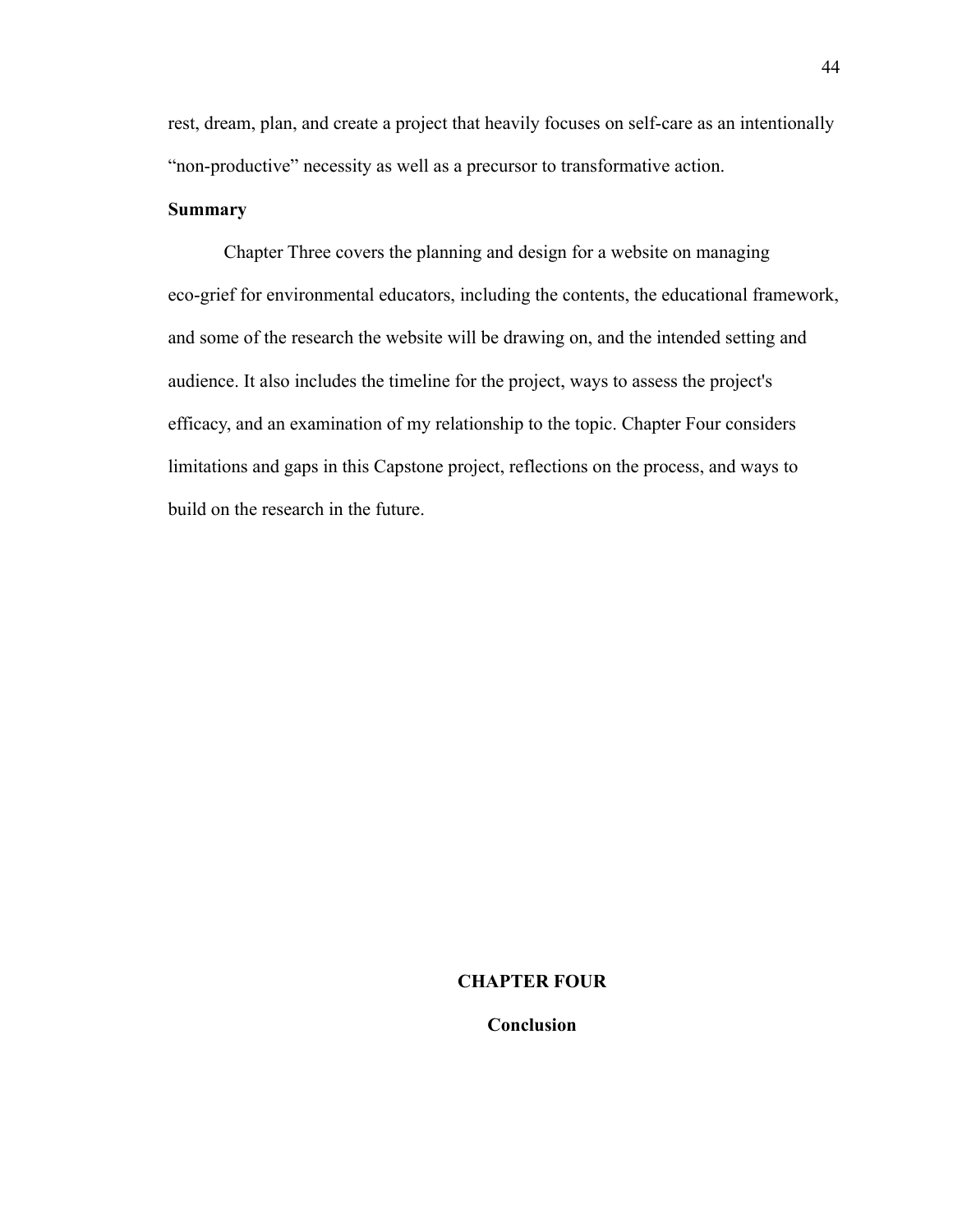rest, dream, plan, and create a project that heavily focuses on self-care as an intentionally "non-productive" necessity as well as a precursor to transformative action.

### Summary

Chapter Three covers the planning and design for a website on managing eco-grief for environmental educators, including the contents, the educational framework, and some of the research the website will be drawing on, and the intended setting and audience. It also includes the timeline for the project, ways to assess the project's efficacy, and an examination of my relationship to the topic. Chapter Four considers limitations and gaps in this Capstone project, reflections on the process, and ways to build on the research in the future.

# CHAPTER FOUR

## Conclusion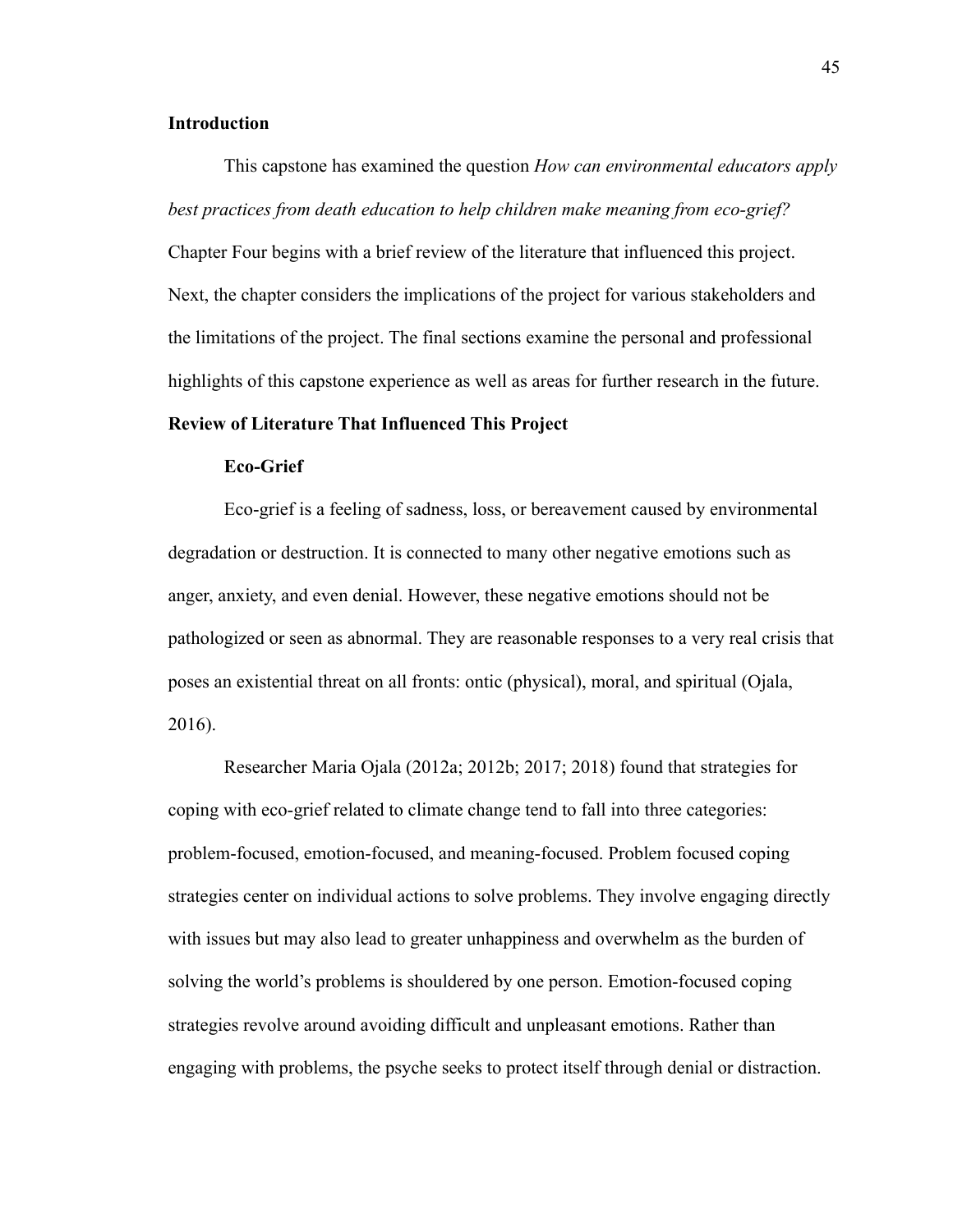## Introduction

This capstone has examined the question *How can environmental educators apply best practices from death education to help children make meaning from eco-grief?* Chapter Four begins with a brief review of the literature that influenced this project. Next, the chapter considers the implications of the project for various stakeholders and the limitations of the project. The final sections examine the personal and professional highlights of this capstone experience as well as areas for further research in the future.

## Review of Literature That Influenced This Project

### Eco-Grief

Eco-grief is a feeling of sadness, loss, or bereavement caused by environmental degradation or destruction. It is connected to many other negative emotions such as anger, anxiety, and even denial. However, these negative emotions should not be pathologized or seen as abnormal. They are reasonable responses to a very real crisis that poses an existential threat on all fronts: ontic (physical), moral, and spiritual (Ojala, 2016).

Researcher Maria Ojala (2012a; 2012b; 2017; 2018) found that strategies for coping with eco-grief related to climate change tend to fall into three categories: problem-focused, emotion-focused, and meaning-focused. Problem focused coping strategies center on individual actions to solve problems. They involve engaging directly with issues but may also lead to greater unhappiness and overwhelm as the burden of solving the world's problems is shouldered by one person. Emotion-focused coping strategies revolve around avoiding difficult and unpleasant emotions. Rather than engaging with problems, the psyche seeks to protect itself through denial or distraction.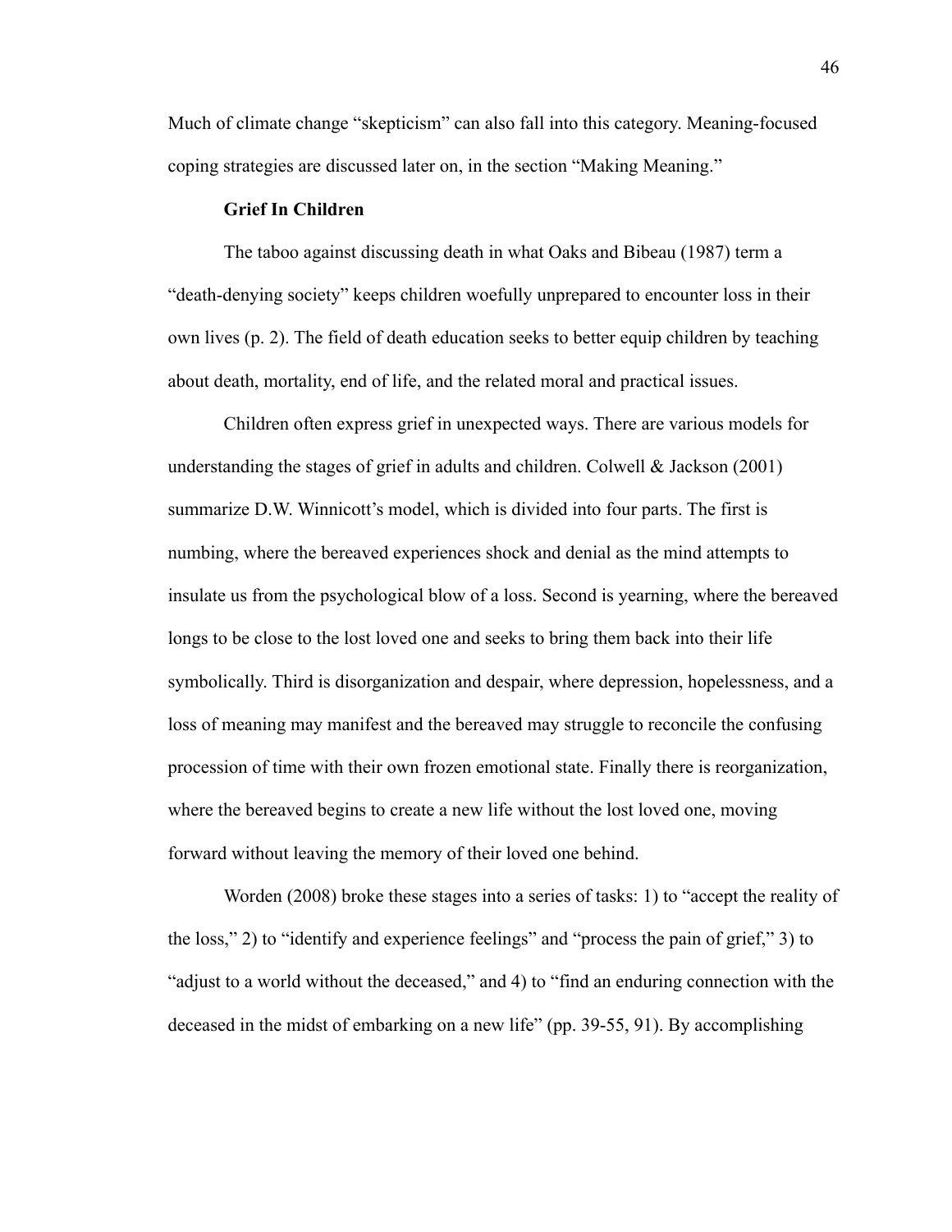Much of climate change "skepticism" can also fall into this category. Meaning-focused coping strategies are discussed later on, in the section "Making Meaning."

### Grief In Children

The taboo against discussing death in what Oaks and Bibeau (1987) term a "death-denying society" keeps children woefully unprepared to encounter loss in their own lives (p. 2). The field of death education seeks to better equip children by teaching about death, mortality, end of life, and the related moral and practical issues.

Children often express grief in unexpected ways. There are various models for understanding the stages of grief in adults and children. Colwell & Jackson (2001) summarize D.W. Winnicott's model, which is divided into four parts. The first is numbing, where the bereaved experiences shock and denial as the mind attempts to insulate us from the psychological blow of a loss. Second is yearning, where the bereaved longs to be close to the lost loved one and seeks to bring them back into their life symbolically. Third is disorganization and despair, where depression, hopelessness, and a loss of meaning may manifest and the bereaved may struggle to reconcile the confusing procession of time with their own frozen emotional state. Finally there is reorganization, where the bereaved begins to create a new life without the lost loved one, moving forward without leaving the memory of their loved one behind.

Worden (2008) broke these stages into a series of tasks: 1) to "accept the reality of the loss," 2) to "identify and experience feelings" and "process the pain of grief," 3) to "adjust to a world without the deceased," and 4) to "find an enduring connection with the deceased in the midst of embarking on a new life" (pp. 39-55, 91). By accomplishing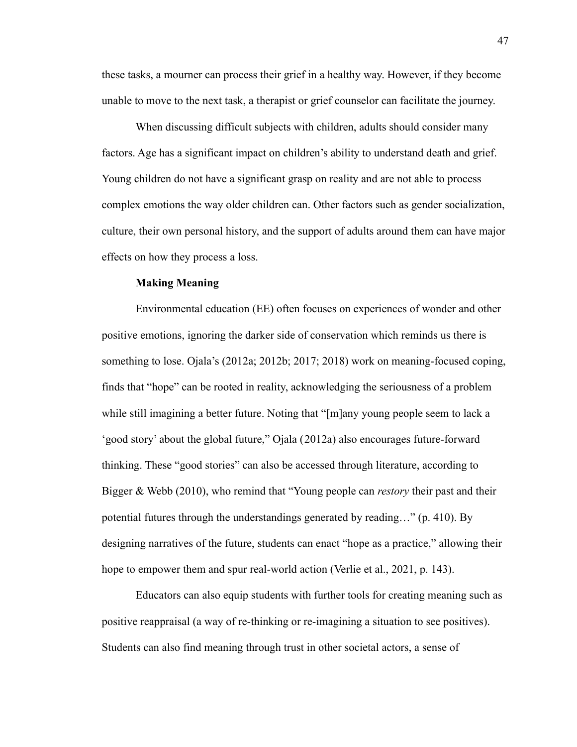these tasks, a mourner can process their grief in a healthy way. However, if they become unable to move to the next task, a therapist or grief counselor can facilitate the journey.

When discussing difficult subjects with children, adults should consider many factors. Age has a significant impact on children's ability to understand death and grief. Young children do not have a significant grasp on reality and are not able to process complex emotions the way older children can. Other factors such as gender socialization, culture, their own personal history, and the support of adults around them can have major effects on how they process a loss.

### Making Meaning

Environmental education (EE) often focuses on experiences of wonder and other positive emotions, ignoring the darker side of conservation which reminds us there is something to lose. Ojala's (2012a; 2012b; 2017; 2018) work on meaning-focused coping, finds that "hope" can be rooted in reality, acknowledging the seriousness of a problem while still imagining a better future. Noting that "[m]any young people seem to lack a 'good story' about the global future," Ojala (2012a) also encourages future-forward thinking. These "good stories" can also be accessed through literature, according to Bigger & Webb (2010), who remind that "Young people can *restory* their past and their potential futures through the understandings generated by reading…" (p. 410). By designing narratives of the future, students can enact "hope as a practice," allowing their hope to empower them and spur real-world action (Verlie et al., 2021, p. 143).

Educators can also equip students with further tools for creating meaning such as positive reappraisal (a way of re-thinking or re-imagining a situation to see positives). Students can also find meaning through trust in other societal actors, a sense of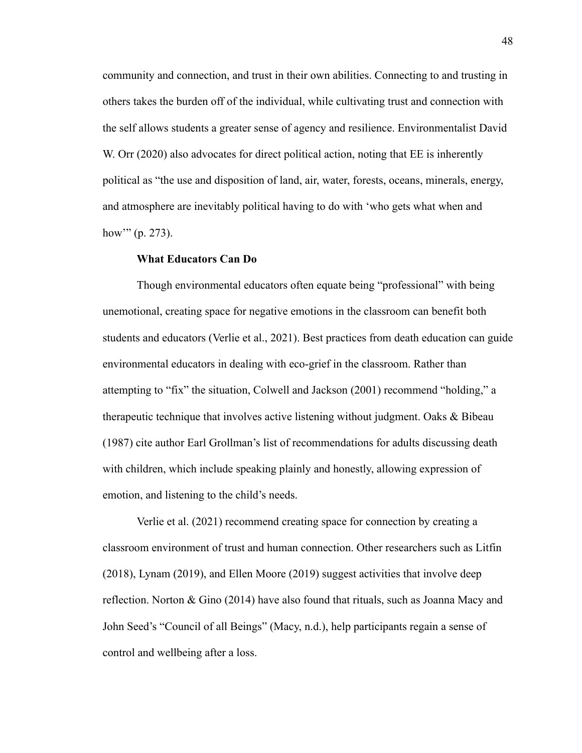community and connection, and trust in their own abilities. Connecting to and trusting in others takes the burden off of the individual, while cultivating trust and connection with the self allows students a greater sense of agency and resilience. Environmentalist David W. Orr (2020) also advocates for direct political action, noting that EE is inherently political as "the use and disposition of land, air, water, forests, oceans, minerals, energy, and atmosphere are inevitably political having to do with 'who gets what when and how'" (p. 273).

### What Educators Can Do

Though environmental educators often equate being "professional" with being unemotional, creating space for negative emotions in the classroom can benefit both students and educators (Verlie et al., 2021). Best practices from death education can guide environmental educators in dealing with eco-grief in the classroom. Rather than attempting to "fix" the situation, Colwell and Jackson (2001) recommend "holding," a therapeutic technique that involves active listening without judgment. Oaks & Bibeau (1987) cite author Earl Grollman's list of recommendations for adults discussing death with children, which include speaking plainly and honestly, allowing expression of emotion, and listening to the child's needs.

Verlie et al. (2021) recommend creating space for connection by creating a classroom environment of trust and human connection. Other researchers such as Litfin (2018), Lynam (2019), and Ellen Moore (2019) suggest activities that involve deep reflection. Norton & Gino (2014) have also found that rituals, such as Joanna Macy and John Seed's "Council of all Beings" (Macy, n.d.), help participants regain a sense of control and wellbeing after a loss.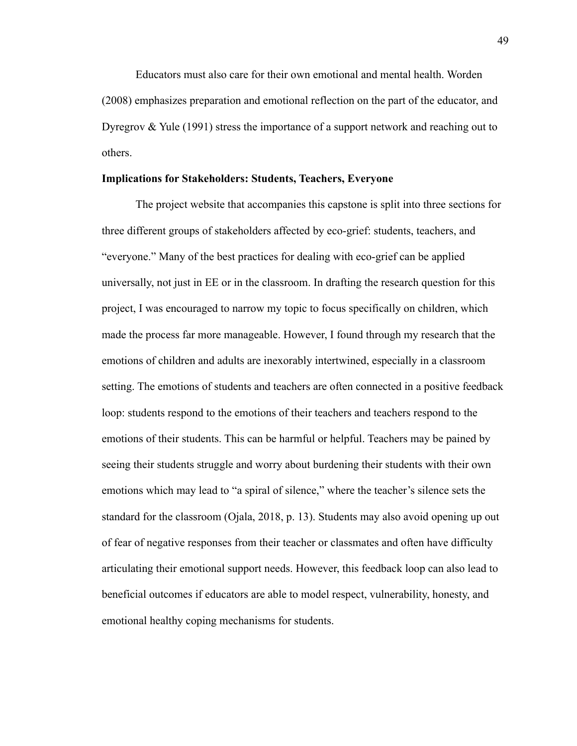Educators must also care for their own emotional and mental health. Worden (2008) emphasizes preparation and emotional reflection on the part of the educator, and Dyregrov & Yule (1991) stress the importance of a support network and reaching out to others.

**Implications for Stakeholders: Students, Teachers, Everyone**

The project website that accompanies this capstone is split into three sections for three different groups of stakeholders affected by eco-grief: students, teachers, and "everyone." Many of the best practices for dealing with eco-grief can be applied universally, not just in EE or in the classroom. In drafting the research question for this project, I was encouraged to narrow my topic to focus specifically on children, which made the process far more manageable. However, I found through my research that the emotions of children and adults are inexorably intertwined, especially in a classroom setting. The emotions of students and teachers are often connected in a positive feedback loop: students respond to the emotions of their teachers and teachers respond to the emotions of their students. This can be harmful or helpful. Teachers may be pained by seeing their students struggle and worry about burdening their students with their own emotions which may lead to "a spiral of silence," where the teacher's silence sets the standard for the classroom (Ojala, 2018, p. 13). Students may also avoid opening up out of fear of negative responses from their teacher or classmates and often have difficulty articulating their emotional support needs. However, this feedback loop can also lead to beneficial outcomes if educators are able to model respect, vulnerability, honesty, and emotional healthy coping mechanisms for students.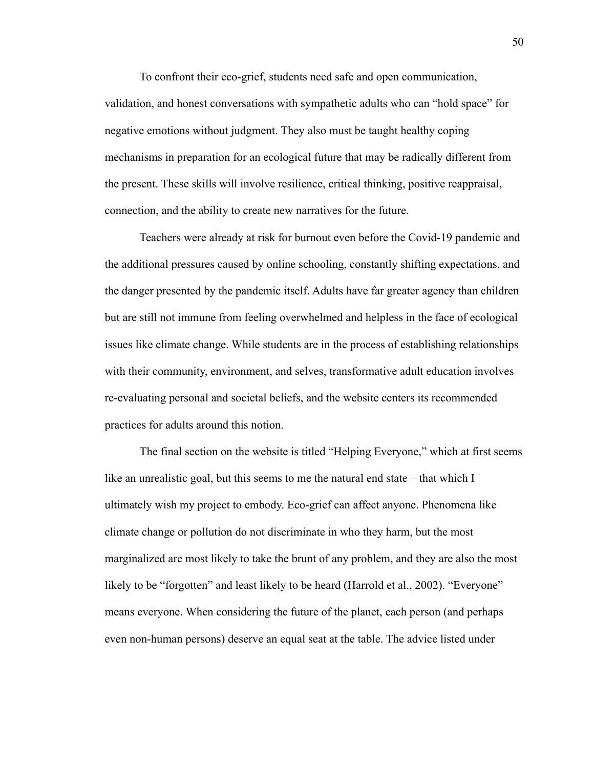To confront their eco-grief, students need safe and open communication, validation, and honest conversations with sympathetic adults who can "hold space" for negative emotions without judgment. They also must be taught healthy coping mechanisms in preparation for an ecological future that may be radically different from the present. These skills will involve resilience, critical thinking, positive reappraisal, connection, and the ability to create new narratives for the future.

Teachers were already at risk for burnout even before the Covid-19 pandemic and the additional pressures caused by online schooling, constantly shifting expectations, and the danger presented by the pandemic itself. Adults have far greater agency than children but are still not immune from feeling overwhelmed and helpless in the face of ecological issues like climate change. While students are in the process of establishing relationships with their community, environment, and selves, transformative adult education involves re-evaluating personal and societal beliefs, and the website centers its recommended practices for adults around this notion.

The final section on the website is titled "Helping Everyone," which at first seems like an unrealistic goal, but this seems to me the natural end state – that which I ultimately wish my project to embody. Eco-grief can affect anyone. Phenomena like climate change or pollution do not discriminate in who they harm, but the most marginalized are most likely to take the brunt of any problem, and they are also the most likely to be "forgotten" and least likely to be heard (Harrold et al., 2002). "Everyone" means everyone. When considering the future of the planet, each person (and perhaps even non-human persons) deserve an equal seat at the table. The advice listed under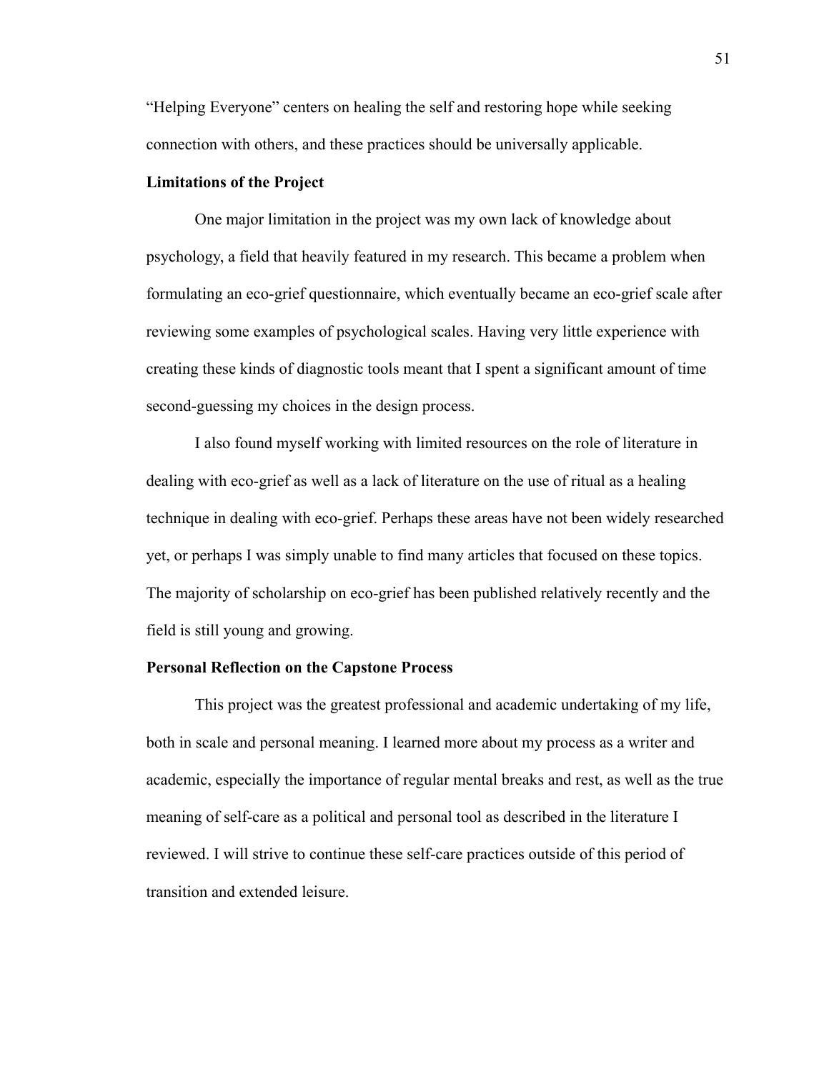"Helping Everyone" centers on healing the self and restoring hope while seeking connection with others, and these practices should be universally applicable.

### Limitations of the Project

One major limitation in the project was my own lack of knowledge about psychology, a field that heavily featured in my research. This became a problem when formulating an eco-grief questionnaire, which eventually became an eco-grief scale after reviewing some examples of psychological scales. Having very little experience with creating these kinds of diagnostic tools meant that I spent a significant amount of time second-guessing my choices in the design process.

I also found myself working with limited resources on the role of literature in dealing with eco-grief as well as a lack of literature on the use of ritual as a healing technique in dealing with eco-grief. Perhaps these areas have not been widely researched yet, or perhaps I was simply unable to find many articles that focused on these topics. The majority of scholarship on eco-grief has been published relatively recently and the field is still young and growing.

### Personal Reflection on the Capstone Process

This project was the greatest professional and academic undertaking of my life, both in scale and personal meaning. I learned more about my process as a writer and academic, especially the importance of regular mental breaks and rest, as well as the true meaning of self-care as a political and personal tool as described in the literature I reviewed. I will strive to continue these self-care practices outside of this period of transition and extended leisure.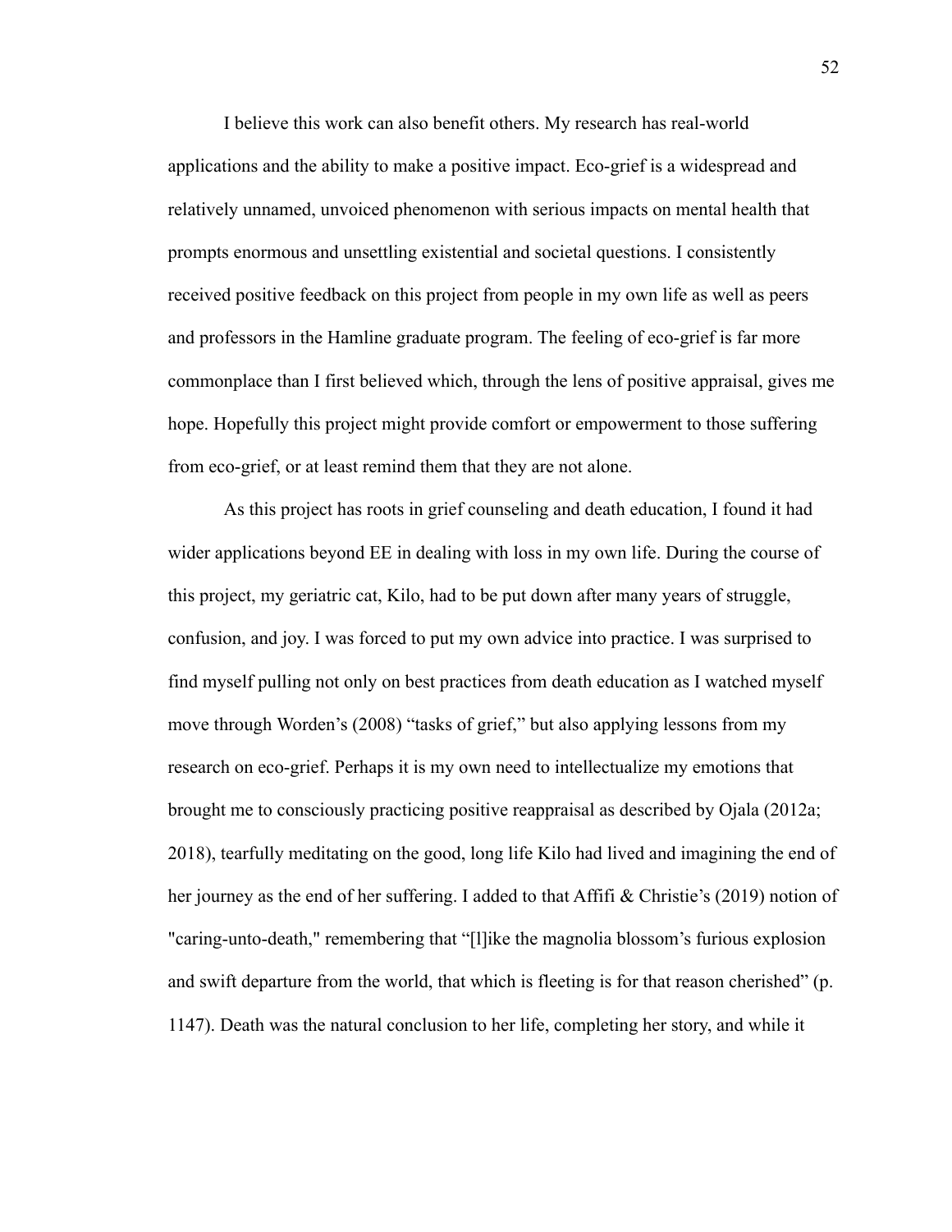I believe this work can also benefit others. My research has real-world applications and the ability to make a positive impact. Eco-grief is a widespread and relatively unnamed, unvoiced phenomenon with serious impacts on mental health that prompts enormous and unsettling existential and societal questions. I consistently received positive feedback on this project from people in my own life as well as peers and professors in the Hamline graduate program. The feeling of eco-grief is far more commonplace than I first believed which, through the lens of positive appraisal, gives me hope. Hopefully this project might provide comfort or empowerment to those suffering from eco-grief, or at least remind them that they are not alone.

As this project has roots in grief counseling and death education, I found it had wider applications beyond EE in dealing with loss in my own life. During the course of this project, my geriatric cat, Kilo, had to be put down after many years of struggle, confusion, and joy. I was forced to put my own advice into practice. I was surprised to find myself pulling not only on best practices from death education as I watched myself move through Worden's (2008) "tasks of grief," but also applying lessons from my research on eco-grief. Perhaps it is my own need to intellectualize my emotions that brought me to consciously practicing positive reappraisal as described by Ojala (2012a; 2018), tearfully meditating on the good, long life Kilo had lived and imagining the end of her journey as the end of her suffering. I added to that Affifi & Christie's (2019) notion of "caring-unto-death," remembering that "[l]ike the magnolia blossom's furious explosion and swift departure from the world, that which is fleeting is for that reason cherished" (p. 1147). Death was the natural conclusion to her life, completing her story, and while it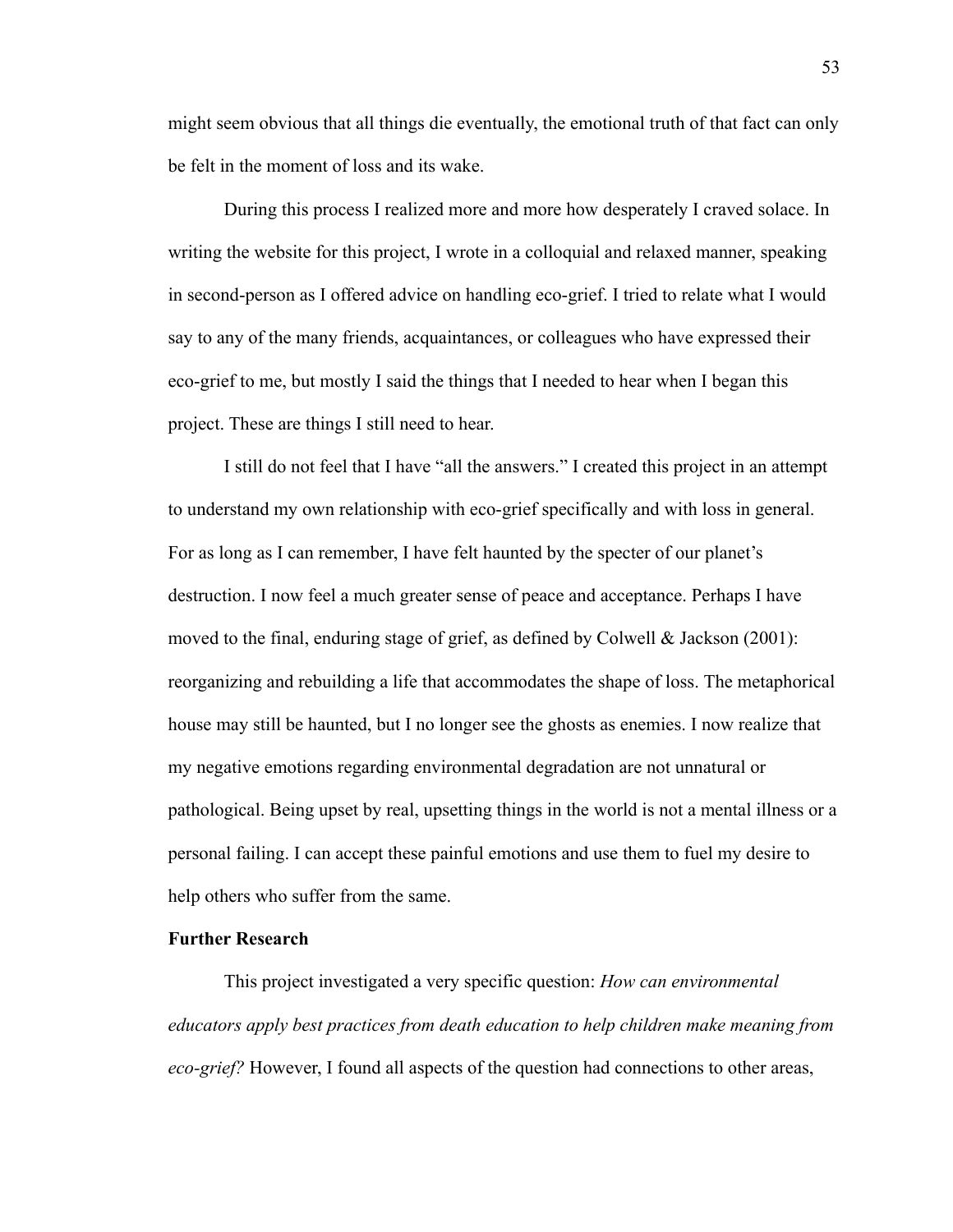might seem obvious that all things die eventually, the emotional truth of that fact can only be felt in the moment of loss and its wake.

During this process I realized more and more how desperately I craved solace. In writing the website for this project, I wrote in a colloquial and relaxed manner, speaking in second-person as I offered advice on handling eco-grief. I tried to relate what I would say to any of the many friends, acquaintances, or colleagues who have expressed their eco-grief to me, but mostly I said the things that I needed to hear when I began this project. These are things I still need to hear.

I still do not feel that I have "all the answers." I created this project in an attempt to understand my own relationship with eco-grief specifically and with loss in general. For as long as I can remember, I have felt haunted by the specter of our planet's destruction. I now feel a much greater sense of peace and acceptance. Perhaps I have moved to the final, enduring stage of grief, as defined by Colwell & Jackson (2001): reorganizing and rebuilding a life that accommodates the shape of loss. The metaphorical house may still be haunted, but I no longer see the ghosts as enemies. I now realize that my negative emotions regarding environmental degradation are not unnatural or pathological. Being upset by real, upsetting things in the world is not a mental illness or a personal failing. I can accept these painful emotions and use them to fuel my desire to help others who suffer from the same.

**Further Research**

This project investigated a very specific question: *How can environmental educators apply best practices from death education to help children make meaning from eco-grief?* However, I found all aspects of the question had connections to other areas,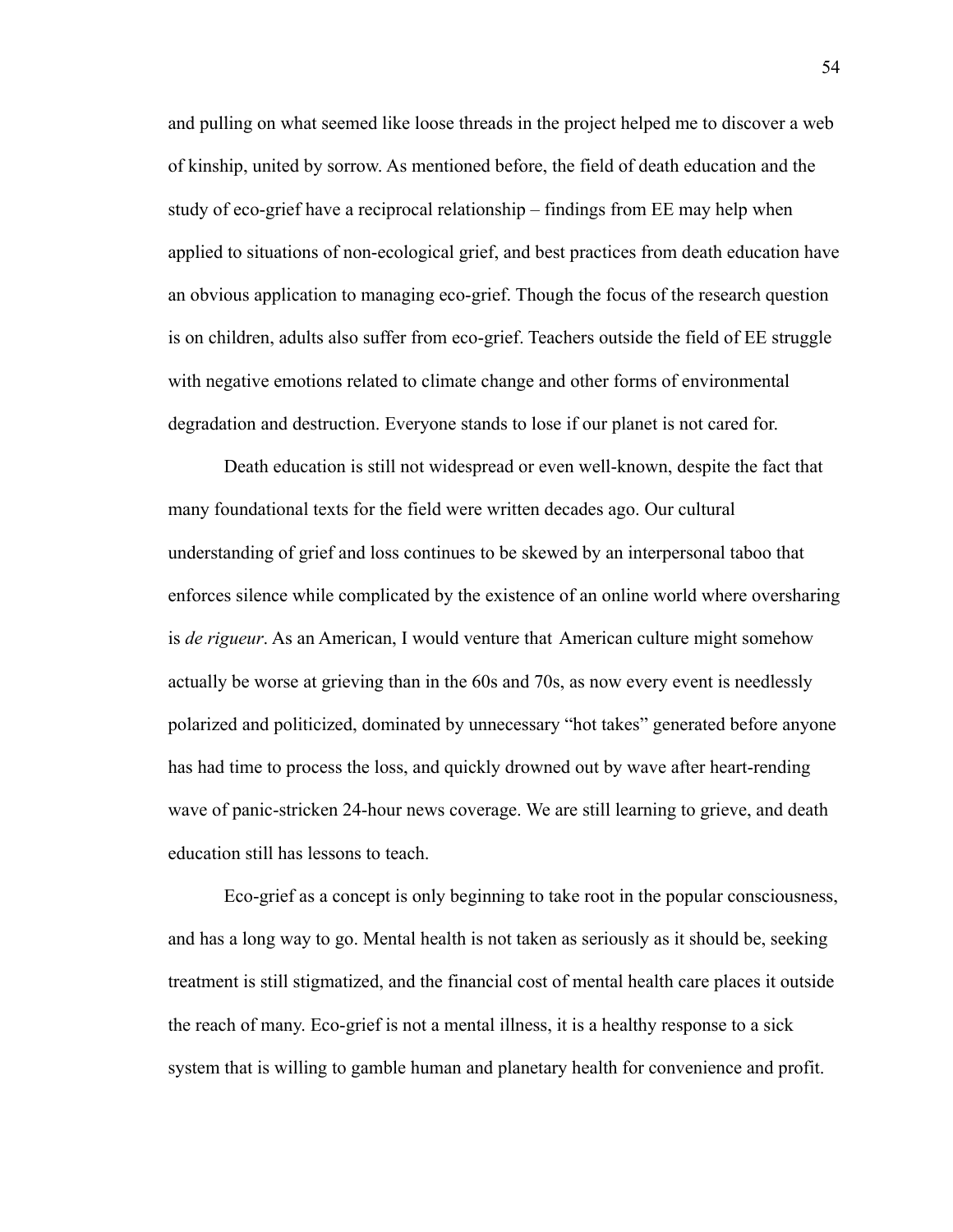and pulling on what seemed like loose threads in the project helped me to discover a web of kinship, united by sorrow. As mentioned before, the field of death education and the study of eco-grief have a reciprocal relationship – findings from EE may help when applied to situations of non-ecological grief, and best practices from death education have an obvious application to managing eco-grief. Though the focus of the research question is on children, adults also suffer from eco-grief. Teachers outside the field of EE struggle with negative emotions related to climate change and other forms of environmental degradation and destruction. Everyone stands to lose if our planet is not cared for.

Death education is still not widespread or even well-known, despite the fact that many foundational texts for the field were written decades ago. Our cultural understanding of grief and loss continues to be skewed by an interpersonal taboo that enforces silence while complicated by the existence of an online world where oversharing is *de rigueur*. As an American, I would venture that American culture might somehow actually be worse at grieving than in the 60s and 70s, as now every event is needlessly polarized and politicized, dominated by unnecessary "hot takes" generated before anyone has had time to process the loss, and quickly drowned out by wave after heart-rending wave of panic-stricken 24-hour news coverage. We are still learning to grieve, and death education still has lessons to teach.

Eco-grief as a concept is only beginning to take root in the popular consciousness, and has a long way to go. Mental health is not taken as seriously as it should be, seeking treatment is still stigmatized, and the financial cost of mental health care places it outside the reach of many. Eco-grief is not a mental illness, it is a healthy response to a sick system that is willing to gamble human and planetary health for convenience and profit.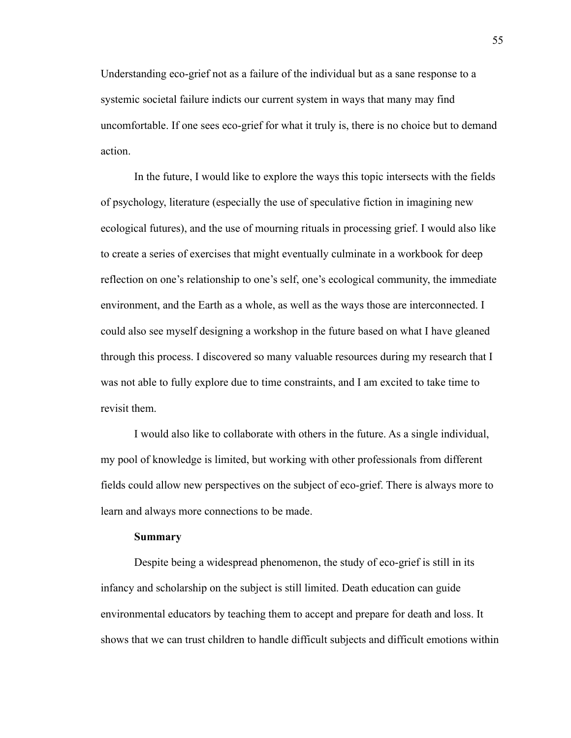Understanding eco-grief not as a failure of the individual but as a sane response to a systemic societal failure indicts our current system in ways that many may find uncomfortable. If one sees eco-grief for what it truly is, there is no choice but to demand action.

In the future, I would like to explore the ways this topic intersects with the fields of psychology, literature (especially the use of speculative fiction in imagining new ecological futures), and the use of mourning rituals in processing grief. I would also like to create a series of exercises that might eventually culminate in a workbook for deep reflection on one's relationship to one's self, one's ecological community, the immediate environment, and the Earth as a whole, as well as the ways those are interconnected. I could also see myself designing a workshop in the future based on what I have gleaned through this process. I discovered so many valuable resources during my research that I was not able to fully explore due to time constraints, and I am excited to take time to revisit them.

I would also like to collaborate with others in the future. As a single individual, my pool of knowledge is limited, but working with other professionals from different fields could allow new perspectives on the subject of eco-grief. There is always more to learn and always more connections to be made.

## Summary

Despite being a widespread phenomenon, the study of eco-grief is still in its infancy and scholarship on the subject is still limited. Death education can guide environmental educators by teaching them to accept and prepare for death and loss. It shows that we can trust children to handle difficult subjects and difficult emotions within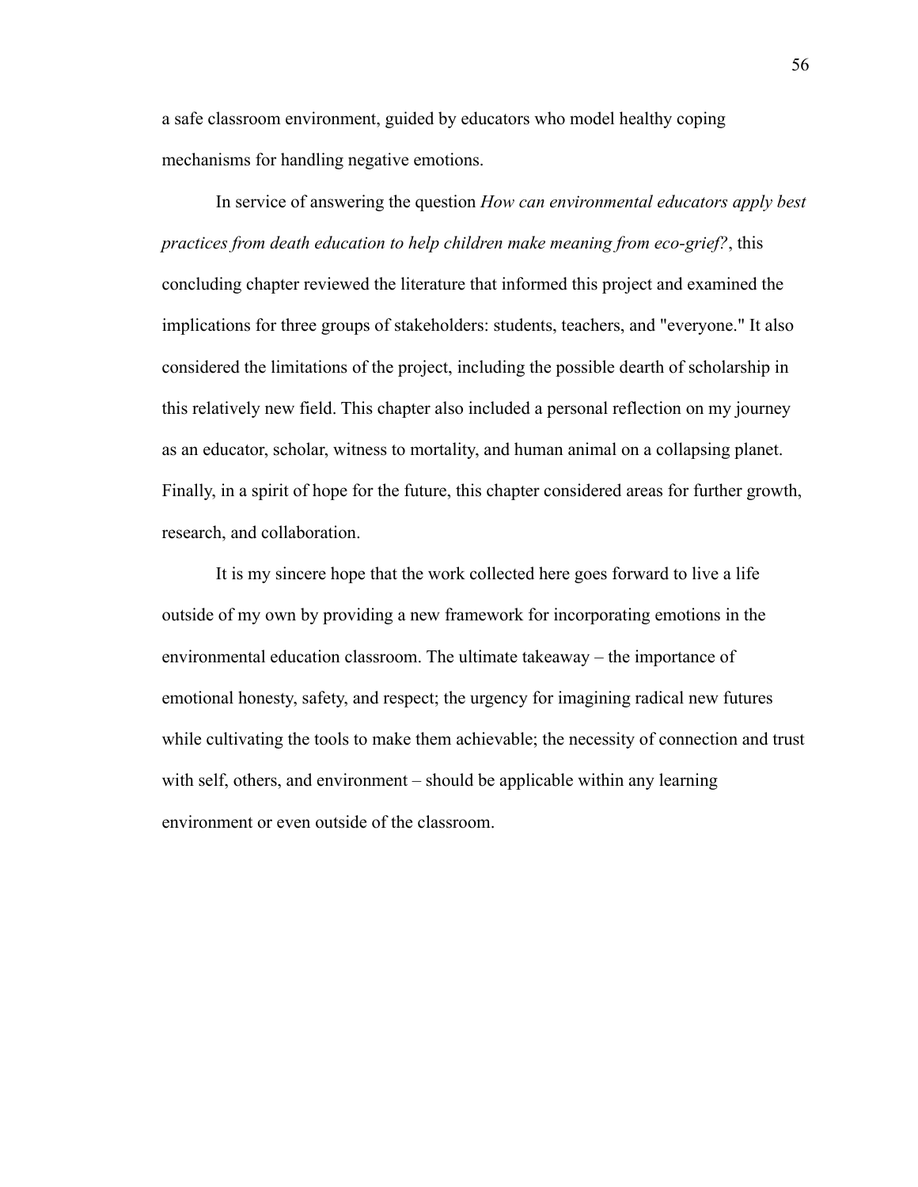a safe classroom environment, guided by educators who model healthy coping mechanisms for handling negative emotions.

In service of answering the question *How can environmental educators apply best practices from death education to help children make meaning from eco-grief?*, this concluding chapter reviewed the literature that informed this project and examined the implications for three groups of stakeholders: students, teachers, and "everyone." It also considered the limitations of the project, including the possible dearth of scholarship in this relatively new field. This chapter also included a personal reflection on my journey as an educator, scholar, witness to mortality, and human animal on a collapsing planet. Finally, in a spirit of hope for the future, this chapter considered areas for further growth, research, and collaboration.

It is my sincere hope that the work collected here goes forward to live a life outside of my own by providing a new framework for incorporating emotions in the environmental education classroom. The ultimate takeaway – the importance of emotional honesty, safety, and respect; the urgency for imagining radical new futures while cultivating the tools to make them achievable; the necessity of connection and trust with self, others, and environment – should be applicable within any learning environment or even outside of the classroom.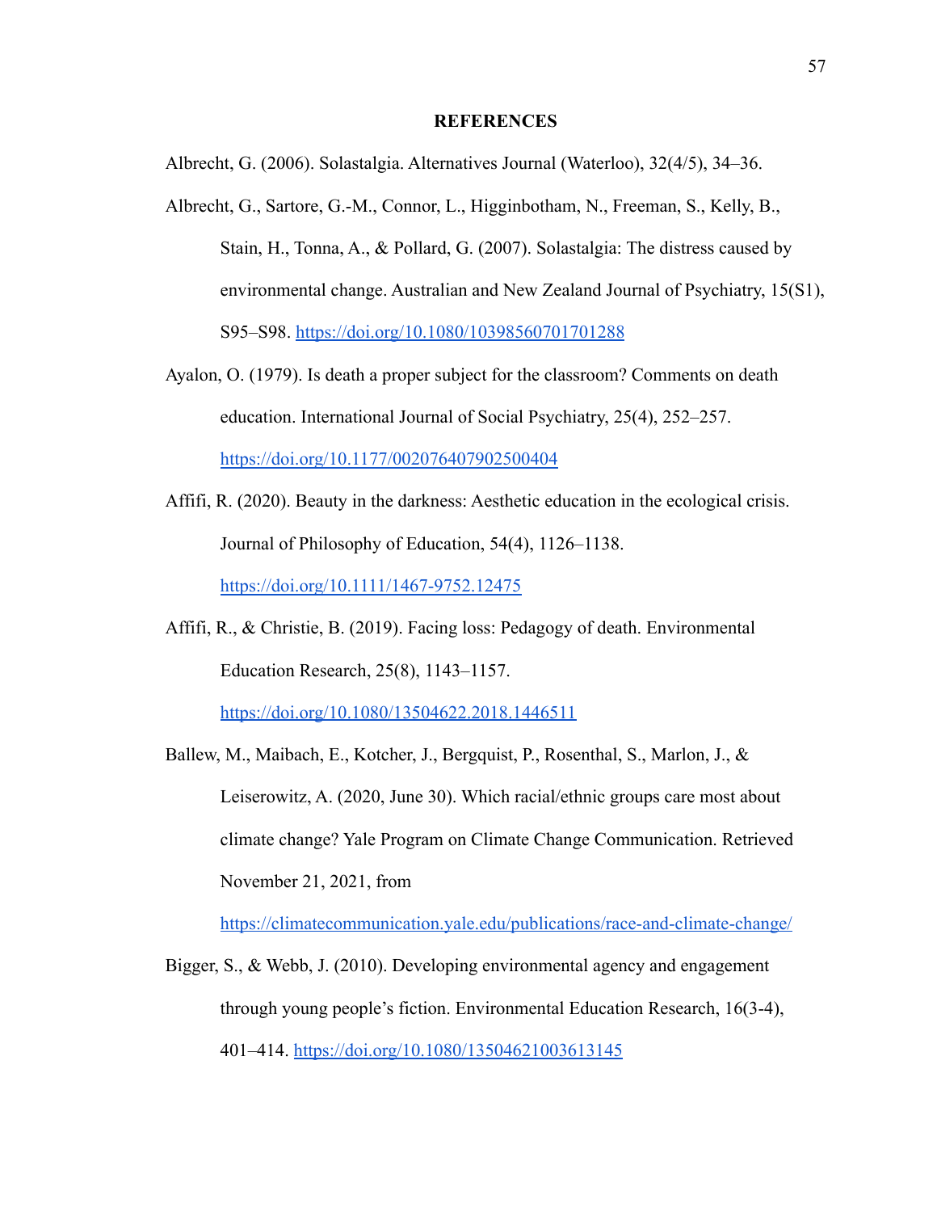# REFERENCES

Albrecht, G. (2006). Solastalgia. Alternatives Journal (Waterloo), 32(4/5), 34–36.

Albrecht, G., Sartore, G.-M., Connor, L., Higginbotham, N., Freeman, S., Kelly, B., Stain, H., Tonna, A., & Pollard, G. (2007). Solastalgia: The distress caused by environmental change. Australian and New Zealand Journal of Psychiatry, 15(S1), S95–S98. https://doi.org/10.1080/10398560701701288

Ayalon, O. (1979). Is death a proper subject for the classroom? Comments on death education. International Journal of Social Psychiatry, 25(4), 252–257. https://doi.org/10.1177/002076407902500404

Affifi, R. (2020). Beauty in the darkness: Aesthetic education in the ecological crisis. Journal of Philosophy of Education, 54(4), 1126–1138. https://doi.org/10.1111/1467-9752.12475

Affifi, R., & Christie, B. (2019). Facing loss: Pedagogy of death. Environmental Education Research, 25(8), 1143–1157. https://doi.org/10.1080/13504622.2018.1446511

Ballew, M., Maibach, E., Kotcher, J., Bergquist, P., Rosenthal, S., Marlon, J., & Leiserowitz, A. (2020, June 30). Which racial/ethnic groups care most about climate change? Yale Program on Climate Change Communication. Retrieved November 21, 2021, from https://climatecommunication.yale.edu/publications/race-and-climate-change/

Bigger, S., & Webb, J. (2010). Developing environmental agency and engagement through young people's fiction. Environmental Education Research, 16(3-4), 401–414. https://doi.org/10.1080/13504621003613145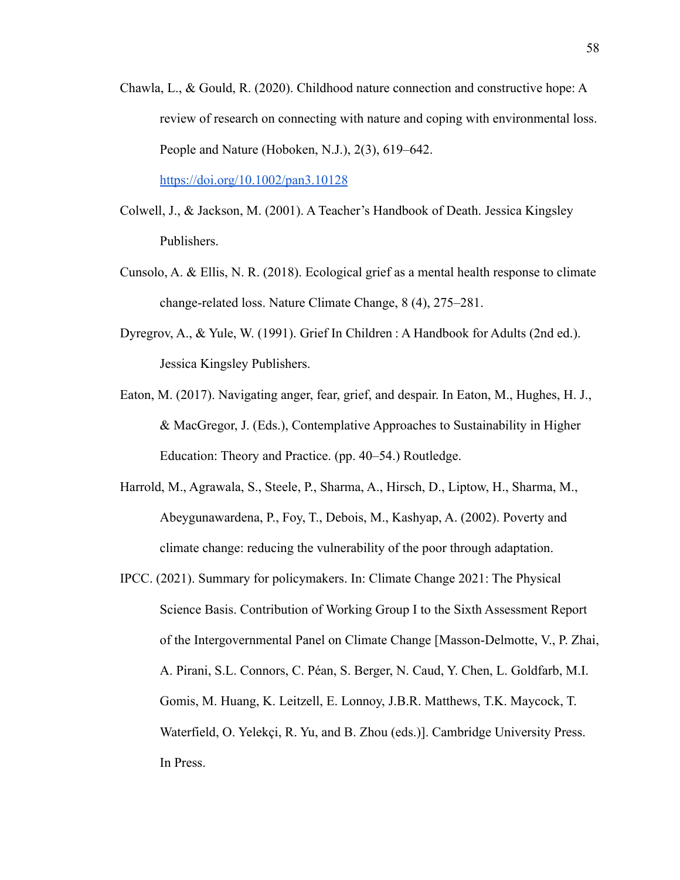Chawla, L., & Gould, R. (2020). Childhood nature connection and constructive hope: A review of research on connecting with nature and coping with environmental loss. People and Nature (Hoboken, N.J.), 2(3), 619–642. https://doi.org/10.1002/pan3.10128

Colwell, J., & Jackson, M. (2001). A Teacher's Handbook of Death. Jessica Kingsley Publishers.

Cunsolo, A. & Ellis, N. R. (2018). Ecological grief as a mental health response to climate change-related loss. Nature Climate Change, 8 (4), 275–281.

Dyregrov, A., & Yule, W. (1991). Grief In Children : A Handbook for Adults (2nd ed.). Jessica Kingsley Publishers.

Eaton, M. (2017). Navigating anger, fear, grief, and despair. In Eaton, M., Hughes, H. J., & MacGregor, J. (Eds.), Contemplative Approaches to Sustainability in Higher Education: Theory and Practice. (pp. 40–54.) Routledge.

Harrold, M., Agrawala, S., Steele, P., Sharma, A., Hirsch, D., Liptow, H., Sharma, M., Abeygunawardena, P., Foy, T., Debois, M., Kashyap, A. (2002). Poverty and climate change: reducing the vulnerability of the poor through adaptation.

IPCC. (2021). Summary for policymakers. In: Climate Change 2021: The Physical Science Basis. Contribution of Working Group I to the Sixth Assessment Report of the Intergovernmental Panel on Climate Change [Masson-Delmotte, V., P. Zhai, A. Pirani, S.L. Connors, C. Péan, S. Berger, N. Caud, Y. Chen, L. Goldfarb, M.I. Gomis, M. Huang, K. Leitzell, E. Lonnoy, J.B.R. Matthews, T.K. Maycock, T. Waterfield, O. Yelekçi, R. Yu, and B. Zhou (eds.)]. Cambridge University Press. In Press.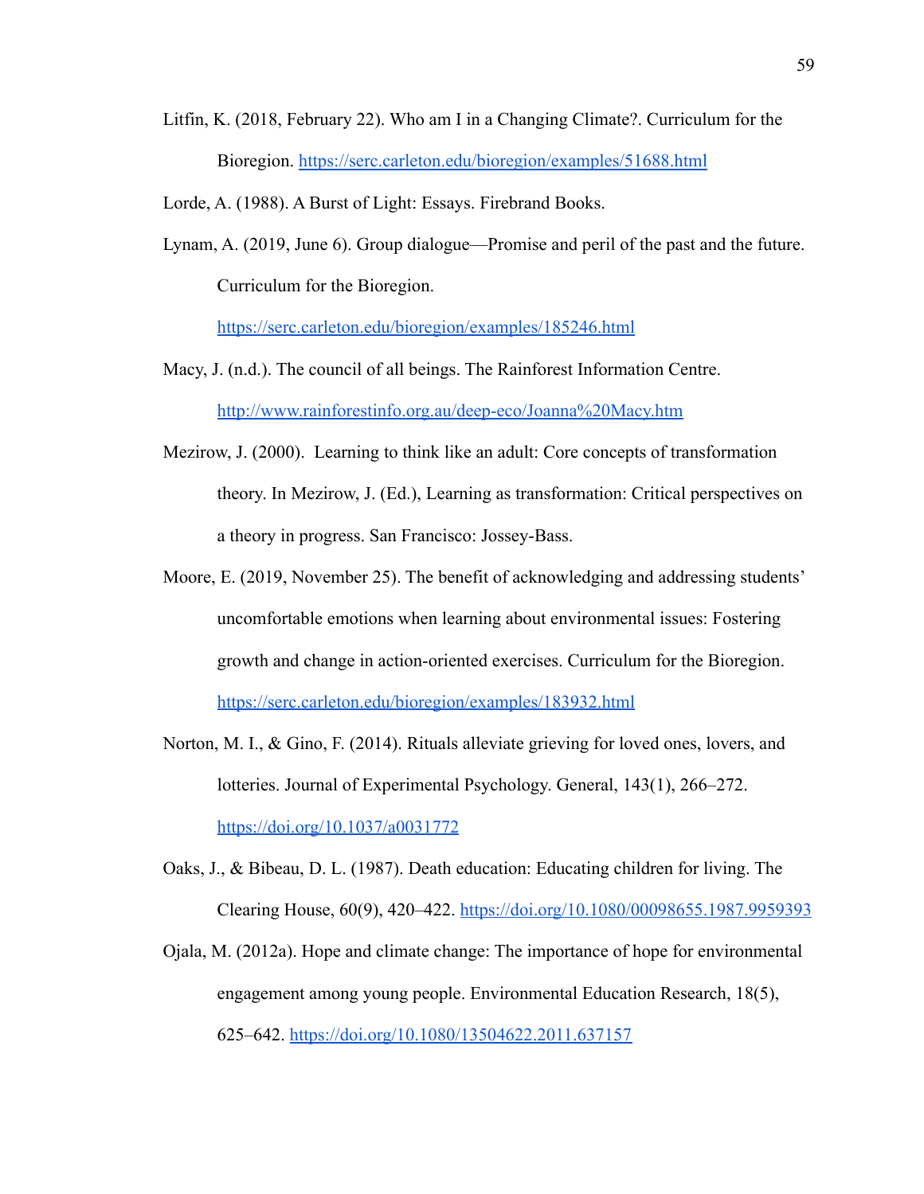Litfin, K. (2018, February 22). Who am I in a Changing Climate?. Curriculum for the Bioregion. https://serc.carleton.edu/bioregion/examples/51688.html

Lorde, A. (1988). A Burst of Light: Essays. Firebrand Books.

Lynam, A. (2019, June 6). Group dialogue—Promise and peril of the past and the future. Curriculum for the Bioregion. https://serc.carleton.edu/bioregion/examples/185246.html

Macy, J. (n.d.). The council of all beings. The Rainforest Information Centre. http://www.rainforestinfo.org.au/deep-eco/Joanna%20Macy.htm

Mezirow, J. (2000). Learning to think like an adult: Core concepts of transformation theory. In Mezirow, J. (Ed.), Learning as transformation: Critical perspectives on a theory in progress. San Francisco: Jossey-Bass.

Moore, E. (2019, November 25). The benefit of acknowledging and addressing students' uncomfortable emotions when learning about environmental issues: Fostering growth and change in action-oriented exercises. Curriculum for the Bioregion. https://serc.carleton.edu/bioregion/examples/183932.html

Norton, M. I., & Gino, F. (2014). Rituals alleviate grieving for loved ones, lovers, and lotteries. Journal of Experimental Psychology. General, 143(1), 266–272. https://doi.org/10.1037/a0031772

Oaks, J., & Bibeau, D. L. (1987). Death education: Educating children for living. The Clearing House, 60(9), 420–422. https://doi.org/10.1080/00098655.1987.9959393

Ojala, M. (2012a). Hope and climate change: The importance of hope for environmental engagement among young people. Environmental Education Research, 18(5), 625–642. https://doi.org/10.1080/13504622.2011.637157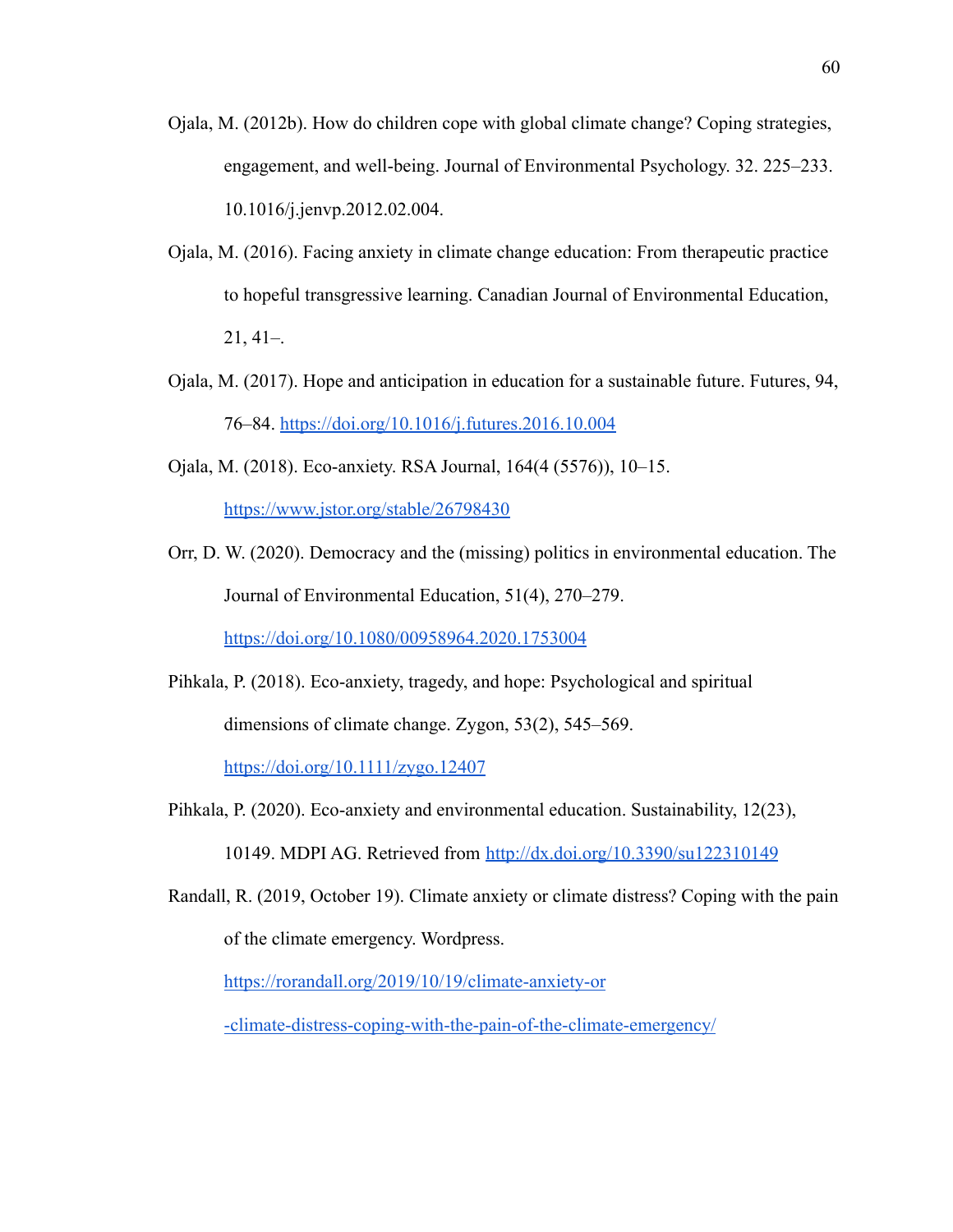Ojala, M. (2012b). How do children cope with global climate change? Coping strategies, engagement, and well-being. Journal of Environmental Psychology. 32. 225–233. 10.1016/j.jenvp.2012.02.004.

Ojala, M. (2016). Facing anxiety in climate change education: From therapeutic practice to hopeful transgressive learning. Canadian Journal of Environmental Education, 21, 41–.

Ojala, M. (2017). Hope and anticipation in education for a sustainable future. Futures, 94, 76–84. https://doi.org/10.1016/j.futures.2016.10.004

Ojala, M. (2018). Eco-anxiety. RSA Journal, 164(4 (5576)), 10–15. https://www.jstor.org/stable/26798430

Orr, D. W. (2020). Democracy and the (missing) politics in environmental education. The Journal of Environmental Education, 51(4), 270–279. https://doi.org/10.1080/00958964.2020.1753004

Pihkala, P. (2018). Eco-anxiety, tragedy, and hope: Psychological and spiritual dimensions of climate change. Zygon, 53(2), 545–569. https://doi.org/10.1111/zygo.12407

Pihkala, P. (2020). Eco-anxiety and environmental education. Sustainability, 12(23), 10149. MDPI AG. Retrieved from http://dx.doi.org/10.3390/su122310149

Randall, R. (2019, October 19). Climate anxiety or climate distress? Coping with the pain of the climate emergency. Wordpress. https://rorandall.org/2019/10/19/climate-anxiety-or-climate-distress-coping-with-the-pain-of-the-climate-emergency/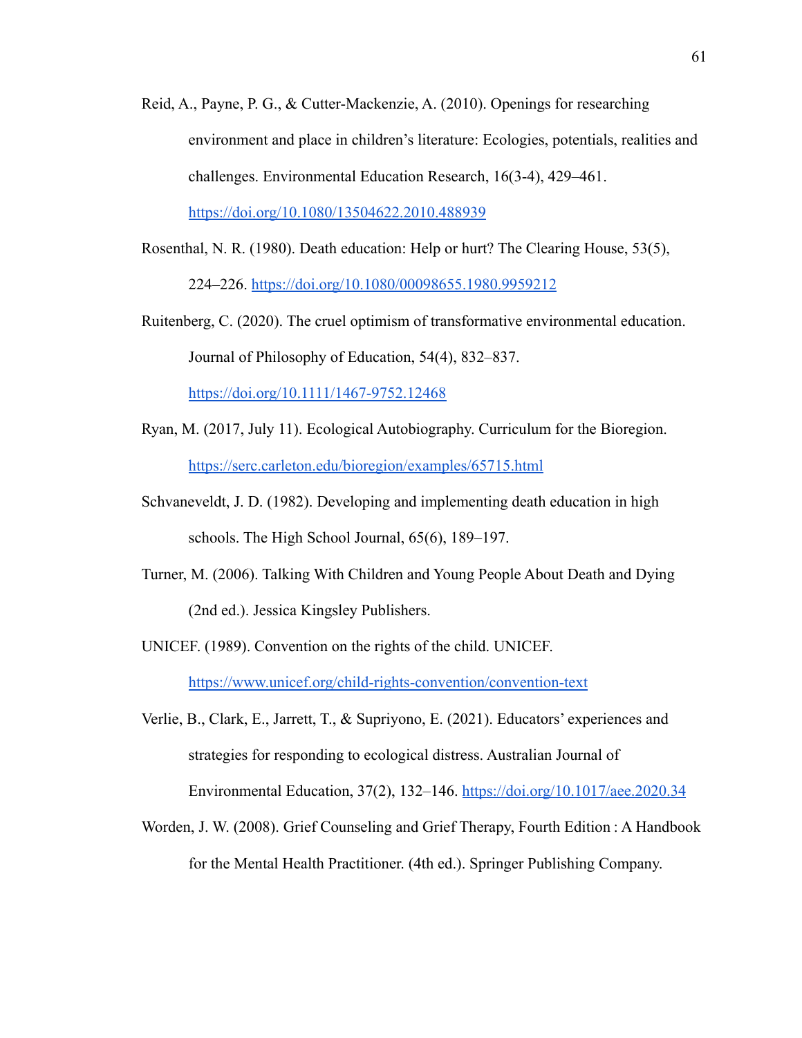Reid, A., Payne, P. G., & Cutter-Mackenzie, A. (2010). Openings for researching environment and place in children's literature: Ecologies, potentials, realities and challenges. Environmental Education Research, 16(3-4), 429–461. https://doi.org/10.1080/13504622.2010.488939

Rosenthal, N. R. (1980). Death education: Help or hurt? The Clearing House, 53(5), 224–226. https://doi.org/10.1080/00098655.1980.9959212

Ruitenberg, C. (2020). The cruel optimism of transformative environmental education. Journal of Philosophy of Education, 54(4), 832–837. https://doi.org/10.1111/1467-9752.12468

Ryan, M. (2017, July 11). Ecological Autobiography. Curriculum for the Bioregion. https://serc.carleton.edu/bioregion/examples/65715.html

Schvaneveldt, J. D. (1982). Developing and implementing death education in high schools. The High School Journal, 65(6), 189–197.

Turner, M. (2006). Talking With Children and Young People About Death and Dying (2nd ed.). Jessica Kingsley Publishers.

UNICEF. (1989). Convention on the rights of the child. UNICEF. https://www.unicef.org/child-rights-convention/convention-text

Verlie, B., Clark, E., Jarrett, T., & Supriyono, E. (2021). Educators' experiences and strategies for responding to ecological distress. Australian Journal of Environmental Education, 37(2), 132–146. https://doi.org/10.1017/aee.2020.34

Worden, J. W. (2008). Grief Counseling and Grief Therapy, Fourth Edition : A Handbook for the Mental Health Practitioner. (4th ed.). Springer Publishing Company.